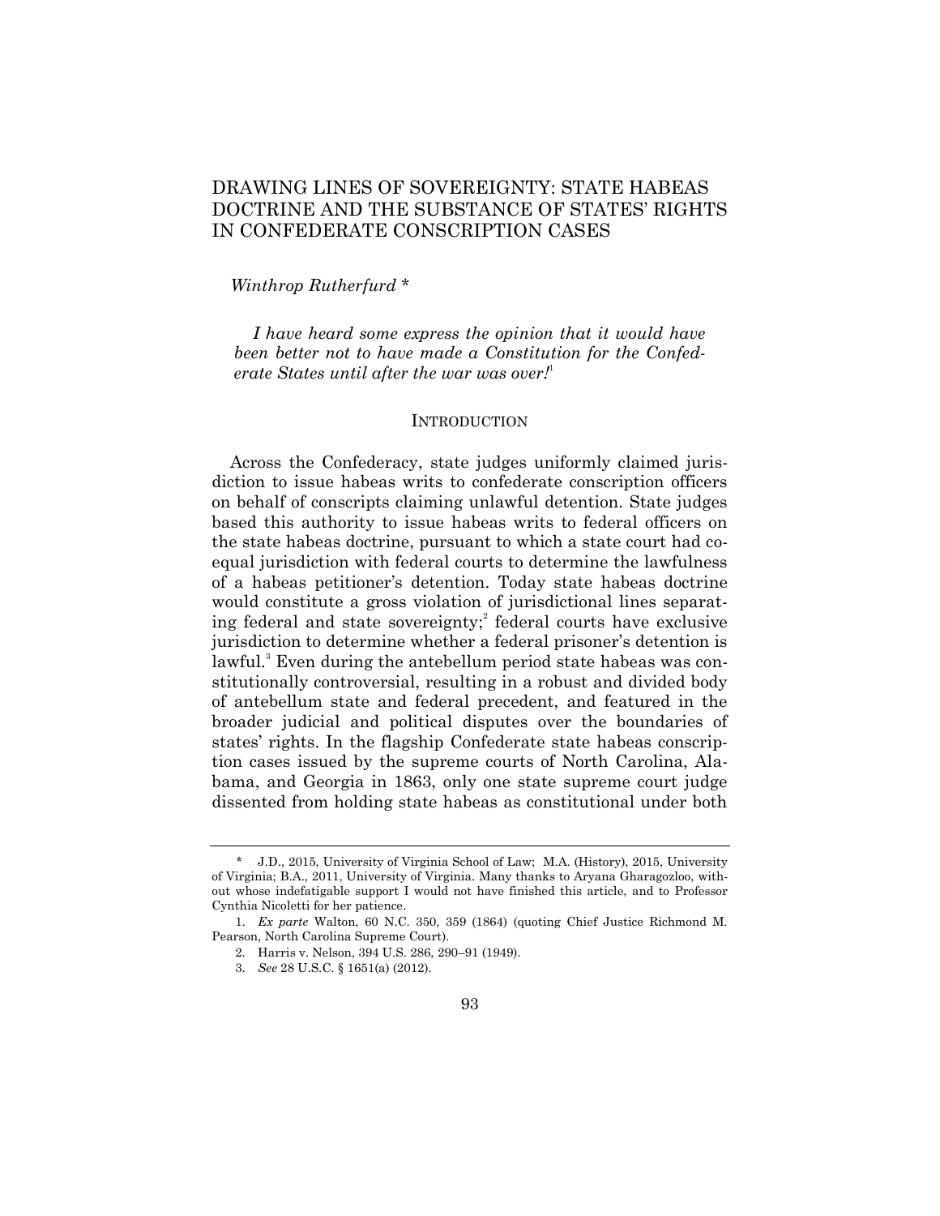# DRAWING LINES OF SOVEREIGNTY: STATE HABEAS DOCTRINE AND THE SUBSTANCE OF STATES' RIGHTS IN CONFEDERATE CONSCRIPTION CASES

*Winthrop Rutherfurd \**

> *I have heard some express the opinion that it would have been better not to have made a Constitution for the Confederate States until after the war was over!*[1]

## INTRODUCTION

Across the Confederacy, state judges uniformly claimed jurisdiction to issue habeas writs to confederate conscription officers on behalf of conscripts claiming unlawful detention. State judges based this authority to issue habeas writs to federal officers on the state habeas doctrine, pursuant to which a state court had coequal jurisdiction with federal courts to determine the lawfulness of a habeas petitioner's detention. Today state habeas doctrine would constitute a gross violation of jurisdictional lines separating federal and state sovereignty;[2] federal courts have exclusive jurisdiction to determine whether a federal prisoner's detention is lawful.[3] Even during the antebellum period state habeas was constitutionally controversial, resulting in a robust and divided body of antebellum state and federal precedent, and featured in the broader judicial and political disputes over the boundaries of states' rights. In the flagship Confederate state habeas conscription cases issued by the supreme courts of North Carolina, Alabama, and Georgia in 1863, only one state supreme court judge dissented from holding state habeas as constitutional under both

---

\* J.D., 2015, University of Virginia School of Law; M.A. (History), 2015, University of Virginia; B.A., 2011, University of Virginia. Many thanks to Aryana Gharagozloo, without whose indefatigable support I would not have finished this article, and to Professor Cynthia Nicoletti for her patience.

1. *Ex parte* Walton, 60 N.C. 350, 359 (1864) (quoting Chief Justice Richmond M. Pearson, North Carolina Supreme Court).

2. Harris v. Nelson, 394 U.S. 286, 290–91 (1949).

3. *See* 28 U.S.C. § 1651(a) (2012).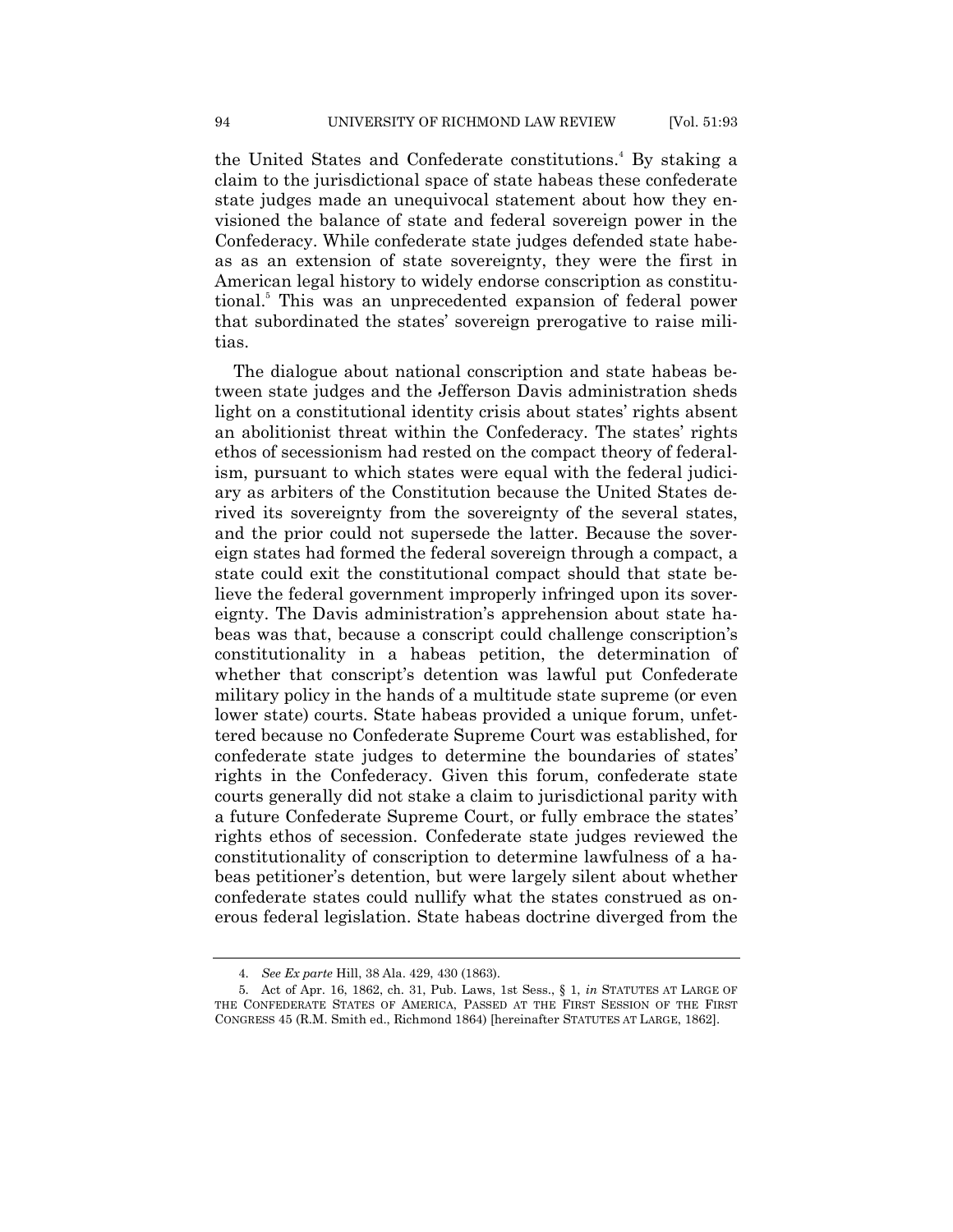the United States and Confederate constitutions.[4] By staking a claim to the jurisdictional space of state habeas these confederate state judges made an unequivocal statement about how they envisioned the balance of state and federal sovereign power in the Confederacy. While confederate state judges defended state habeas as an extension of state sovereignty, they were the first in American legal history to widely endorse conscription as constitutional.[5] This was an unprecedented expansion of federal power that subordinated the states' sovereign prerogative to raise militias.

The dialogue about national conscription and state habeas between state judges and the Jefferson Davis administration sheds light on a constitutional identity crisis about states' rights absent an abolitionist threat within the Confederacy. The states' rights ethos of secessionism had rested on the compact theory of federalism, pursuant to which states were equal with the federal judiciary as arbiters of the Constitution because the United States derived its sovereignty from the sovereignty of the several states, and the prior could not supersede the latter. Because the sovereign states had formed the federal sovereign through a compact, a state could exit the constitutional compact should that state believe the federal government improperly infringed upon its sovereignty. The Davis administration's apprehension about state habeas was that, because a conscript could challenge conscription's constitutionality in a habeas petition, the determination of whether that conscript's detention was lawful put Confederate military policy in the hands of a multitude state supreme (or even lower state) courts. State habeas provided a unique forum, unfettered because no Confederate Supreme Court was established, for confederate state judges to determine the boundaries of states' rights in the Confederacy. Given this forum, confederate state courts generally did not stake a claim to jurisdictional parity with a future Confederate Supreme Court, or fully embrace the states' rights ethos of secession. Confederate state judges reviewed the constitutionality of conscription to determine lawfulness of a habeas petitioner's detention, but were largely silent about whether confederate states could nullify what the states construed as onerous federal legislation. State habeas doctrine diverged from the

4. *See Ex parte* Hill, 38 Ala. 429, 430 (1863).

5. Act of Apr. 16, 1862, ch. 31, Pub. Laws, 1st Sess., § 1, *in* STATUTES AT LARGE OF THE CONFEDERATE STATES OF AMERICA, PASSED AT THE FIRST SESSION OF THE FIRST CONGRESS 45 (R.M. Smith ed., Richmond 1864) [hereinafter STATUTES AT LARGE, 1862].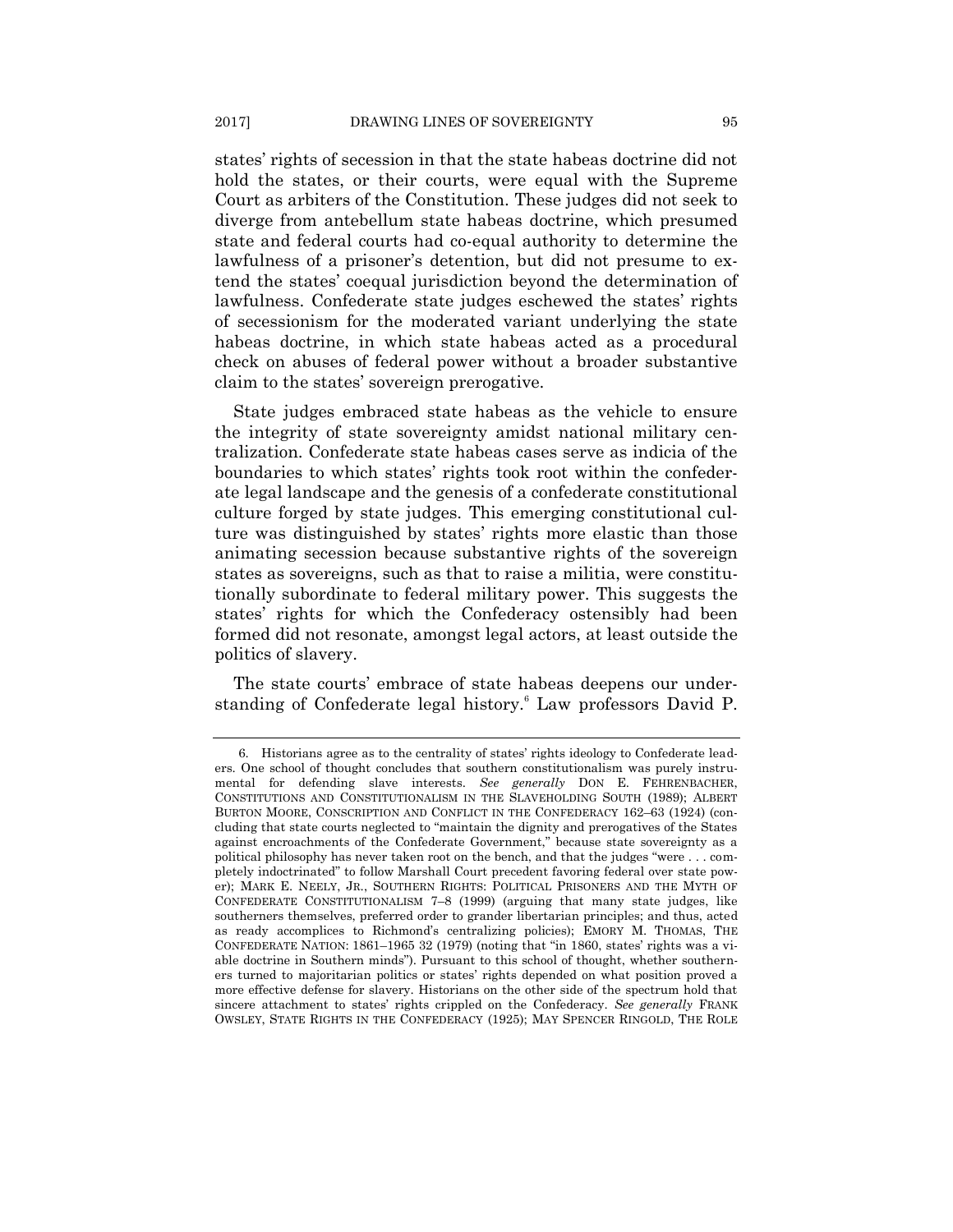states' rights of secession in that the state habeas doctrine did not hold the states, or their courts, were equal with the Supreme Court as arbiters of the Constitution. These judges did not seek to diverge from antebellum state habeas doctrine, which presumed state and federal courts had co-equal authority to determine the lawfulness of a prisoner's detention, but did not presume to extend the states' coequal jurisdiction beyond the determination of lawfulness. Confederate state judges eschewed the states' rights of secessionism for the moderated variant underlying the state habeas doctrine, in which state habeas acted as a procedural check on abuses of federal power without a broader substantive claim to the states' sovereign prerogative.

State judges embraced state habeas as the vehicle to ensure the integrity of state sovereignty amidst national military centralization. Confederate state habeas cases serve as indicia of the boundaries to which states' rights took root within the confederate legal landscape and the genesis of a confederate constitutional culture forged by state judges. This emerging constitutional culture was distinguished by states' rights more elastic than those animating secession because substantive rights of the sovereign states as sovereigns, such as that to raise a militia, were constitutionally subordinate to federal military power. This suggests the states' rights for which the Confederacy ostensibly had been formed did not resonate, amongst legal actors, at least outside the politics of slavery.

The state courts' embrace of state habeas deepens our understanding of Confederate legal history.[6] Law professors David P.

---

6. Historians agree as to the centrality of states' rights ideology to Confederate leaders. One school of thought concludes that southern constitutionalism was purely instrumental for defending slave interests. *See generally* DON E. FEHRENBACHER, CONSTITUTIONS AND CONSTITUTIONALISM IN THE SLAVEHOLDING SOUTH (1989); ALBERT BURTON MOORE, CONSCRIPTION AND CONFLICT IN THE CONFEDERACY 162–63 (1924) (concluding that state courts neglected to "maintain the dignity and prerogatives of the States against encroachments of the Confederate Government," because state sovereignty as a political philosophy has never taken root on the bench, and that the judges "were . . . completely indoctrinated" to follow Marshall Court precedent favoring federal over state power); MARK E. NEELY, JR., SOUTHERN RIGHTS: POLITICAL PRISONERS AND THE MYTH OF CONFEDERATE CONSTITUTIONALISM 7–8 (1999) (arguing that many state judges, like southerners themselves, preferred order to grander libertarian principles; and thus, acted as ready accomplices to Richmond's centralizing policies); EMORY M. THOMAS, THE CONFEDERATE NATION: 1861–1965 32 (1979) (noting that "in 1860, states' rights was a viable doctrine in Southern minds"). Pursuant to this school of thought, whether southerners turned to majoritarian politics or states' rights depended on what position proved a more effective defense for slavery. Historians on the other side of the spectrum hold that sincere attachment to states' rights crippled on the Confederacy. *See generally* FRANK OWSLEY, STATE RIGHTS IN THE CONFEDERACY (1925); MAY SPENCER RINGOLD, THE ROLE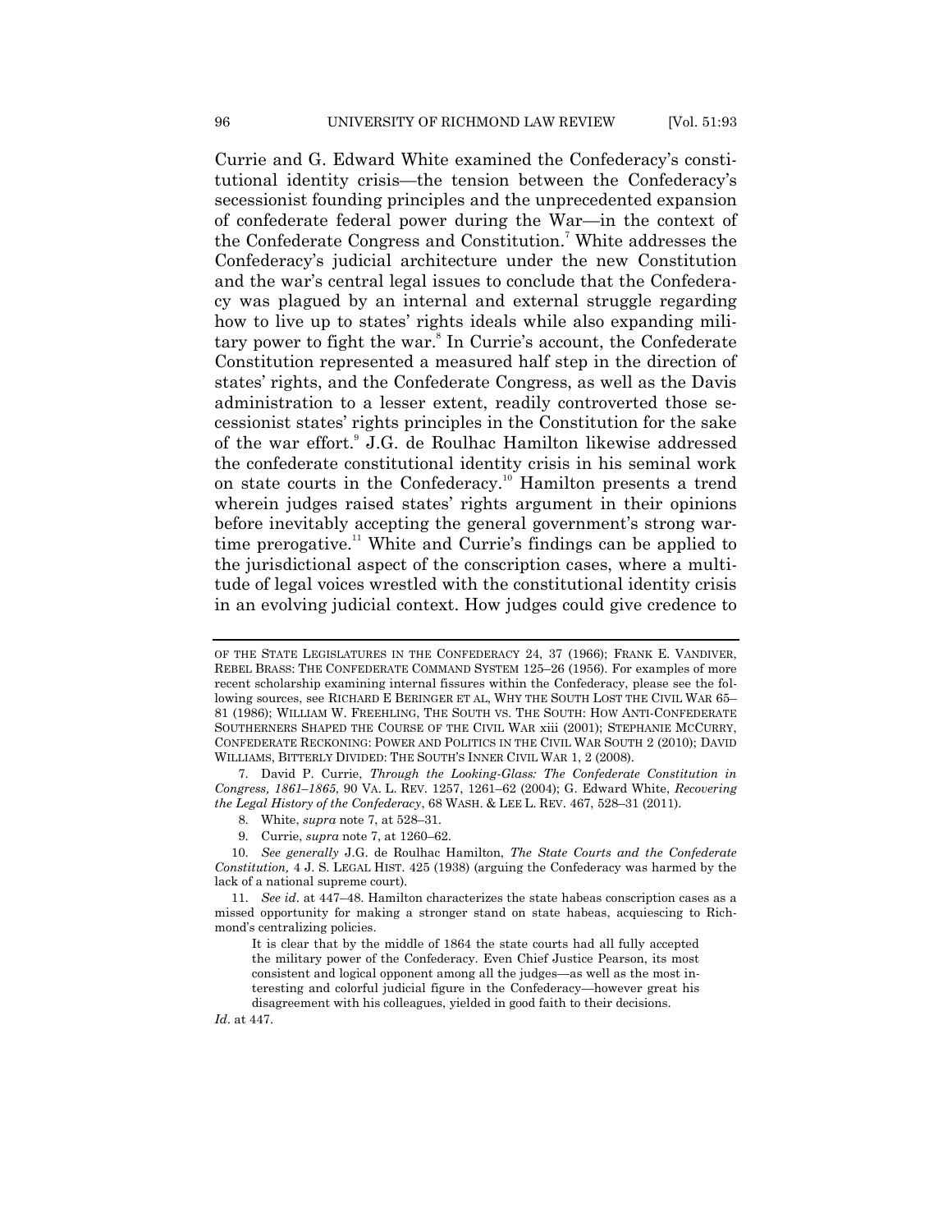Currie and G. Edward White examined the Confederacy's constitutional identity crisis—the tension between the Confederacy's secessionist founding principles and the unprecedented expansion of confederate federal power during the War—in the context of the Confederate Congress and Constitution.[7] White addresses the Confederacy's judicial architecture under the new Constitution and the war's central legal issues to conclude that the Confederacy was plagued by an internal and external struggle regarding how to live up to states' rights ideals while also expanding military power to fight the war.[8] In Currie's account, the Confederate Constitution represented a measured half step in the direction of states' rights, and the Confederate Congress, as well as the Davis administration to a lesser extent, readily controverted those secessionist states' rights principles in the Constitution for the sake of the war effort.[9] J.G. de Roulhac Hamilton likewise addressed the confederate constitutional identity crisis in his seminal work on state courts in the Confederacy.[10] Hamilton presents a trend wherein judges raised states' rights argument in their opinions before inevitably accepting the general government's strong wartime prerogative.[11] White and Currie's findings can be applied to the jurisdictional aspect of the conscription cases, where a multitude of legal voices wrestled with the constitutional identity crisis in an evolving judicial context. How judges could give credence to

---

OF THE STATE LEGISLATURES IN THE CONFEDERACY 24, 37 (1966); FRANK E. VANDIVER, REBEL BRASS: THE CONFEDERATE COMMAND SYSTEM 125–26 (1956). For examples of more recent scholarship examining internal fissures within the Confederacy, please see the following sources, see RICHARD E BERINGER ET AL, WHY THE SOUTH LOST THE CIVIL WAR 65–81 (1986); WILLIAM W. FREEHLING, THE SOUTH VS. THE SOUTH: HOW ANTI-CONFEDERATE SOUTHERNERS SHAPED THE COURSE OF THE CIVIL WAR xiii (2001); STEPHANIE MCCURRY, CONFEDERATE RECKONING: POWER AND POLITICS IN THE CIVIL WAR SOUTH 2 (2010); DAVID WILLIAMS, BITTERLY DIVIDED: THE SOUTH'S INNER CIVIL WAR 1, 2 (2008).

7. David P. Currie, *Through the Looking-Glass: The Confederate Constitution in Congress, 1861–1865*, 90 VA. L. REV. 1257, 1261–62 (2004); G. Edward White, *Recovering the Legal History of the Confederacy*, 68 WASH. & LEE L. REV. 467, 528–31 (2011).

8. White, *supra* note 7, at 528–31.

9. Currie, *supra* note 7, at 1260–62.

10. *See generally* J.G. de Roulhac Hamilton, *The State Courts and the Confederate Constitution,* 4 J. S. LEGAL HIST. 425 (1938) (arguing the Confederacy was harmed by the lack of a national supreme court).

11. *See id.* at 447–48. Hamilton characterizes the state habeas conscription cases as a missed opportunity for making a stronger stand on state habeas, acquiescing to Richmond's centralizing policies.

> It is clear that by the middle of 1864 the state courts had all fully accepted the military power of the Confederacy. Even Chief Justice Pearson, its most consistent and logical opponent among all the judges—as well as the most interesting and colorful judicial figure in the Confederacy—however great his disagreement with his colleagues, yielded in good faith to their decisions.

*Id*. at 447.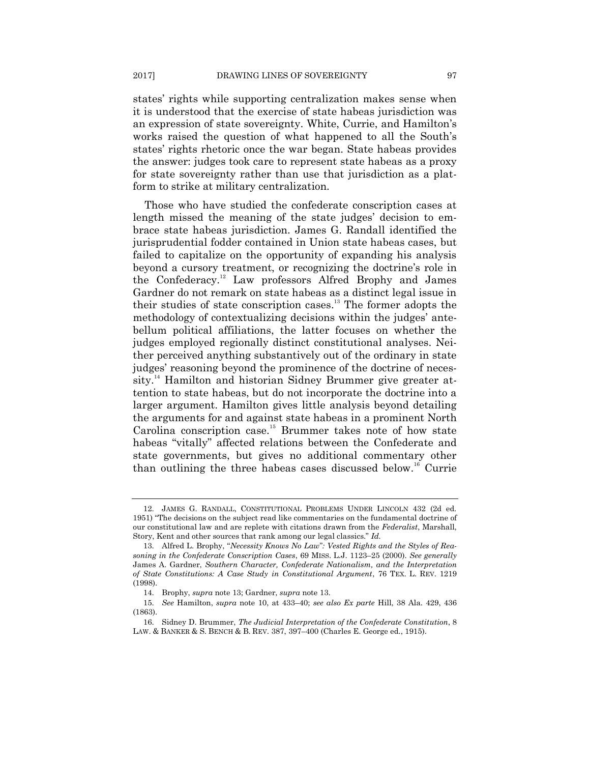states' rights while supporting centralization makes sense when it is understood that the exercise of state habeas jurisdiction was an expression of state sovereignty. White, Currie, and Hamilton's works raised the question of what happened to all the South's states' rights rhetoric once the war began. State habeas provides the answer: judges took care to represent state habeas as a proxy for state sovereignty rather than use that jurisdiction as a platform to strike at military centralization.

Those who have studied the confederate conscription cases at length missed the meaning of the state judges' decision to embrace state habeas jurisdiction. James G. Randall identified the jurisprudential fodder contained in Union state habeas cases, but failed to capitalize on the opportunity of expanding his analysis beyond a cursory treatment, or recognizing the doctrine's role in the Confederacy.[12] Law professors Alfred Brophy and James Gardner do not remark on state habeas as a distinct legal issue in their studies of state conscription cases.[13] The former adopts the methodology of contextualizing decisions within the judges' antebellum political affiliations, the latter focuses on whether the judges employed regionally distinct constitutional analyses. Neither perceived anything substantively out of the ordinary in state judges' reasoning beyond the prominence of the doctrine of necessity.[14] Hamilton and historian Sidney Brummer give greater attention to state habeas, but do not incorporate the doctrine into a larger argument. Hamilton gives little analysis beyond detailing the arguments for and against state habeas in a prominent North Carolina conscription case.[15] Brummer takes note of how state habeas "vitally" affected relations between the Confederate and state governments, but gives no additional commentary other than outlining the three habeas cases discussed below.[16] Currie

---

12. JAMES G. RANDALL, CONSTITUTIONAL PROBLEMS UNDER LINCOLN 432 (2d ed. 1951) "The decisions on the subject read like commentaries on the fundamental doctrine of our constitutional law and are replete with citations drawn from the *Federalist*, Marshall, Story, Kent and other sources that rank among our legal classics." *Id.*

13. Alfred L. Brophy, "*Necessity Knows No Law*"*: Vested Rights and the Styles of Reasoning in the Confederate Conscription Cases*, 69 MISS. L.J. 1123–25 (2000). *See generally* James A. Gardner, *Southern Character, Confederate Nationalism, and the Interpretation of State Constitutions: A Case Study in Constitutional Argument*, 76 TEX. L. REV. 1219 (1998).

14. Brophy, *supra* note 13; Gardner, *supra* note 13.

15. *See* Hamilton, *supra* note 10, at 433–40; *see also Ex parte* Hill, 38 Ala. 429, 436 (1863).

16. Sidney D. Brummer, *The Judicial Interpretation of the Confederate Constitution*, 8 LAW. & BANKER & S. BENCH & B. REV. 387, 397–400 (Charles E. George ed., 1915).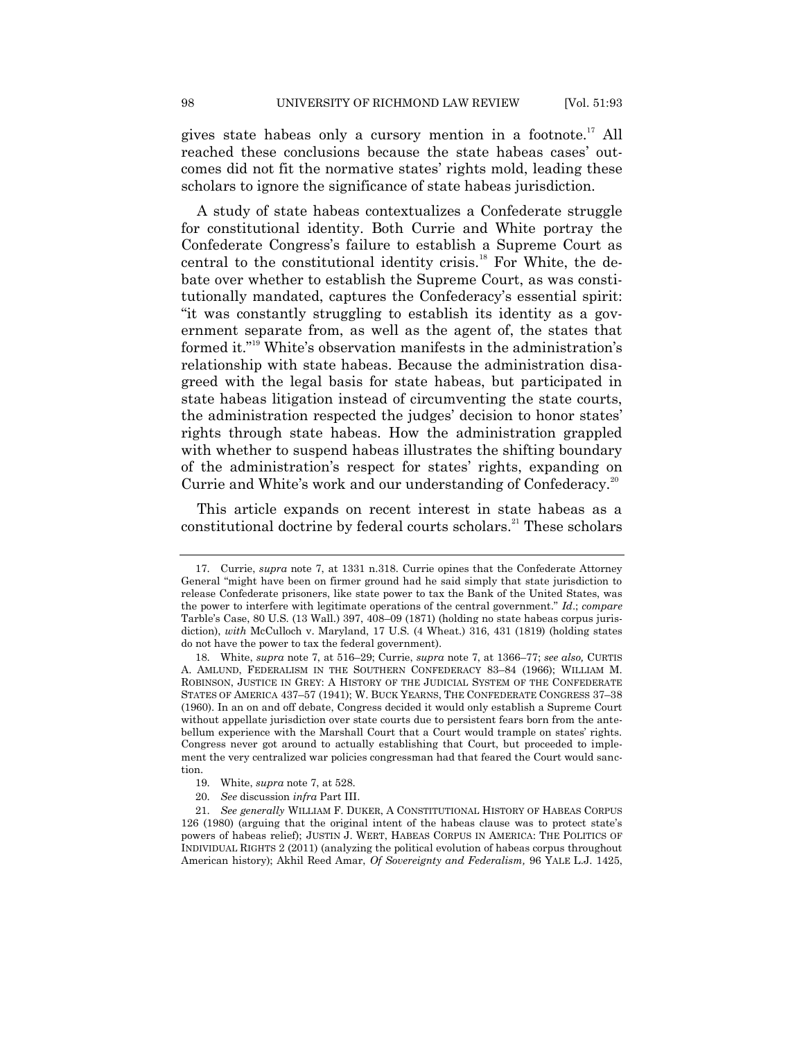gives state habeas only a cursory mention in a footnote.[17] All reached these conclusions because the state habeas cases' outcomes did not fit the normative states' rights mold, leading these scholars to ignore the significance of state habeas jurisdiction.

A study of state habeas contextualizes a Confederate struggle for constitutional identity. Both Currie and White portray the Confederate Congress's failure to establish a Supreme Court as central to the constitutional identity crisis.[18] For White, the debate over whether to establish the Supreme Court, as was constitutionally mandated, captures the Confederacy's essential spirit: "it was constantly struggling to establish its identity as a government separate from, as well as the agent of, the states that formed it."[19] White's observation manifests in the administration's relationship with state habeas. Because the administration disagreed with the legal basis for state habeas, but participated in state habeas litigation instead of circumventing the state courts, the administration respected the judges' decision to honor states' rights through state habeas. How the administration grappled with whether to suspend habeas illustrates the shifting boundary of the administration's respect for states' rights, expanding on Currie and White's work and our understanding of Confederacy.[20]

This article expands on recent interest in state habeas as a constitutional doctrine by federal courts scholars.[21] These scholars

---

17. Currie, *supra* note 7, at 1331 n.318. Currie opines that the Confederate Attorney General "might have been on firmer ground had he said simply that state jurisdiction to release Confederate prisoners, like state power to tax the Bank of the United States, was the power to interfere with legitimate operations of the central government." *Id*.; *compare* Tarble's Case, 80 U.S. (13 Wall.) 397, 408–09 (1871) (holding no state habeas corpus jurisdiction), *with* McCulloch v. Maryland, 17 U.S. (4 Wheat.) 316, 431 (1819) (holding states do not have the power to tax the federal government).

18. White, *supra* note 7, at 516–29; Currie, *supra* note 7, at 1366–77; *see also,* CURTIS A. AMLUND, FEDERALISM IN THE SOUTHERN CONFEDERACY 83–84 (1966); WILLIAM M. ROBINSON, JUSTICE IN GREY: A HISTORY OF THE JUDICIAL SYSTEM OF THE CONFEDERATE STATES OF AMERICA 437–57 (1941); W. BUCK YEARNS, THE CONFEDERATE CONGRESS 37–38 (1960). In an on and off debate, Congress decided it would only establish a Supreme Court without appellate jurisdiction over state courts due to persistent fears born from the antebellum experience with the Marshall Court that a Court would trample on states' rights. Congress never got around to actually establishing that Court, but proceeded to implement the very centralized war policies congressman had that feared the Court would sanction.

19. White, *supra* note 7, at 528.

20. *See* discussion *infra* Part III.

21. *See generally* WILLIAM F. DUKER, A CONSTITUTIONAL HISTORY OF HABEAS CORPUS 126 (1980) (arguing that the original intent of the habeas clause was to protect state's powers of habeas relief); JUSTIN J. WERT, HABEAS CORPUS IN AMERICA: THE POLITICS OF INDIVIDUAL RIGHTS 2 (2011) (analyzing the political evolution of habeas corpus throughout American history); Akhil Reed Amar, *Of Sovereignty and Federalism,* 96 YALE L.J. 1425,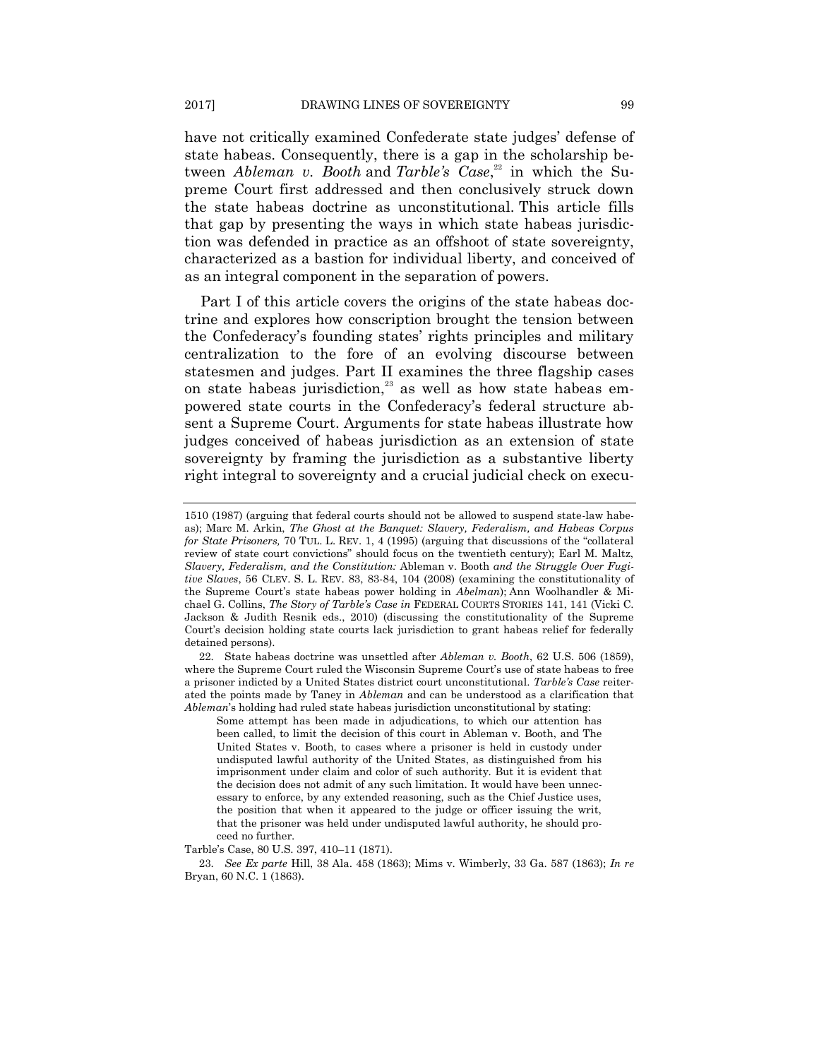have not critically examined Confederate state judges' defense of state habeas. Consequently, there is a gap in the scholarship between *Ableman v. Booth* and *Tarble's Case*,[22] in which the Supreme Court first addressed and then conclusively struck down the state habeas doctrine as unconstitutional. This article fills that gap by presenting the ways in which state habeas jurisdiction was defended in practice as an offshoot of state sovereignty, characterized as a bastion for individual liberty, and conceived of as an integral component in the separation of powers.

Part I of this article covers the origins of the state habeas doctrine and explores how conscription brought the tension between the Confederacy's founding states' rights principles and military centralization to the fore of an evolving discourse between statesmen and judges. Part II examines the three flagship cases on state habeas jurisdiction,[23] as well as how state habeas empowered state courts in the Confederacy's federal structure absent a Supreme Court. Arguments for state habeas illustrate how judges conceived of habeas jurisdiction as an extension of state sovereignty by framing the jurisdiction as a substantive liberty right integral to sovereignty and a crucial judicial check on execu-

---

1510 (1987) (arguing that federal courts should not be allowed to suspend state-law habeas); Marc M. Arkin, *The Ghost at the Banquet: Slavery, Federalism, and Habeas Corpus for State Prisoners,* 70 TUL. L. REV. 1, 4 (1995) (arguing that discussions of the "collateral review of state court convictions" should focus on the twentieth century); Earl M. Maltz, *Slavery, Federalism, and the Constitution:* Ableman v. Booth *and the Struggle Over Fugitive Slaves*, 56 CLEV. S. L. REV. 83, 83-84, 104 (2008) (examining the constitutionality of the Supreme Court's state habeas power holding in *Abelman*); Ann Woolhandler & Michael G. Collins, *The Story of Tarble's Case in* FEDERAL COURTS STORIES 141, 141 (Vicki C. Jackson & Judith Resnik eds., 2010) (discussing the constitutionality of the Supreme Court's decision holding state courts lack jurisdiction to grant habeas relief for federally detained persons).

22. State habeas doctrine was unsettled after *Ableman v. Booth*, 62 U.S. 506 (1859), where the Supreme Court ruled the Wisconsin Supreme Court's use of state habeas to free a prisoner indicted by a United States district court unconstitutional. *Tarble's Case* reiterated the points made by Taney in *Ableman* and can be understood as a clarification that *Ableman*'s holding had ruled state habeas jurisdiction unconstitutional by stating:

> Some attempt has been made in adjudications, to which our attention has been called, to limit the decision of this court in Ableman v. Booth, and The United States v. Booth, to cases where a prisoner is held in custody under undisputed lawful authority of the United States, as distinguished from his imprisonment under claim and color of such authority. But it is evident that the decision does not admit of any such limitation. It would have been unnecessary to enforce, by any extended reasoning, such as the Chief Justice uses, the position that when it appeared to the judge or officer issuing the writ, that the prisoner was held under undisputed lawful authority, he should proceed no further.

Tarble's Case, 80 U.S. 397, 410–11 (1871).

23. *See Ex parte* Hill, 38 Ala. 458 (1863); Mims v. Wimberly, 33 Ga. 587 (1863); *In re* Bryan, 60 N.C. 1 (1863).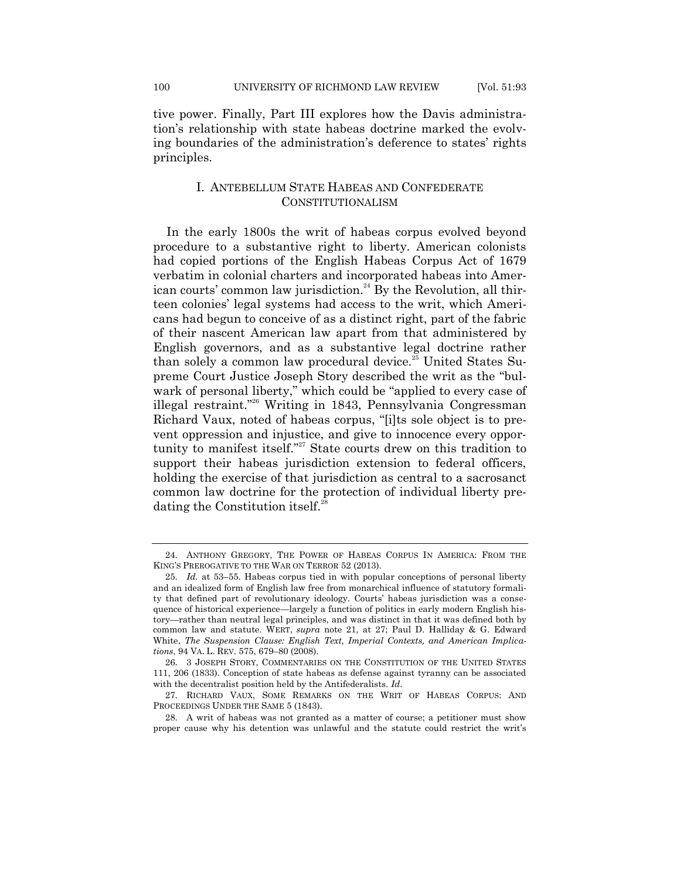tive power. Finally, Part III explores how the Davis administration's relationship with state habeas doctrine marked the evolving boundaries of the administration's deference to states' rights principles.

## I. ANTEBELLUM STATE HABEAS AND CONFEDERATE CONSTITUTIONALISM

In the early 1800s the writ of habeas corpus evolved beyond procedure to a substantive right to liberty. American colonists had copied portions of the English Habeas Corpus Act of 1679 verbatim in colonial charters and incorporated habeas into American courts' common law jurisdiction.[24] By the Revolution, all thirteen colonies' legal systems had access to the writ, which Americans had begun to conceive of as a distinct right, part of the fabric of their nascent American law apart from that administered by English governors, and as a substantive legal doctrine rather than solely a common law procedural device.[25] United States Supreme Court Justice Joseph Story described the writ as the "bulwark of personal liberty," which could be "applied to every case of illegal restraint."[26] Writing in 1843, Pennsylvania Congressman Richard Vaux, noted of habeas corpus, "[i]ts sole object is to prevent oppression and injustice, and give to innocence every opportunity to manifest itself."[27] State courts drew on this tradition to support their habeas jurisdiction extension to federal officers, holding the exercise of that jurisdiction as central to a sacrosanct common law doctrine for the protection of individual liberty predating the Constitution itself.[28]

---

24. ANTHONY GREGORY, THE POWER OF HABEAS CORPUS IN AMERICA: FROM THE KING'S PREROGATIVE TO THE WAR ON TERROR 52 (2013).

25. *Id.* at 53–55. Habeas corpus tied in with popular conceptions of personal liberty and an idealized form of English law free from monarchical influence of statutory formality that defined part of revolutionary ideology. Courts' habeas jurisdiction was a consequence of historical experience—largely a function of politics in early modern English history—rather than neutral legal principles, and was distinct in that it was defined both by common law and statute. WERT, *supra* note 21, at 27; Paul D. Halliday & G. Edward White, *The Suspension Clause: English Text, Imperial Contexts, and American Implications*, 94 VA. L. REV. 575, 679–80 (2008).

26. 3 JOSEPH STORY, COMMENTARIES ON THE CONSTITUTION OF THE UNITED STATES 111, 206 (1833). Conception of state habeas as defense against tyranny can be associated with the decentralist position held by the Antifederalists. *Id.*

27. RICHARD VAUX, SOME REMARKS ON THE WRIT OF HABEAS CORPUS: AND PROCEEDINGS UNDER THE SAME 5 (1843).

28. A writ of habeas was not granted as a matter of course; a petitioner must show proper cause why his detention was unlawful and the statute could restrict the writ's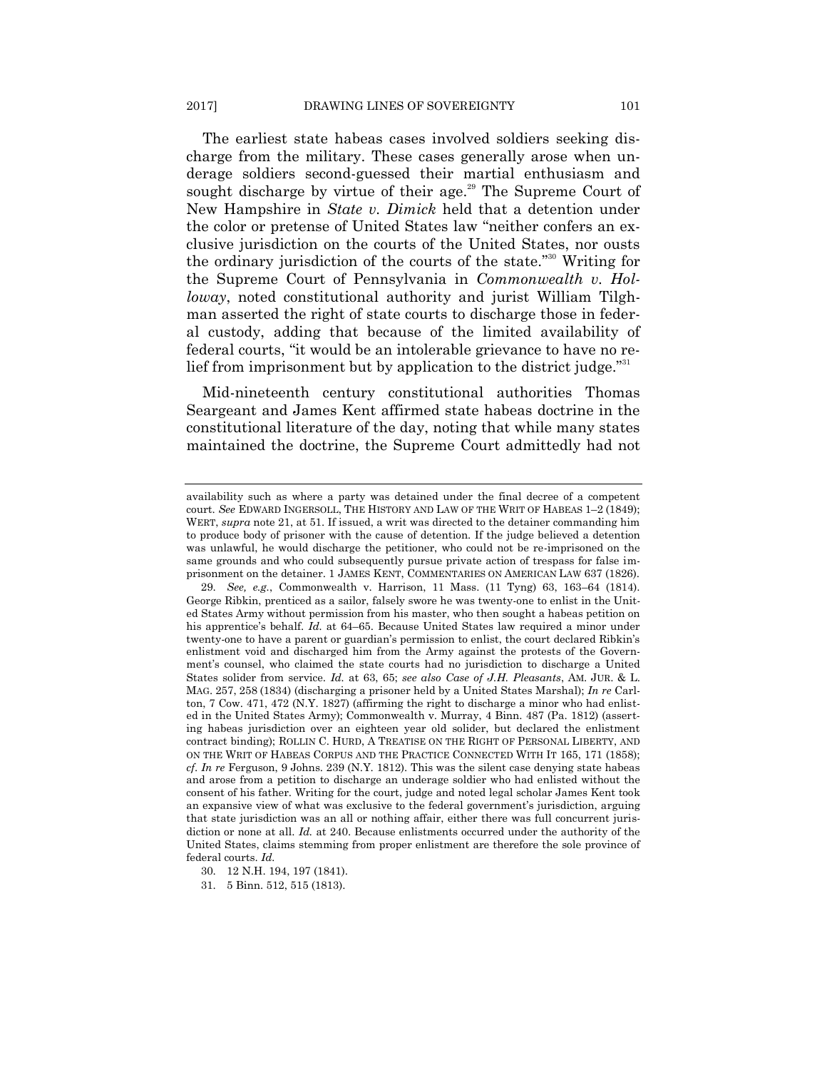The earliest state habeas cases involved soldiers seeking discharge from the military. These cases generally arose when underage soldiers second-guessed their martial enthusiasm and sought discharge by virtue of their age.[29] The Supreme Court of New Hampshire in *State v. Dimick* held that a detention under the color or pretense of United States law "neither confers an exclusive jurisdiction on the courts of the United States, nor ousts the ordinary jurisdiction of the courts of the state."[30] Writing for the Supreme Court of Pennsylvania in *Commonwealth v. Holloway*, noted constitutional authority and jurist William Tilghman asserted the right of state courts to discharge those in federal custody, adding that because of the limited availability of federal courts, "it would be an intolerable grievance to have no relief from imprisonment but by application to the district judge."[31]

Mid-nineteenth century constitutional authorities Thomas Seargeant and James Kent affirmed state habeas doctrine in the constitutional literature of the day, noting that while many states maintained the doctrine, the Supreme Court admittedly had not

---

availability such as where a party was detained under the final decree of a competent court. *See* EDWARD INGERSOLL, THE HISTORY AND LAW OF THE WRIT OF HABEAS 1–2 (1849); WERT, *supra* note 21, at 51. If issued, a writ was directed to the detainer commanding him to produce body of prisoner with the cause of detention. If the judge believed a detention was unlawful, he would discharge the petitioner, who could not be re-imprisoned on the same grounds and who could subsequently pursue private action of trespass for false imprisonment on the detainer. 1 JAMES KENT, COMMENTARIES ON AMERICAN LAW 637 (1826).

29. *See, e.g.*, Commonwealth v. Harrison, 11 Mass. (11 Tyng) 63, 163–64 (1814). George Ribkin, prenticed as a sailor, falsely swore he was twenty-one to enlist in the United States Army without permission from his master, who then sought a habeas petition on his apprentice's behalf. *Id.* at 64–65. Because United States law required a minor under twenty-one to have a parent or guardian's permission to enlist, the court declared Ribkin's enlistment void and discharged him from the Army against the protests of the Government's counsel, who claimed the state courts had no jurisdiction to discharge a United States solider from service. *Id.* at 63, 65; *see also Case of J.H. Pleasants*, AM. JUR. & L. MAG. 257, 258 (1834) (discharging a prisoner held by a United States Marshal); *In re* Carlton, 7 Cow. 471, 472 (N.Y. 1827) (affirming the right to discharge a minor who had enlisted in the United States Army); Commonwealth v. Murray, 4 Binn. 487 (Pa. 1812) (asserting habeas jurisdiction over an eighteen year old solider, but declared the enlistment contract binding); ROLLIN C. HURD, A TREATISE ON THE RIGHT OF PERSONAL LIBERTY, AND ON THE WRIT OF HABEAS CORPUS AND THE PRACTICE CONNECTED WITH IT 165, 171 (1858); *cf. In re* Ferguson, 9 Johns. 239 (N.Y. 1812). This was the silent case denying state habeas and arose from a petition to discharge an underage soldier who had enlisted without the consent of his father. Writing for the court, judge and noted legal scholar James Kent took an expansive view of what was exclusive to the federal government's jurisdiction, arguing that state jurisdiction was an all or nothing affair, either there was full concurrent jurisdiction or none at all. *Id.* at 240. Because enlistments occurred under the authority of the United States, claims stemming from proper enlistment are therefore the sole province of federal courts. *Id.*

30. 12 N.H. 194, 197 (1841).

31. 5 Binn. 512, 515 (1813).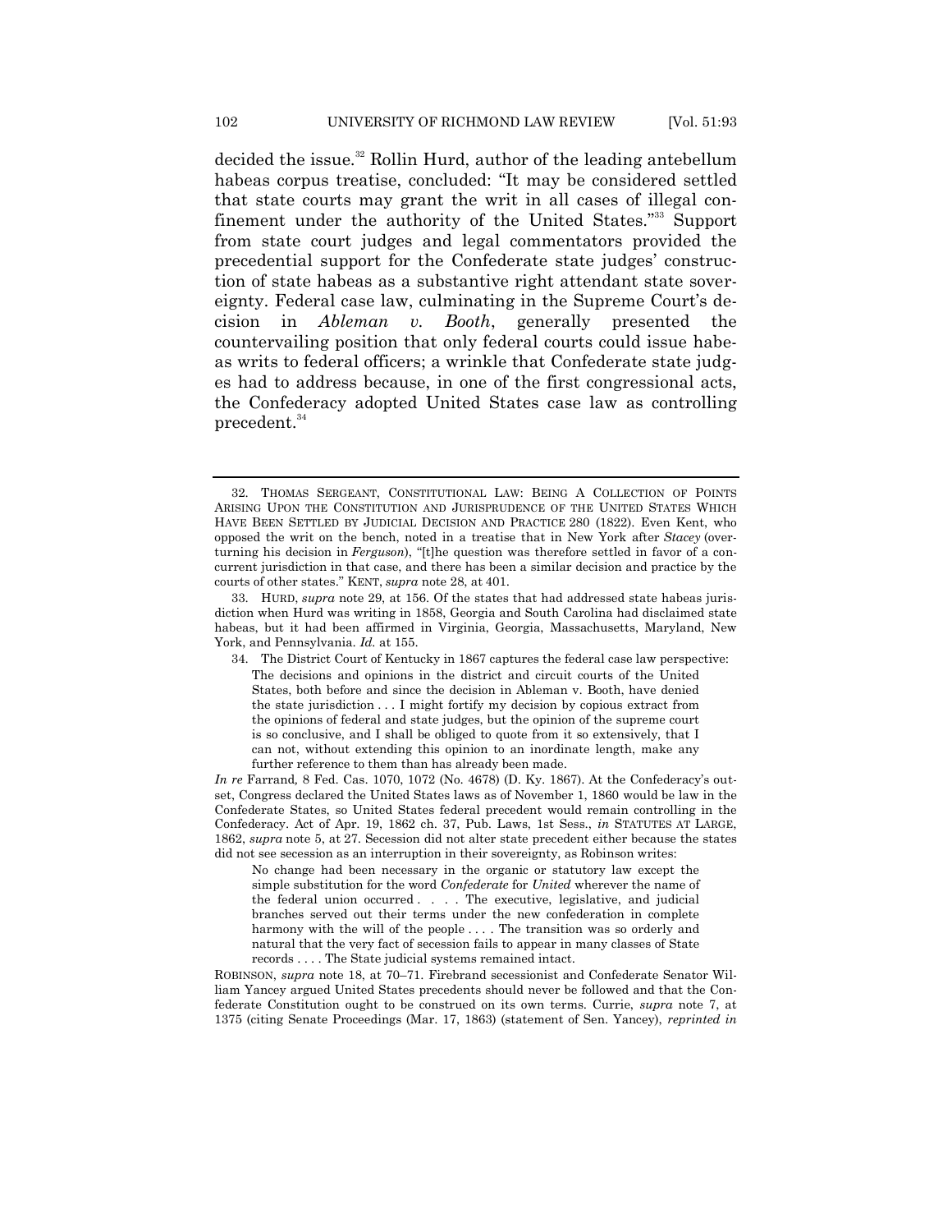decided the issue.[32] Rollin Hurd, author of the leading antebellum habeas corpus treatise, concluded: "It may be considered settled that state courts may grant the writ in all cases of illegal confinement under the authority of the United States."[33] Support from state court judges and legal commentators provided the precedential support for the Confederate state judges' construction of state habeas as a substantive right attendant state sovereignty. Federal case law, culminating in the Supreme Court's decision in *Ableman v. Booth*, generally presented the countervailing position that only federal courts could issue habeas writs to federal officers; a wrinkle that Confederate state judges had to address because, in one of the first congressional acts, the Confederacy adopted United States case law as controlling precedent.[34]

---

32. THOMAS SERGEANT, CONSTITUTIONAL LAW: BEING A COLLECTION OF POINTS ARISING UPON THE CONSTITUTION AND JURISPRUDENCE OF THE UNITED STATES WHICH HAVE BEEN SETTLED BY JUDICIAL DECISION AND PRACTICE 280 (1822). Even Kent, who opposed the writ on the bench, noted in a treatise that in New York after *Stacey* (overturning his decision in *Ferguson*), "[t]he question was therefore settled in favor of a concurrent jurisdiction in that case, and there has been a similar decision and practice by the courts of other states." KENT, *supra* note 28, at 401.

33. HURD, *supra* note 29, at 156. Of the states that had addressed state habeas jurisdiction when Hurd was writing in 1858, Georgia and South Carolina had disclaimed state habeas, but it had been affirmed in Virginia, Georgia, Massachusetts, Maryland, New York, and Pennsylvania. *Id.* at 155.

34. The District Court of Kentucky in 1867 captures the federal case law perspective:

> The decisions and opinions in the district and circuit courts of the United States, both before and since the decision in Ableman v. Booth, have denied the state jurisdiction . . . I might fortify my decision by copious extract from the opinions of federal and state judges, but the opinion of the supreme court is so conclusive, and I shall be obliged to quote from it so extensively, that I can not, without extending this opinion to an inordinate length, make any further reference to them than has already been made.

*In re* Farrand*,* 8 Fed. Cas. 1070, 1072 (No. 4678) (D. Ky. 1867). At the Confederacy's outset, Congress declared the United States laws as of November 1, 1860 would be law in the Confederate States, so United States federal precedent would remain controlling in the Confederacy. Act of Apr. 19, 1862 ch. 37, Pub. Laws, 1st Sess., *in* STATUTES AT LARGE, 1862, *supra* note 5, at 27. Secession did not alter state precedent either because the states did not see secession as an interruption in their sovereignty, as Robinson writes:

> No change had been necessary in the organic or statutory law except the simple substitution for the word *Confederate* for *United* wherever the name of the federal union occurred . . . . The executive, legislative, and judicial branches served out their terms under the new confederation in complete harmony with the will of the people . . . . The transition was so orderly and natural that the very fact of secession fails to appear in many classes of State records . . . . The State judicial systems remained intact.

ROBINSON, *supra* note 18, at 70–71. Firebrand secessionist and Confederate Senator William Yancey argued United States precedents should never be followed and that the Confederate Constitution ought to be construed on its own terms. Currie, *supra* note 7, at 1375 (citing Senate Proceedings (Mar. 17, 1863) (statement of Sen. Yancey), *reprinted in*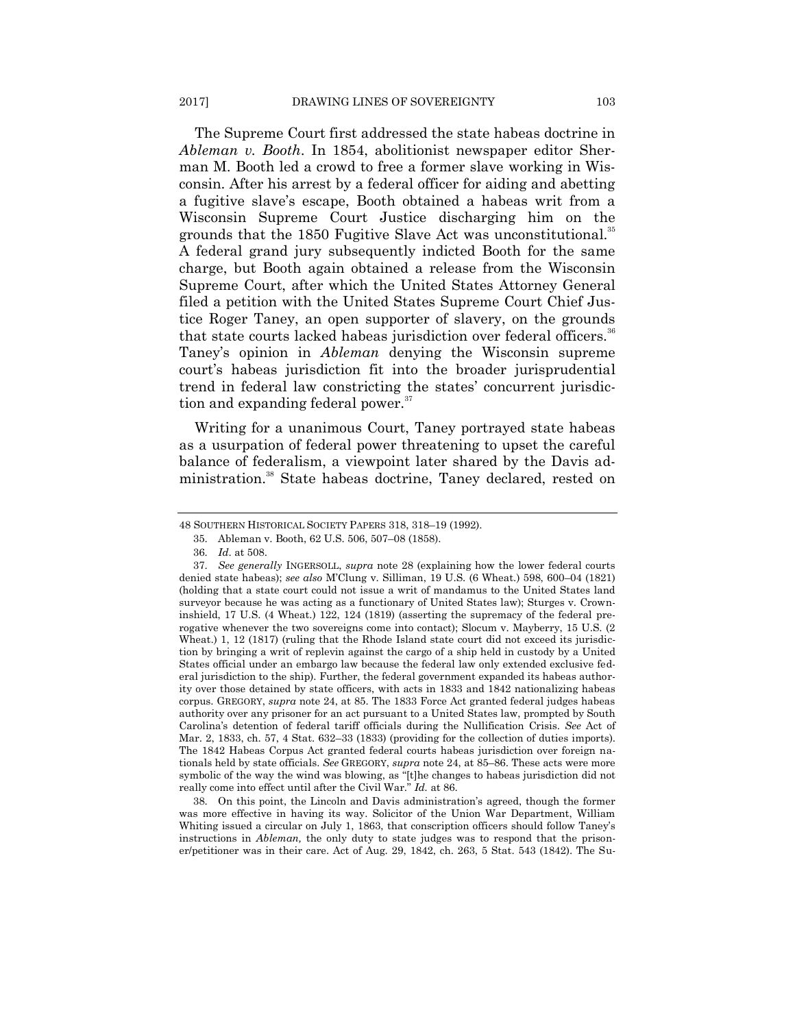The Supreme Court first addressed the state habeas doctrine in *Ableman v. Booth*. In 1854, abolitionist newspaper editor Sherman M. Booth led a crowd to free a former slave working in Wisconsin. After his arrest by a federal officer for aiding and abetting a fugitive slave's escape, Booth obtained a habeas writ from a Wisconsin Supreme Court Justice discharging him on the grounds that the 1850 Fugitive Slave Act was unconstitutional.[35] A federal grand jury subsequently indicted Booth for the same charge, but Booth again obtained a release from the Wisconsin Supreme Court, after which the United States Attorney General filed a petition with the United States Supreme Court Chief Justice Roger Taney, an open supporter of slavery, on the grounds that state courts lacked habeas jurisdiction over federal officers.[36] Taney's opinion in *Ableman* denying the Wisconsin supreme court's habeas jurisdiction fit into the broader jurisprudential trend in federal law constricting the states' concurrent jurisdiction and expanding federal power.[37]

Writing for a unanimous Court, Taney portrayed state habeas as a usurpation of federal power threatening to upset the careful balance of federalism, a viewpoint later shared by the Davis administration.[38] State habeas doctrine, Taney declared, rested on

---

48 SOUTHERN HISTORICAL SOCIETY PAPERS 318, 318–19 (1992).

35. Ableman v. Booth, 62 U.S. 506, 507–08 (1858).

36. *Id*. at 508.

37. *See generally* INGERSOLL, *supra* note 28 (explaining how the lower federal courts denied state habeas); *see also* M'Clung v. Silliman, 19 U.S. (6 Wheat.) 598, 600–04 (1821) (holding that a state court could not issue a writ of mandamus to the United States land surveyor because he was acting as a functionary of United States law); Sturges v. Crowninshield, 17 U.S. (4 Wheat.) 122, 124 (1819) (asserting the supremacy of the federal prerogative whenever the two sovereigns come into contact); Slocum v. Mayberry, 15 U.S. (2 Wheat.) 1, 12 (1817) (ruling that the Rhode Island state court did not exceed its jurisdiction by bringing a writ of replevin against the cargo of a ship held in custody by a United States official under an embargo law because the federal law only extended exclusive federal jurisdiction to the ship). Further, the federal government expanded its habeas authority over those detained by state officers, with acts in 1833 and 1842 nationalizing habeas corpus. GREGORY, *supra* note 24, at 85. The 1833 Force Act granted federal judges habeas authority over any prisoner for an act pursuant to a United States law, prompted by South Carolina's detention of federal tariff officials during the Nullification Crisis. *See* Act of Mar. 2, 1833, ch. 57, 4 Stat. 632–33 (1833) (providing for the collection of duties imports). The 1842 Habeas Corpus Act granted federal courts habeas jurisdiction over foreign nationals held by state officials. *See* GREGORY, *supra* note 24, at 85–86. These acts were more symbolic of the way the wind was blowing, as "[t]he changes to habeas jurisdiction did not really come into effect until after the Civil War." *Id.* at 86.

38. On this point, the Lincoln and Davis administration's agreed, though the former was more effective in having its way. Solicitor of the Union War Department, William Whiting issued a circular on July 1, 1863, that conscription officers should follow Taney's instructions in *Ableman,* the only duty to state judges was to respond that the prisoner/petitioner was in their care. Act of Aug. 29, 1842, ch. 263, 5 Stat. 543 (1842). The Su-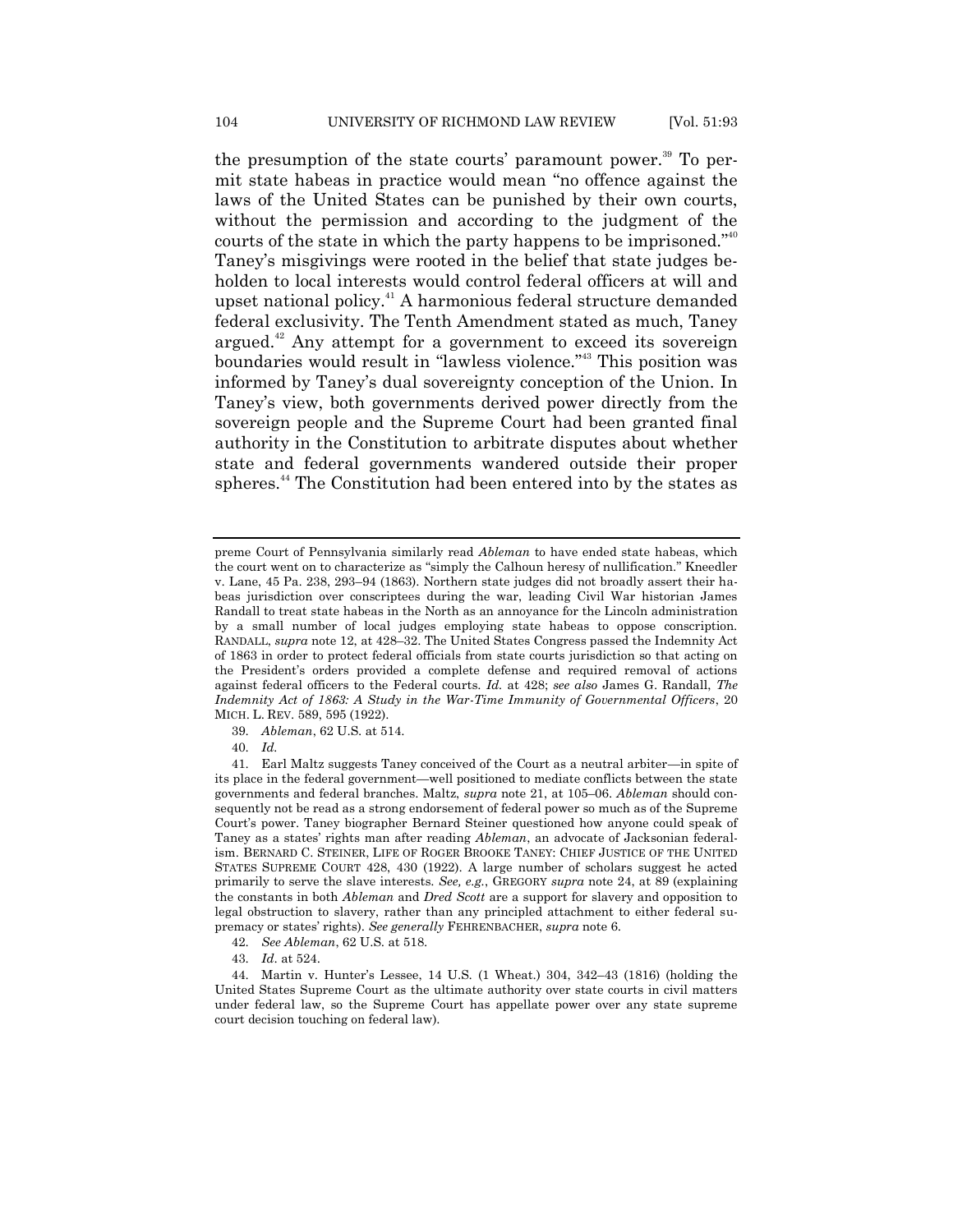the presumption of the state courts' paramount power.[39] To permit state habeas in practice would mean "no offence against the laws of the United States can be punished by their own courts, without the permission and according to the judgment of the courts of the state in which the party happens to be imprisoned."[40] Taney's misgivings were rooted in the belief that state judges beholden to local interests would control federal officers at will and upset national policy.[41] A harmonious federal structure demanded federal exclusivity. The Tenth Amendment stated as much, Taney argued.[42] Any attempt for a government to exceed its sovereign boundaries would result in "lawless violence."[43] This position was informed by Taney's dual sovereignty conception of the Union. In Taney's view, both governments derived power directly from the sovereign people and the Supreme Court had been granted final authority in the Constitution to arbitrate disputes about whether state and federal governments wandered outside their proper spheres.[44] The Constitution had been entered into by the states as

---

preme Court of Pennsylvania similarly read *Ableman* to have ended state habeas, which the court went on to characterize as "simply the Calhoun heresy of nullification." Kneedler v. Lane, 45 Pa. 238, 293–94 (1863). Northern state judges did not broadly assert their habeas jurisdiction over conscriptees during the war, leading Civil War historian James Randall to treat state habeas in the North as an annoyance for the Lincoln administration by a small number of local judges employing state habeas to oppose conscription. RANDALL, *supra* note 12, at 428–32. The United States Congress passed the Indemnity Act of 1863 in order to protect federal officials from state courts jurisdiction so that acting on the President's orders provided a complete defense and required removal of actions against federal officers to the Federal courts. *Id.* at 428; *see also* James G. Randall, *The Indemnity Act of 1863: A Study in the War-Time Immunity of Governmental Officers*, 20 MICH. L. REV. 589, 595 (1922).

39. *Ableman*, 62 U.S. at 514.

40. *Id.*

41. Earl Maltz suggests Taney conceived of the Court as a neutral arbiter—in spite of its place in the federal government—well positioned to mediate conflicts between the state governments and federal branches. Maltz, *supra* note 21, at 105–06. *Ableman* should consequently not be read as a strong endorsement of federal power so much as of the Supreme Court's power. Taney biographer Bernard Steiner questioned how anyone could speak of Taney as a states' rights man after reading *Ableman*, an advocate of Jacksonian federalism. BERNARD C. STEINER, LIFE OF ROGER BROOKE TANEY: CHIEF JUSTICE OF THE UNITED STATES SUPREME COURT 428, 430 (1922). A large number of scholars suggest he acted primarily to serve the slave interests. *See, e.g.*, GREGORY *supra* note 24, at 89 (explaining the constants in both *Ableman* and *Dred Scott* are a support for slavery and opposition to legal obstruction to slavery, rather than any principled attachment to either federal supremacy or states' rights). *See generally* FEHRENBACHER, *supra* note 6.

42. *See Ableman*, 62 U.S. at 518.

43. *Id*. at 524.

44. Martin v. Hunter's Lessee, 14 U.S. (1 Wheat.) 304, 342–43 (1816) (holding the United States Supreme Court as the ultimate authority over state courts in civil matters under federal law, so the Supreme Court has appellate power over any state supreme court decision touching on federal law).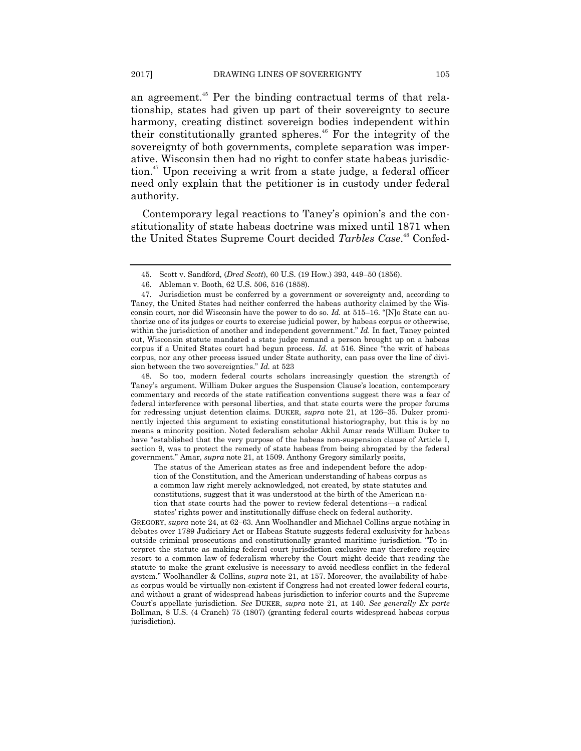an agreement.[45] Per the binding contractual terms of that relationship, states had given up part of their sovereignty to secure harmony, creating distinct sovereign bodies independent within their constitutionally granted spheres.[46] For the integrity of the sovereignty of both governments, complete separation was imperative. Wisconsin then had no right to confer state habeas jurisdiction.[47] Upon receiving a writ from a state judge, a federal officer need only explain that the petitioner is in custody under federal authority.

Contemporary legal reactions to Taney's opinion's and the constitutionality of state habeas doctrine was mixed until 1871 when the United States Supreme Court decided *Tarbles Case*.[48] Confed-

---

45. Scott v. Sandford, (*Dred Scott*), 60 U.S. (19 How.) 393, 449–50 (1856).

46. Ableman v. Booth, 62 U.S. 506, 516 (1858).

47. Jurisdiction must be conferred by a government or sovereignty and, according to Taney, the United States had neither conferred the habeas authority claimed by the Wisconsin court, nor did Wisconsin have the power to do so. *Id.* at 515–16. "[N]o State can authorize one of its judges or courts to exercise judicial power, by habeas corpus or otherwise, within the jurisdiction of another and independent government." *Id.* In fact, Taney pointed out, Wisconsin statute mandated a state judge remand a person brought up on a habeas corpus if a United States court had begun process. *Id.* at 516. Since "the writ of habeas corpus, nor any other process issued under State authority, can pass over the line of division between the two sovereignties." *Id.* at 523

48. So too, modern federal courts scholars increasingly question the strength of Taney's argument. William Duker argues the Suspension Clause's location, contemporary commentary and records of the state ratification conventions suggest there was a fear of federal interference with personal liberties, and that state courts were the proper forums for redressing unjust detention claims. DUKER, *supra* note 21, at 126–35. Duker prominently injected this argument to existing constitutional historiography, but this is by no means a minority position. Noted federalism scholar Akhil Amar reads William Duker to have "established that the very purpose of the habeas non-suspension clause of Article I, section 9, was to protect the remedy of state habeas from being abrogated by the federal government." Amar, *supra* note 21, at 1509. Anthony Gregory similarly posits,

> The status of the American states as free and independent before the adoption of the Constitution, and the American understanding of habeas corpus as a common law right merely acknowledged, not created, by state statutes and constitutions, suggest that it was understood at the birth of the American nation that state courts had the power to review federal detentions—a radical states' rights power and institutionally diffuse check on federal authority.

GREGORY, *supra* note 24, at 62–63. Ann Woolhandler and Michael Collins argue nothing in debates over 1789 Judiciary Act or Habeas Statute suggests federal exclusivity for habeas outside criminal prosecutions and constitutionally granted maritime jurisdiction. "To interpret the statute as making federal court jurisdiction exclusive may therefore require resort to a common law of federalism whereby the Court might decide that reading the statute to make the grant exclusive is necessary to avoid needless conflict in the federal system." Woolhandler & Collins, *supra* note 21, at 157. Moreover, the availability of habeas corpus would be virtually non-existent if Congress had not created lower federal courts, and without a grant of widespread habeas jurisdiction to inferior courts and the Supreme Court's appellate jurisdiction. *See* DUKER, *supra* note 21, at 140. *See generally Ex parte* Bollman, 8 U.S. (4 Cranch) 75 (1807) (granting federal courts widespread habeas corpus jurisdiction).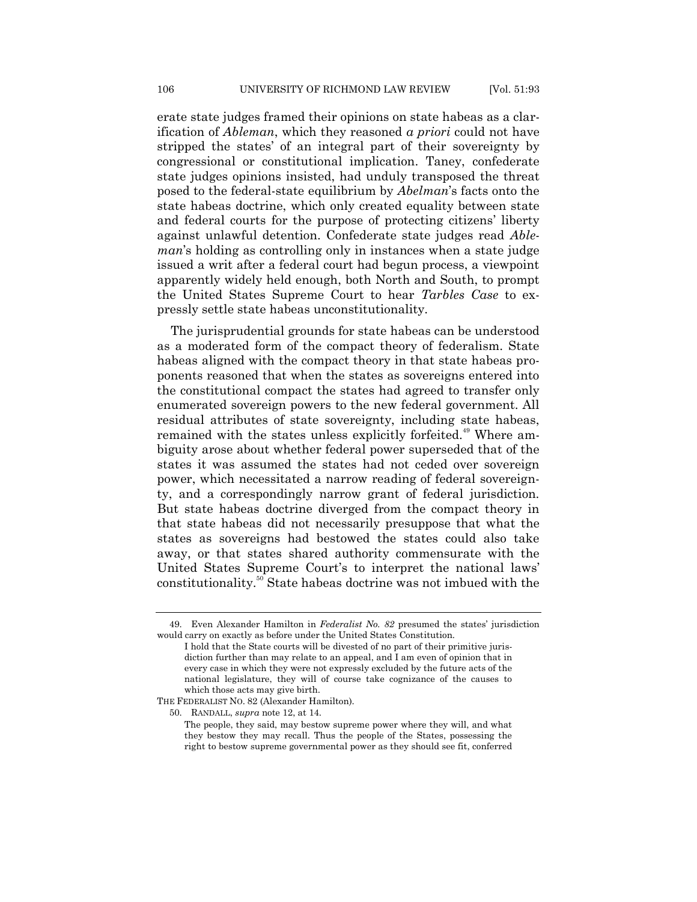erate state judges framed their opinions on state habeas as a clarification of *Ableman*, which they reasoned *a priori* could not have stripped the states' of an integral part of their sovereignty by congressional or constitutional implication. Taney, confederate state judges opinions insisted, had unduly transposed the threat posed to the federal-state equilibrium by *Abelman*'s facts onto the state habeas doctrine, which only created equality between state and federal courts for the purpose of protecting citizens' liberty against unlawful detention. Confederate state judges read *Ableman*'s holding as controlling only in instances when a state judge issued a writ after a federal court had begun process, a viewpoint apparently widely held enough, both North and South, to prompt the United States Supreme Court to hear *Tarbles Case* to expressly settle state habeas unconstitutionality.

The jurisprudential grounds for state habeas can be understood as a moderated form of the compact theory of federalism. State habeas aligned with the compact theory in that state habeas proponents reasoned that when the states as sovereigns entered into the constitutional compact the states had agreed to transfer only enumerated sovereign powers to the new federal government. All residual attributes of state sovereignty, including state habeas, remained with the states unless explicitly forfeited.[49] Where ambiguity arose about whether federal power superseded that of the states it was assumed the states had not ceded over sovereign power, which necessitated a narrow reading of federal sovereignty, and a correspondingly narrow grant of federal jurisdiction. But state habeas doctrine diverged from the compact theory in that state habeas did not necessarily presuppose that what the states as sovereigns had bestowed the states could also take away, or that states shared authority commensurate with the United States Supreme Court's to interpret the national laws' constitutionality.[50] State habeas doctrine was not imbued with the

---

49. Even Alexander Hamilton in *Federalist No. 82* presumed the states' jurisdiction would carry on exactly as before under the United States Constitution.

> I hold that the State courts will be divested of no part of their primitive jurisdiction further than may relate to an appeal, and I am even of opinion that in every case in which they were not expressly excluded by the future acts of the national legislature, they will of course take cognizance of the causes to which those acts may give birth.

THE FEDERALIST NO. 82 (Alexander Hamilton).

50. RANDALL, *supra* note 12, at 14.

> The people, they said, may bestow supreme power where they will, and what they bestow they may recall. Thus the people of the States, possessing the right to bestow supreme governmental power as they should see fit, conferred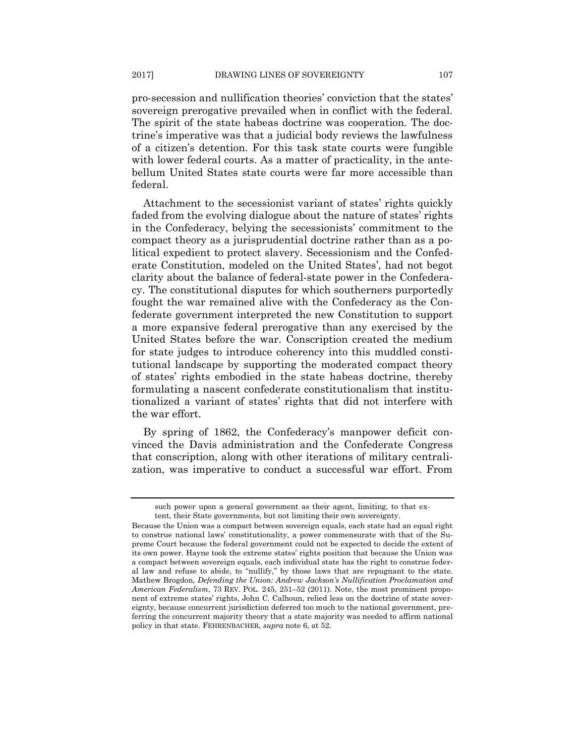pro-secession and nullification theories' conviction that the states' sovereign prerogative prevailed when in conflict with the federal. The spirit of the state habeas doctrine was cooperation. The doctrine's imperative was that a judicial body reviews the lawfulness of a citizen's detention. For this task state courts were fungible with lower federal courts. As a matter of practicality, in the antebellum United States state courts were far more accessible than federal.

Attachment to the secessionist variant of states' rights quickly faded from the evolving dialogue about the nature of states' rights in the Confederacy, belying the secessionists' commitment to the compact theory as a jurisprudential doctrine rather than as a political expedient to protect slavery. Secessionism and the Confederate Constitution, modeled on the United States', had not begot clarity about the balance of federal-state power in the Confederacy. The constitutional disputes for which southerners purportedly fought the war remained alive with the Confederacy as the Confederate government interpreted the new Constitution to support a more expansive federal prerogative than any exercised by the United States before the war. Conscription created the medium for state judges to introduce coherency into this muddled constitutional landscape by supporting the moderated compact theory of states' rights embodied in the state habeas doctrine, thereby formulating a nascent confederate constitutionalism that institutionalized a variant of states' rights that did not interfere with the war effort.

By spring of 1862, the Confederacy's manpower deficit convinced the Davis administration and the Confederate Congress that conscription, along with other iterations of military centralization, was imperative to conduct a successful war effort. From

---

> such power upon a general government as their agent, limiting, to that extent, their State governments, but not limiting their own sovereignty.

Because the Union was a compact between sovereign equals, each state had an equal right to construe national laws' constitutionality, a power commensurate with that of the Supreme Court because the federal government could not be expected to decide the extent of its own power. Hayne took the extreme states' rights position that because the Union was a compact between sovereign equals, each individual state has the right to construe federal law and refuse to abide, to "nullify," by those laws that are repugnant to the state. Mathew Brogdon, *Defending the Union: Andrew Jackson's Nullification Proclamation and American Federalism*, 73 REV. POL. 245, 251–52 (2011). Note, the most prominent proponent of extreme states' rights, John C. Calhoun, relied less on the doctrine of state sovereignty, because concurrent jurisdiction deferred too much to the national government, preferring the concurrent majority theory that a state majority was needed to affirm national policy in that state. FEHRENBACHER, *supra* note 6, at 52.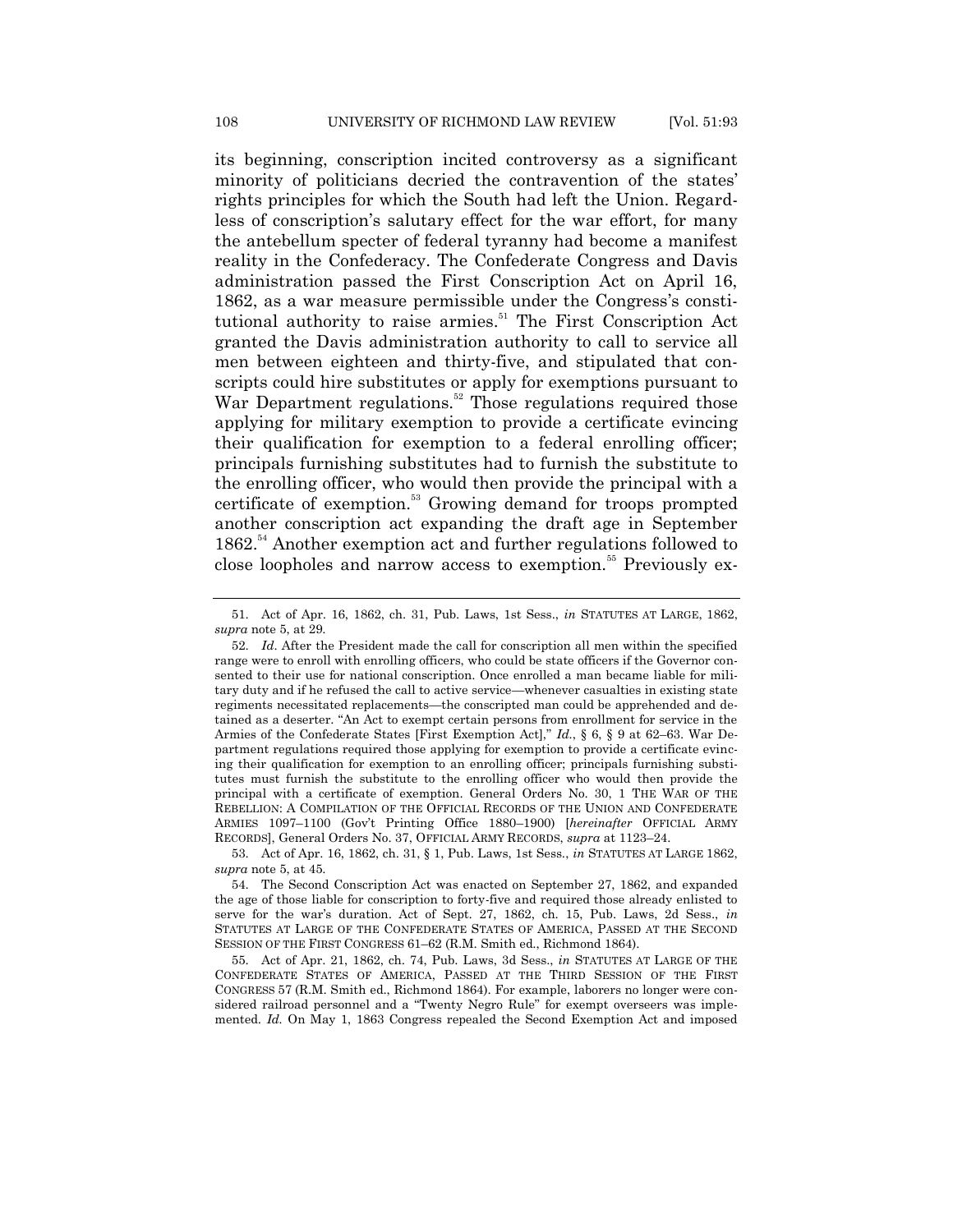its beginning, conscription incited controversy as a significant minority of politicians decried the contravention of the states' rights principles for which the South had left the Union. Regardless of conscription's salutary effect for the war effort, for many the antebellum specter of federal tyranny had become a manifest reality in the Confederacy. The Confederate Congress and Davis administration passed the First Conscription Act on April 16, 1862, as a war measure permissible under the Congress's constitutional authority to raise armies.[51] The First Conscription Act granted the Davis administration authority to call to service all men between eighteen and thirty-five, and stipulated that conscripts could hire substitutes or apply for exemptions pursuant to War Department regulations.[52] Those regulations required those applying for military exemption to provide a certificate evincing their qualification for exemption to a federal enrolling officer; principals furnishing substitutes had to furnish the substitute to the enrolling officer, who would then provide the principal with a certificate of exemption.[53] Growing demand for troops prompted another conscription act expanding the draft age in September 1862.[54] Another exemption act and further regulations followed to close loopholes and narrow access to exemption.[55] Previously ex-

---

51. Act of Apr. 16, 1862, ch. 31, Pub. Laws, 1st Sess., *in* STATUTES AT LARGE, 1862, *supra* note 5, at 29.

52. *Id*. After the President made the call for conscription all men within the specified range were to enroll with enrolling officers, who could be state officers if the Governor consented to their use for national conscription. Once enrolled a man became liable for military duty and if he refused the call to active service—whenever casualties in existing state regiments necessitated replacements—the conscripted man could be apprehended and detained as a deserter. "An Act to exempt certain persons from enrollment for service in the Armies of the Confederate States [First Exemption Act]," *Id.*, § 6, § 9 at 62–63. War Department regulations required those applying for exemption to provide a certificate evincing their qualification for exemption to an enrolling officer; principals furnishing substitutes must furnish the substitute to the enrolling officer who would then provide the principal with a certificate of exemption. General Orders No. 30, 1 THE WAR OF THE REBELLION: A COMPILATION OF THE OFFICIAL RECORDS OF THE UNION AND CONFEDERATE ARMIES 1097–1100 (Gov't Printing Office 1880–1900) [*hereinafter* OFFICIAL ARMY RECORDS], General Orders No. 37, OFFICIAL ARMY RECORDS, *supra* at 1123–24.

53. Act of Apr. 16, 1862, ch. 31, § 1, Pub. Laws, 1st Sess., *in* STATUTES AT LARGE 1862, *supra* note 5, at 45.

54. The Second Conscription Act was enacted on September 27, 1862, and expanded the age of those liable for conscription to forty-five and required those already enlisted to serve for the war's duration. Act of Sept. 27, 1862, ch. 15, Pub. Laws, 2d Sess., *in* STATUTES AT LARGE OF THE CONFEDERATE STATES OF AMERICA, PASSED AT THE SECOND SESSION OF THE FIRST CONGRESS 61–62 (R.M. Smith ed., Richmond 1864).

55. Act of Apr. 21, 1862, ch. 74, Pub. Laws, 3d Sess., *in* STATUTES AT LARGE OF THE CONFEDERATE STATES OF AMERICA, PASSED AT THE THIRD SESSION OF THE FIRST CONGRESS 57 (R.M. Smith ed., Richmond 1864). For example, laborers no longer were considered railroad personnel and a "Twenty Negro Rule" for exempt overseers was implemented. *Id.* On May 1, 1863 Congress repealed the Second Exemption Act and imposed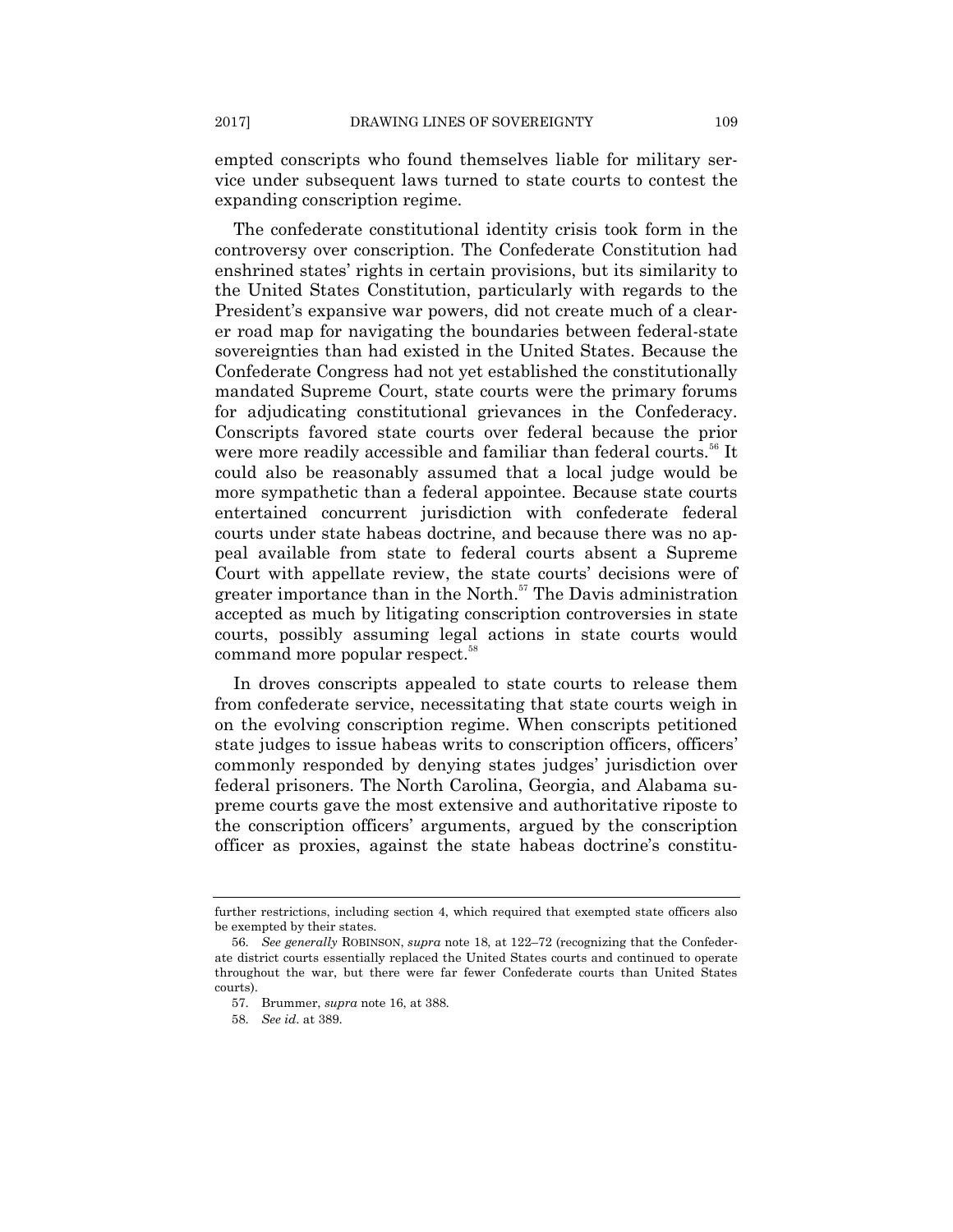empted conscripts who found themselves liable for military service under subsequent laws turned to state courts to contest the expanding conscription regime.

The confederate constitutional identity crisis took form in the controversy over conscription. The Confederate Constitution had enshrined states' rights in certain provisions, but its similarity to the United States Constitution, particularly with regards to the President's expansive war powers, did not create much of a clearer road map for navigating the boundaries between federal-state sovereignties than had existed in the United States. Because the Confederate Congress had not yet established the constitutionally mandated Supreme Court, state courts were the primary forums for adjudicating constitutional grievances in the Confederacy. Conscripts favored state courts over federal because the prior were more readily accessible and familiar than federal courts.[56] It could also be reasonably assumed that a local judge would be more sympathetic than a federal appointee. Because state courts entertained concurrent jurisdiction with confederate federal courts under state habeas doctrine, and because there was no appeal available from state to federal courts absent a Supreme Court with appellate review, the state courts' decisions were of greater importance than in the North.[57] The Davis administration accepted as much by litigating conscription controversies in state courts, possibly assuming legal actions in state courts would command more popular respect.[58]

In droves conscripts appealed to state courts to release them from confederate service, necessitating that state courts weigh in on the evolving conscription regime. When conscripts petitioned state judges to issue habeas writs to conscription officers, officers' commonly responded by denying states judges' jurisdiction over federal prisoners. The North Carolina, Georgia, and Alabama supreme courts gave the most extensive and authoritative riposte to the conscription officers' arguments, argued by the conscription officer as proxies, against the state habeas doctrine's constitu-

---

further restrictions, including section 4, which required that exempted state officers also be exempted by their states.

56. *See generally* ROBINSON, *supra* note 18, at 122–72 (recognizing that the Confederate district courts essentially replaced the United States courts and continued to operate throughout the war, but there were far fewer Confederate courts than United States courts).

57. Brummer, *supra* note 16, at 388.

58. *See id*. at 389.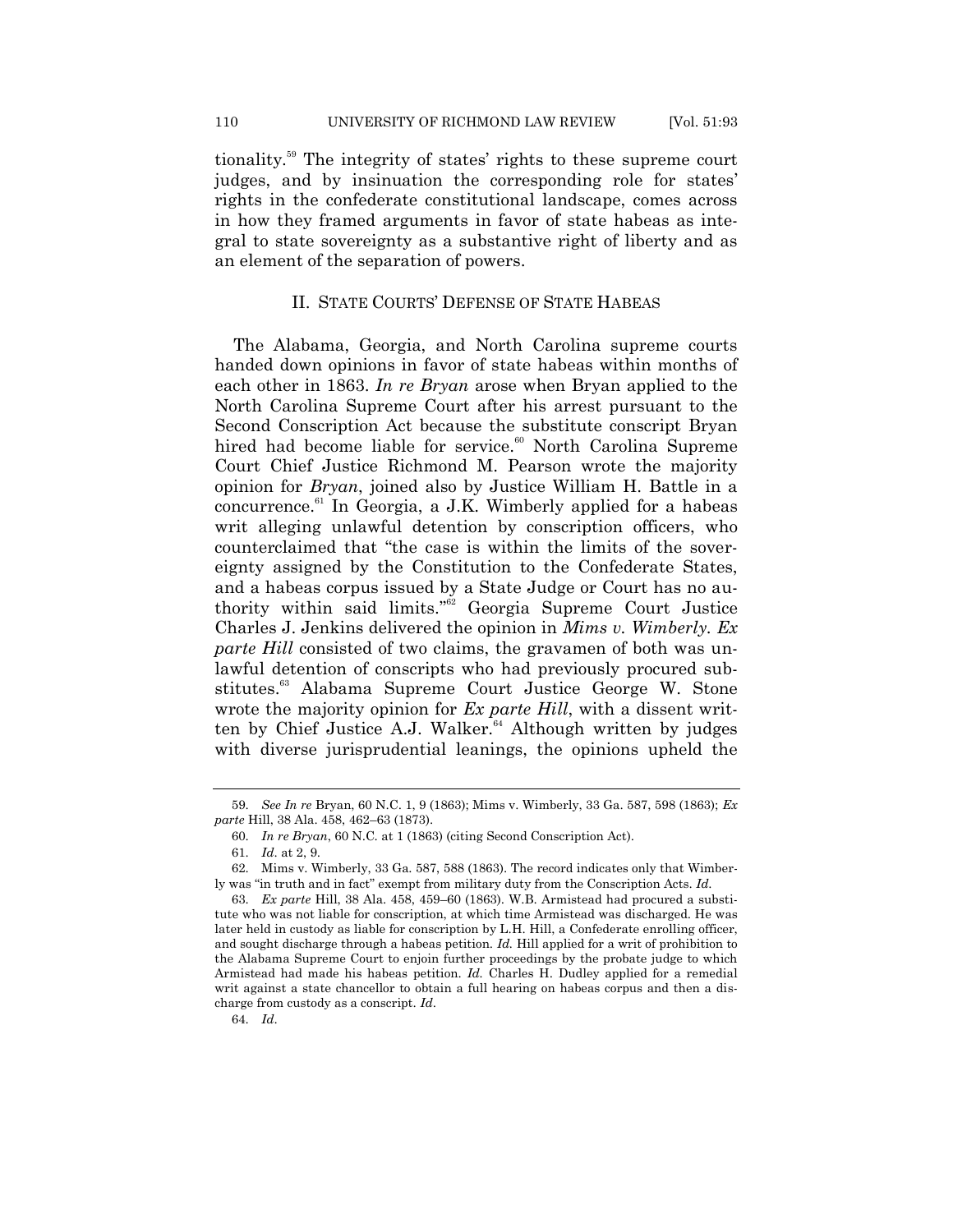tionality.[59] The integrity of states' rights to these supreme court judges, and by insinuation the corresponding role for states' rights in the confederate constitutional landscape, comes across in how they framed arguments in favor of state habeas as integral to state sovereignty as a substantive right of liberty and as an element of the separation of powers.

## II. STATE COURTS' DEFENSE OF STATE HABEAS

The Alabama, Georgia, and North Carolina supreme courts handed down opinions in favor of state habeas within months of each other in 1863. *In re Bryan* arose when Bryan applied to the North Carolina Supreme Court after his arrest pursuant to the Second Conscription Act because the substitute conscript Bryan hired had become liable for service.[60] North Carolina Supreme Court Chief Justice Richmond M. Pearson wrote the majority opinion for *Bryan*, joined also by Justice William H. Battle in a concurrence.[61] In Georgia, a J.K. Wimberly applied for a habeas writ alleging unlawful detention by conscription officers, who counterclaimed that "the case is within the limits of the sovereignty assigned by the Constitution to the Confederate States, and a habeas corpus issued by a State Judge or Court has no authority within said limits."[62] Georgia Supreme Court Justice Charles J. Jenkins delivered the opinion in *Mims v. Wimberly*. *Ex parte Hill* consisted of two claims, the gravamen of both was unlawful detention of conscripts who had previously procured substitutes.[63] Alabama Supreme Court Justice George W. Stone wrote the majority opinion for *Ex parte Hill*, with a dissent written by Chief Justice A.J. Walker.[64] Although written by judges with diverse jurisprudential leanings, the opinions upheld the

---

59. *See In re* Bryan, 60 N.C. 1, 9 (1863); Mims v. Wimberly, 33 Ga. 587, 598 (1863); *Ex parte* Hill, 38 Ala. 458, 462–63 (1873).

60. *In re Bryan*, 60 N.C. at 1 (1863) (citing Second Conscription Act).

61. *Id*. at 2, 9.

62. Mims v. Wimberly, 33 Ga. 587, 588 (1863). The record indicates only that Wimberly was "in truth and in fact" exempt from military duty from the Conscription Acts. *Id*.

63. *Ex parte* Hill, 38 Ala. 458, 459–60 (1863). W.B. Armistead had procured a substitute who was not liable for conscription, at which time Armistead was discharged. He was later held in custody as liable for conscription by L.H. Hill, a Confederate enrolling officer, and sought discharge through a habeas petition. *Id.* Hill applied for a writ of prohibition to the Alabama Supreme Court to enjoin further proceedings by the probate judge to which Armistead had made his habeas petition. *Id.* Charles H. Dudley applied for a remedial writ against a state chancellor to obtain a full hearing on habeas corpus and then a discharge from custody as a conscript. *Id*.

64. *Id*.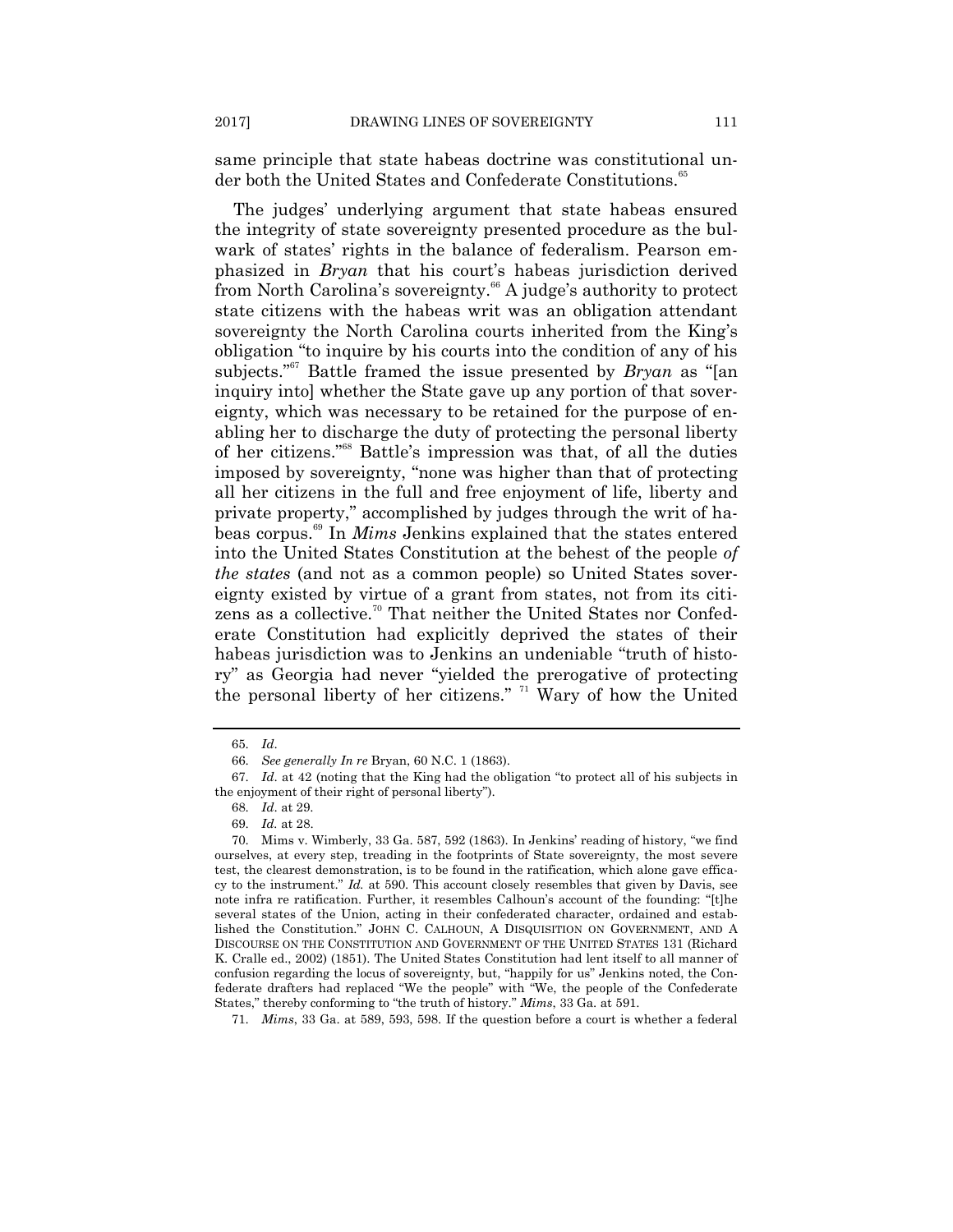same principle that state habeas doctrine was constitutional under both the United States and Confederate Constitutions.[65]

The judges' underlying argument that state habeas ensured the integrity of state sovereignty presented procedure as the bulwark of states' rights in the balance of federalism. Pearson emphasized in *Bryan* that his court's habeas jurisdiction derived from North Carolina's sovereignty.[66] A judge's authority to protect state citizens with the habeas writ was an obligation attendant sovereignty the North Carolina courts inherited from the King's obligation "to inquire by his courts into the condition of any of his subjects."[67] Battle framed the issue presented by *Bryan* as "[an inquiry into] whether the State gave up any portion of that sovereignty, which was necessary to be retained for the purpose of enabling her to discharge the duty of protecting the personal liberty of her citizens."[68] Battle's impression was that, of all the duties imposed by sovereignty, "none was higher than that of protecting all her citizens in the full and free enjoyment of life, liberty and private property," accomplished by judges through the writ of habeas corpus.[69] In *Mims* Jenkins explained that the states entered into the United States Constitution at the behest of the people *of the states* (and not as a common people) so United States sovereignty existed by virtue of a grant from states, not from its citizens as a collective.[70] That neither the United States nor Confederate Constitution had explicitly deprived the states of their habeas jurisdiction was to Jenkins an undeniable "truth of history" as Georgia had never "yielded the prerogative of protecting the personal liberty of her citizens." [71] Wary of how the United

65. *Id*.

66. *See generally In re* Bryan, 60 N.C. 1 (1863).

67. *Id*. at 42 (noting that the King had the obligation "to protect all of his subjects in the enjoyment of their right of personal liberty").

68. *Id*. at 29.

69. *Id.* at 28.

70. Mims v. Wimberly, 33 Ga. 587, 592 (1863). In Jenkins' reading of history, "we find ourselves, at every step, treading in the footprints of State sovereignty, the most severe test, the clearest demonstration, is to be found in the ratification, which alone gave efficacy to the instrument." *Id.* at 590. This account closely resembles that given by Davis, see note infra re ratification. Further, it resembles Calhoun's account of the founding: "[t]he several states of the Union, acting in their confederated character, ordained and established the Constitution." JOHN C. CALHOUN, A DISQUISITION ON GOVERNMENT, AND A DISCOURSE ON THE CONSTITUTION AND GOVERNMENT OF THE UNITED STATES 131 (Richard K. Cralle ed., 2002) (1851). The United States Constitution had lent itself to all manner of confusion regarding the locus of sovereignty, but, "happily for us" Jenkins noted, the Confederate drafters had replaced "We the people" with "We, the people of the Confederate States," thereby conforming to "the truth of history." *Mims*, 33 Ga. at 591.

71. *Mims*, 33 Ga. at 589, 593, 598. If the question before a court is whether a federal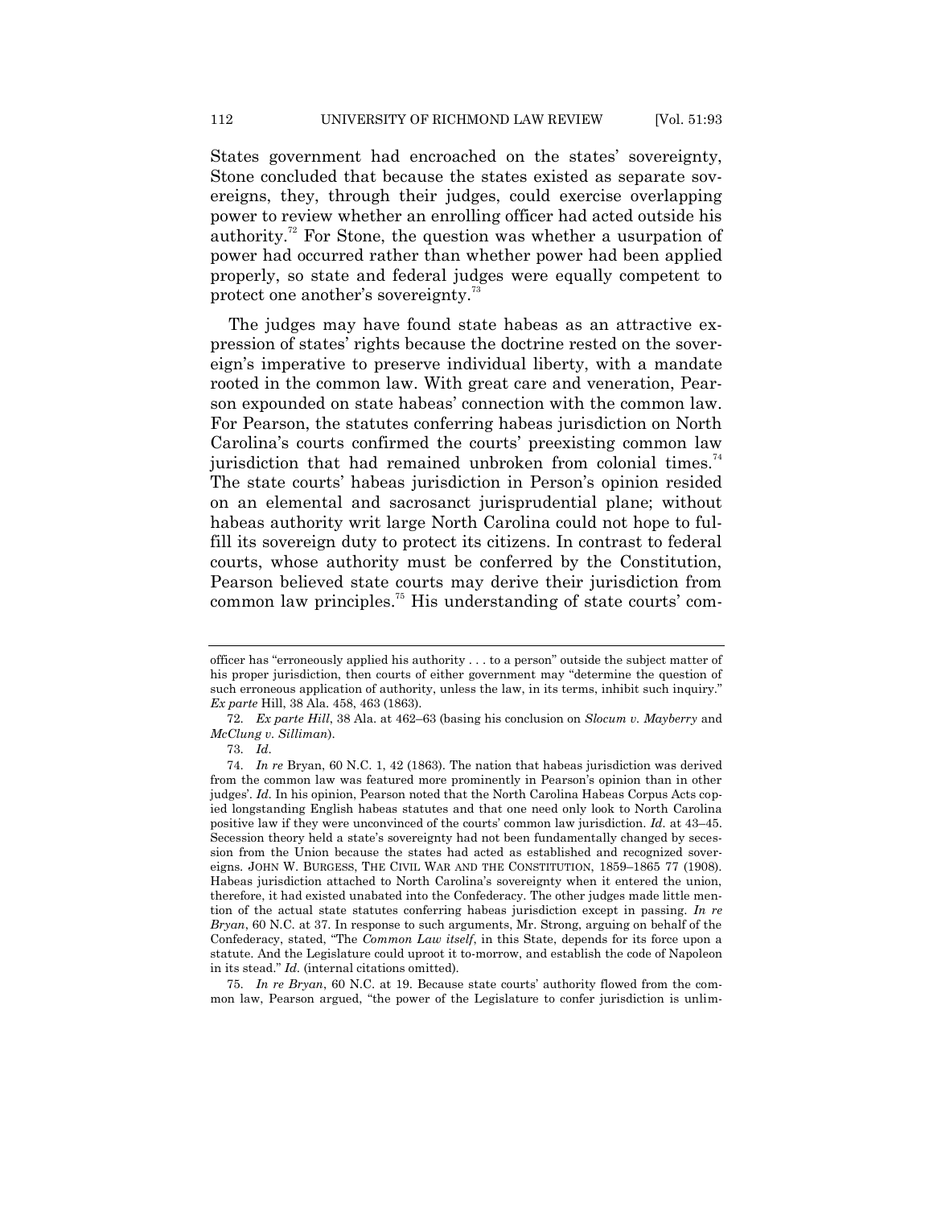States government had encroached on the states' sovereignty, Stone concluded that because the states existed as separate sovereigns, they, through their judges, could exercise overlapping power to review whether an enrolling officer had acted outside his authority.[72] For Stone, the question was whether a usurpation of power had occurred rather than whether power had been applied properly, so state and federal judges were equally competent to protect one another's sovereignty.[73]

The judges may have found state habeas as an attractive expression of states' rights because the doctrine rested on the sovereign's imperative to preserve individual liberty, with a mandate rooted in the common law. With great care and veneration, Pearson expounded on state habeas' connection with the common law. For Pearson, the statutes conferring habeas jurisdiction on North Carolina's courts confirmed the courts' preexisting common law jurisdiction that had remained unbroken from colonial times.[74] The state courts' habeas jurisdiction in Person's opinion resided on an elemental and sacrosanct jurisprudential plane; without habeas authority writ large North Carolina could not hope to fulfill its sovereign duty to protect its citizens. In contrast to federal courts, whose authority must be conferred by the Constitution, Pearson believed state courts may derive their jurisdiction from common law principles.[75] His understanding of state courts' com-

---

officer has "erroneously applied his authority . . . to a person" outside the subject matter of his proper jurisdiction, then courts of either government may "determine the question of such erroneous application of authority, unless the law, in its terms, inhibit such inquiry." *Ex parte* Hill, 38 Ala. 458, 463 (1863).

72. *Ex parte Hill*, 38 Ala. at 462–63 (basing his conclusion on *Slocum v. Mayberry* and *McClung v. Silliman*).

73. *Id*.

74. *In re* Bryan, 60 N.C. 1, 42 (1863). The nation that habeas jurisdiction was derived from the common law was featured more prominently in Pearson's opinion than in other judges'. *Id*. In his opinion, Pearson noted that the North Carolina Habeas Corpus Acts copied longstanding English habeas statutes and that one need only look to North Carolina positive law if they were unconvinced of the courts' common law jurisdiction. *Id*. at 43–45. Secession theory held a state's sovereignty had not been fundamentally changed by secession from the Union because the states had acted as established and recognized sovereigns. JOHN W. BURGESS, THE CIVIL WAR AND THE CONSTITUTION, 1859–1865 77 (1908). Habeas jurisdiction attached to North Carolina's sovereignty when it entered the union, therefore, it had existed unabated into the Confederacy. The other judges made little mention of the actual state statutes conferring habeas jurisdiction except in passing. *In re Bryan*, 60 N.C. at 37. In response to such arguments, Mr. Strong, arguing on behalf of the Confederacy, stated, "The *Common Law itself*, in this State, depends for its force upon a statute. And the Legislature could uproot it to-morrow, and establish the code of Napoleon in its stead." *Id*. (internal citations omitted).

75. *In re Bryan*, 60 N.C. at 19. Because state courts' authority flowed from the common law, Pearson argued, "the power of the Legislature to confer jurisdiction is unlim-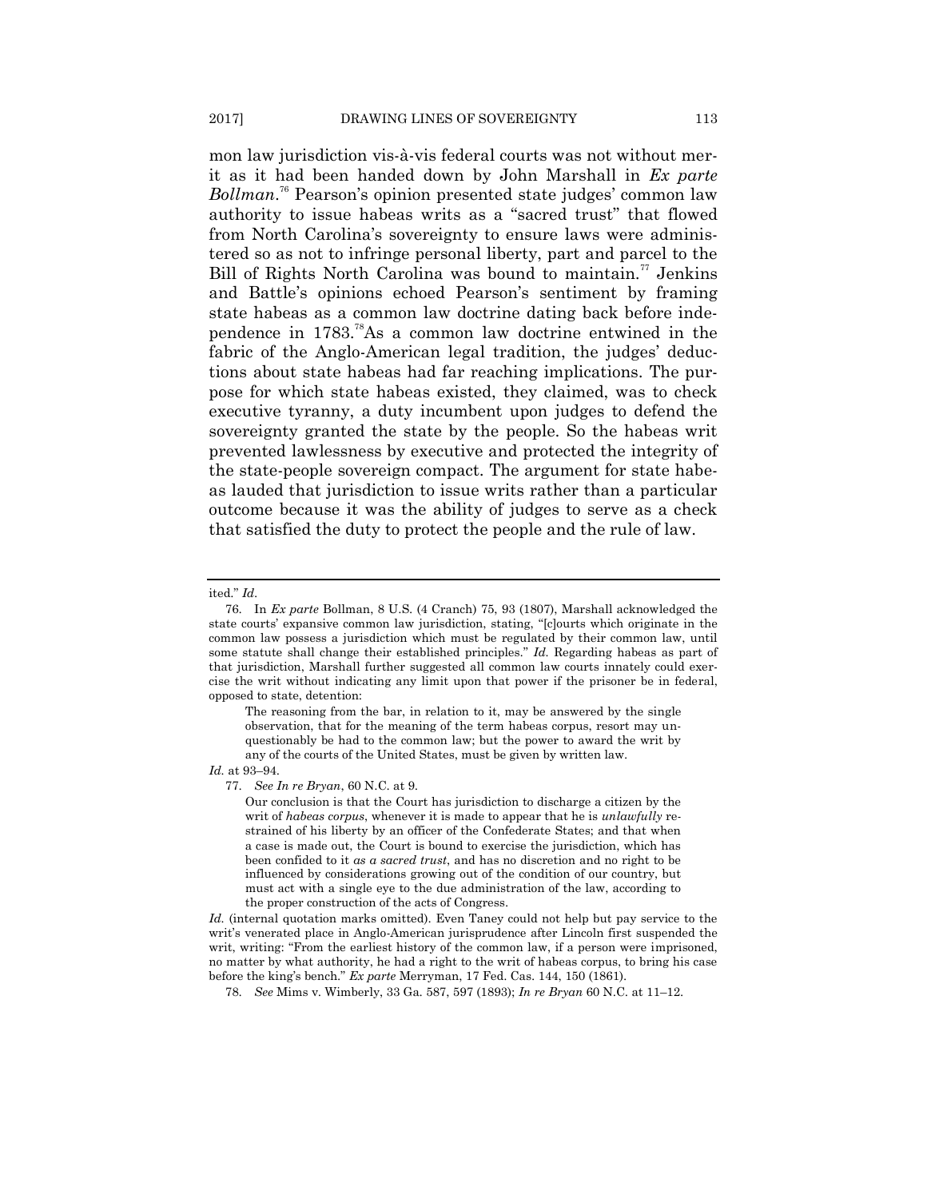mon law jurisdiction vis-à-vis federal courts was not without merit as it had been handed down by John Marshall in *Ex parte Bollman*.[76] Pearson's opinion presented state judges' common law authority to issue habeas writs as a "sacred trust" that flowed from North Carolina's sovereignty to ensure laws were administered so as not to infringe personal liberty, part and parcel to the Bill of Rights North Carolina was bound to maintain.[77] Jenkins and Battle's opinions echoed Pearson's sentiment by framing state habeas as a common law doctrine dating back before independence in 1783.[78]As a common law doctrine entwined in the fabric of the Anglo-American legal tradition, the judges' deductions about state habeas had far reaching implications. The purpose for which state habeas existed, they claimed, was to check executive tyranny, a duty incumbent upon judges to defend the sovereignty granted the state by the people. So the habeas writ prevented lawlessness by executive and protected the integrity of the state-people sovereign compact. The argument for state habeas lauded that jurisdiction to issue writs rather than a particular outcome because it was the ability of judges to serve as a check that satisfied the duty to protect the people and the rule of law.

---

ited." *Id.*

76. In *Ex parte* Bollman, 8 U.S. (4 Cranch) 75, 93 (1807), Marshall acknowledged the state courts' expansive common law jurisdiction, stating, "[c]ourts which originate in the common law possess a jurisdiction which must be regulated by their common law, until some statute shall change their established principles." *Id.* Regarding habeas as part of that jurisdiction, Marshall further suggested all common law courts innately could exercise the writ without indicating any limit upon that power if the prisoner be in federal, opposed to state, detention:

> The reasoning from the bar, in relation to it, may be answered by the single observation, that for the meaning of the term habeas corpus, resort may unquestionably be had to the common law; but the power to award the writ by any of the courts of the United States, must be given by written law.

*Id.* at 93–94.

77. *See In re Bryan*, 60 N.C. at 9.

> Our conclusion is that the Court has jurisdiction to discharge a citizen by the writ of *habeas corpus*, whenever it is made to appear that he is *unlawfully* restrained of his liberty by an officer of the Confederate States; and that when a case is made out, the Court is bound to exercise the jurisdiction, which has been confided to it *as a sacred trust*, and has no discretion and no right to be influenced by considerations growing out of the condition of our country, but must act with a single eye to the due administration of the law, according to the proper construction of the acts of Congress.

*Id.* (internal quotation marks omitted). Even Taney could not help but pay service to the writ's venerated place in Anglo-American jurisprudence after Lincoln first suspended the writ, writing: "From the earliest history of the common law, if a person were imprisoned, no matter by what authority, he had a right to the writ of habeas corpus, to bring his case before the king's bench." *Ex parte* Merryman, 17 Fed. Cas. 144, 150 (1861).

78. *See* Mims v. Wimberly, 33 Ga. 587, 597 (1893); *In re Bryan* 60 N.C. at 11–12.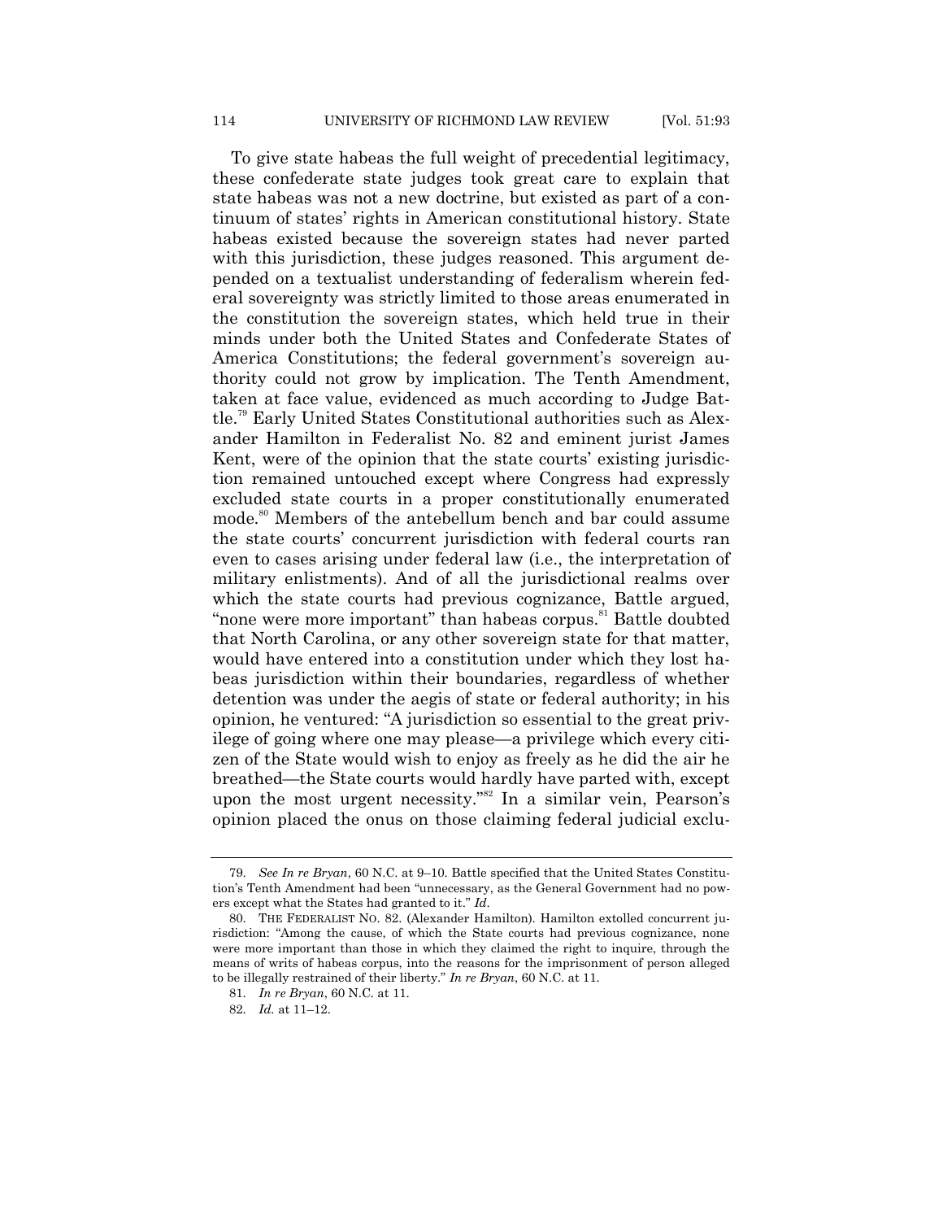To give state habeas the full weight of precedential legitimacy, these confederate state judges took great care to explain that state habeas was not a new doctrine, but existed as part of a continuum of states' rights in American constitutional history. State habeas existed because the sovereign states had never parted with this jurisdiction, these judges reasoned. This argument depended on a textualist understanding of federalism wherein federal sovereignty was strictly limited to those areas enumerated in the constitution the sovereign states, which held true in their minds under both the United States and Confederate States of America Constitutions; the federal government's sovereign authority could not grow by implication. The Tenth Amendment, taken at face value, evidenced as much according to Judge Battle.[79] Early United States Constitutional authorities such as Alexander Hamilton in Federalist No. 82 and eminent jurist James Kent, were of the opinion that the state courts' existing jurisdiction remained untouched except where Congress had expressly excluded state courts in a proper constitutionally enumerated mode.[80] Members of the antebellum bench and bar could assume the state courts' concurrent jurisdiction with federal courts ran even to cases arising under federal law (i.e., the interpretation of military enlistments). And of all the jurisdictional realms over which the state courts had previous cognizance, Battle argued, "none were more important" than habeas corpus.[81] Battle doubted that North Carolina, or any other sovereign state for that matter, would have entered into a constitution under which they lost habeas jurisdiction within their boundaries, regardless of whether detention was under the aegis of state or federal authority; in his opinion, he ventured: "A jurisdiction so essential to the great privilege of going where one may please—a privilege which every citizen of the State would wish to enjoy as freely as he did the air he breathed—the State courts would hardly have parted with, except upon the most urgent necessity."[82] In a similar vein, Pearson's opinion placed the onus on those claiming federal judicial exclu-

---

79. *See In re Bryan*, 60 N.C. at 9–10. Battle specified that the United States Constitution's Tenth Amendment had been "unnecessary, as the General Government had no powers except what the States had granted to it." *Id*.

80. THE FEDERALIST NO. 82. (Alexander Hamilton). Hamilton extolled concurrent jurisdiction: "Among the cause, of which the State courts had previous cognizance, none were more important than those in which they claimed the right to inquire, through the means of writs of habeas corpus, into the reasons for the imprisonment of person alleged to be illegally restrained of their liberty." *In re Bryan*, 60 N.C. at 11.

81. *In re Bryan*, 60 N.C. at 11.

82. *Id.* at 11–12.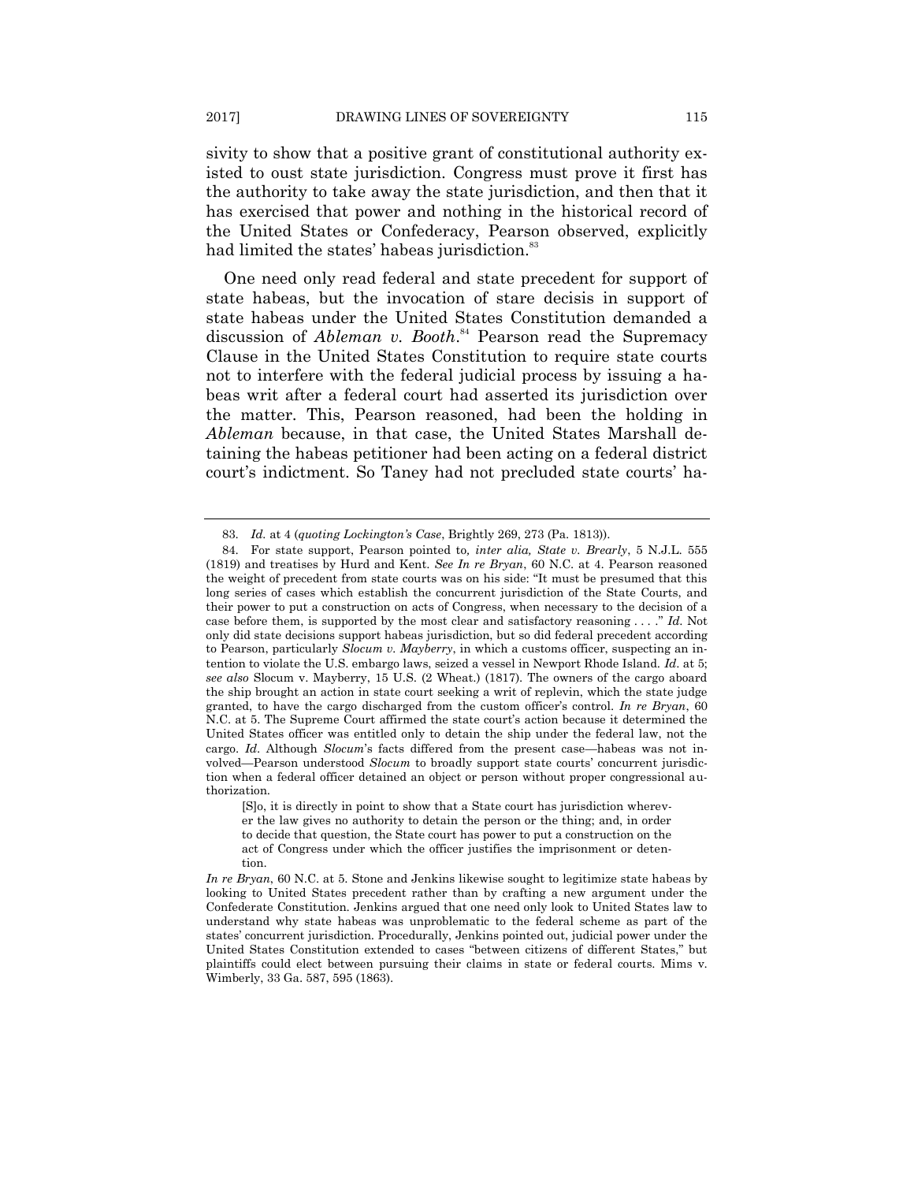sivity to show that a positive grant of constitutional authority existed to oust state jurisdiction. Congress must prove it first has the authority to take away the state jurisdiction, and then that it has exercised that power and nothing in the historical record of the United States or Confederacy, Pearson observed, explicitly had limited the states' habeas jurisdiction.[83]

One need only read federal and state precedent for support of state habeas, but the invocation of stare decisis in support of state habeas under the United States Constitution demanded a discussion of *Ableman v. Booth*.[84] Pearson read the Supremacy Clause in the United States Constitution to require state courts not to interfere with the federal judicial process by issuing a habeas writ after a federal court had asserted its jurisdiction over the matter. This, Pearson reasoned, had been the holding in *Ableman* because, in that case, the United States Marshall detaining the habeas petitioner had been acting on a federal district court's indictment. So Taney had not precluded state courts' ha-

---

83. *Id.* at 4 (*quoting Lockington's Case*, Brightly 269, 273 (Pa. 1813)).

84. For state support, Pearson pointed to, *inter alia, State v. Brearly*, 5 N.J.L. 555 (1819) and treatises by Hurd and Kent. *See In re Bryan*, 60 N.C. at 4. Pearson reasoned the weight of precedent from state courts was on his side: "It must be presumed that this long series of cases which establish the concurrent jurisdiction of the State Courts, and their power to put a construction on acts of Congress, when necessary to the decision of a case before them, is supported by the most clear and satisfactory reasoning . . . ." *Id.* Not only did state decisions support habeas jurisdiction, but so did federal precedent according to Pearson, particularly *Slocum v. Mayberry*, in which a customs officer, suspecting an intention to violate the U.S. embargo laws, seized a vessel in Newport Rhode Island. *Id.* at 5; *see also* Slocum v. Mayberry, 15 U.S. (2 Wheat.) (1817). The owners of the cargo aboard the ship brought an action in state court seeking a writ of replevin, which the state judge granted, to have the cargo discharged from the custom officer's control. *In re Bryan*, 60 N.C. at 5. The Supreme Court affirmed the state court's action because it determined the United States officer was entitled only to detain the ship under the federal law, not the cargo. *Id.* Although *Slocum*'s facts differed from the present case—habeas was not involved—Pearson understood *Slocum* to broadly support state courts' concurrent jurisdiction when a federal officer detained an object or person without proper congressional authorization.

> [S]o, it is directly in point to show that a State court has jurisdiction wherever the law gives no authority to detain the person or the thing; and, in order to decide that question, the State court has power to put a construction on the act of Congress under which the officer justifies the imprisonment or detention.

*In re Bryan*, 60 N.C. at 5. Stone and Jenkins likewise sought to legitimize state habeas by looking to United States precedent rather than by crafting a new argument under the Confederate Constitution. Jenkins argued that one need only look to United States law to understand why state habeas was unproblematic to the federal scheme as part of the states' concurrent jurisdiction. Procedurally, Jenkins pointed out, judicial power under the United States Constitution extended to cases "between citizens of different States," but plaintiffs could elect between pursuing their claims in state or federal courts. Mims v. Wimberly, 33 Ga. 587, 595 (1863).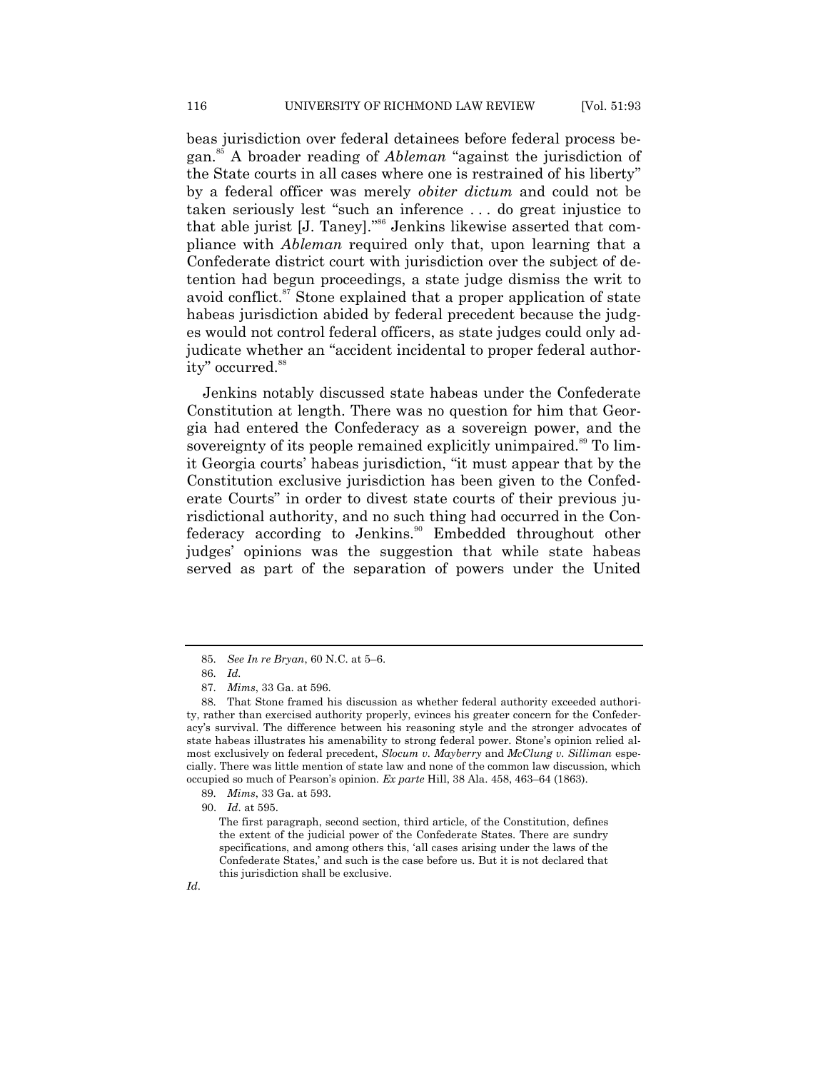beas jurisdiction over federal detainees before federal process began.[85] A broader reading of *Ableman* "against the jurisdiction of the State courts in all cases where one is restrained of his liberty" by a federal officer was merely *obiter dictum* and could not be taken seriously lest "such an inference . . . do great injustice to that able jurist [J. Taney]."[86] Jenkins likewise asserted that compliance with *Ableman* required only that, upon learning that a Confederate district court with jurisdiction over the subject of detention had begun proceedings, a state judge dismiss the writ to avoid conflict.[87] Stone explained that a proper application of state habeas jurisdiction abided by federal precedent because the judges would not control federal officers, as state judges could only adjudicate whether an "accident incidental to proper federal authority" occurred.[88]

Jenkins notably discussed state habeas under the Confederate Constitution at length. There was no question for him that Georgia had entered the Confederacy as a sovereign power, and the sovereignty of its people remained explicitly unimpaired.[89] To limit Georgia courts' habeas jurisdiction, "it must appear that by the Constitution exclusive jurisdiction has been given to the Confederate Courts" in order to divest state courts of their previous jurisdictional authority, and no such thing had occurred in the Confederacy according to Jenkins.[90] Embedded throughout other judges' opinions was the suggestion that while state habeas served as part of the separation of powers under the United

---

85. *See In re Bryan*, 60 N.C. at 5–6.

86. *Id.*

87. *Mims*, 33 Ga. at 596.

88. That Stone framed his discussion as whether federal authority exceeded authority, rather than exercised authority properly, evinces his greater concern for the Confederacy's survival. The difference between his reasoning style and the stronger advocates of state habeas illustrates his amenability to strong federal power. Stone's opinion relied almost exclusively on federal precedent, *Slocum v. Mayberry* and *McClung v. Silliman* especially. There was little mention of state law and none of the common law discussion, which occupied so much of Pearson's opinion. *Ex parte* Hill, 38 Ala. 458, 463–64 (1863).

89. *Mims*, 33 Ga. at 593.

90. *Id*. at 595.

> The first paragraph, second section, third article, of the Constitution, defines the extent of the judicial power of the Confederate States. There are sundry specifications, and among others this, 'all cases arising under the laws of the Confederate States,' and such is the case before us. But it is not declared that this jurisdiction shall be exclusive.

*Id*.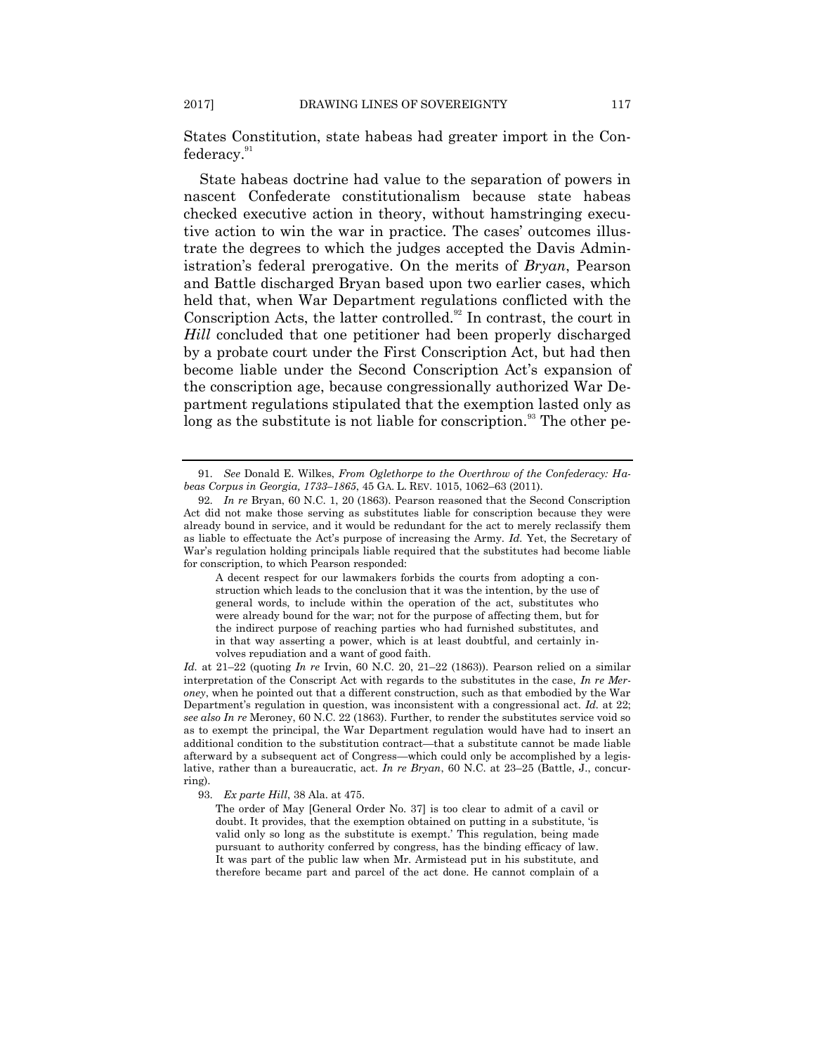States Constitution, state habeas had greater import in the Confederacy.[91]

State habeas doctrine had value to the separation of powers in nascent Confederate constitutionalism because state habeas checked executive action in theory, without hamstringing executive action to win the war in practice. The cases' outcomes illustrate the degrees to which the judges accepted the Davis Administration's federal prerogative. On the merits of *Bryan*, Pearson and Battle discharged Bryan based upon two earlier cases, which held that, when War Department regulations conflicted with the Conscription Acts, the latter controlled.[92] In contrast, the court in *Hill* concluded that one petitioner had been properly discharged by a probate court under the First Conscription Act, but had then become liable under the Second Conscription Act's expansion of the conscription age, because congressionally authorized War Department regulations stipulated that the exemption lasted only as long as the substitute is not liable for conscription.[93] The other pe-

---

91. *See* Donald E. Wilkes, *From Oglethorpe to the Overthrow of the Confederacy: Habeas Corpus in Georgia, 1733–1865*, 45 GA. L. REV. 1015, 1062–63 (2011).

92. *In re* Bryan, 60 N.C. 1, 20 (1863). Pearson reasoned that the Second Conscription Act did not make those serving as substitutes liable for conscription because they were already bound in service, and it would be redundant for the act to merely reclassify them as liable to effectuate the Act's purpose of increasing the Army. *Id.* Yet, the Secretary of War's regulation holding principals liable required that the substitutes had become liable for conscription, to which Pearson responded:

> A decent respect for our lawmakers forbids the courts from adopting a construction which leads to the conclusion that it was the intention, by the use of general words, to include within the operation of the act, substitutes who were already bound for the war; not for the purpose of affecting them, but for the indirect purpose of reaching parties who had furnished substitutes, and in that way asserting a power, which is at least doubtful, and certainly involves repudiation and a want of good faith.

*Id.* at 21–22 (quoting *In re* Irvin, 60 N.C. 20, 21–22 (1863)). Pearson relied on a similar interpretation of the Conscript Act with regards to the substitutes in the case, *In re Meroney*, when he pointed out that a different construction, such as that embodied by the War Department's regulation in question, was inconsistent with a congressional act. *Id.* at 22; *see also In re* Meroney, 60 N.C. 22 (1863). Further, to render the substitutes service void so as to exempt the principal, the War Department regulation would have had to insert an additional condition to the substitution contract—that a substitute cannot be made liable afterward by a subsequent act of Congress—which could only be accomplished by a legislative, rather than a bureaucratic, act. *In re Bryan*, 60 N.C. at 23–25 (Battle, J., concurring).

93. *Ex parte Hill*, 38 Ala. at 475.

> The order of May [General Order No. 37] is too clear to admit of a cavil or doubt. It provides, that the exemption obtained on putting in a substitute, 'is valid only so long as the substitute is exempt.' This regulation, being made pursuant to authority conferred by congress, has the binding efficacy of law. It was part of the public law when Mr. Armistead put in his substitute, and therefore became part and parcel of the act done. He cannot complain of a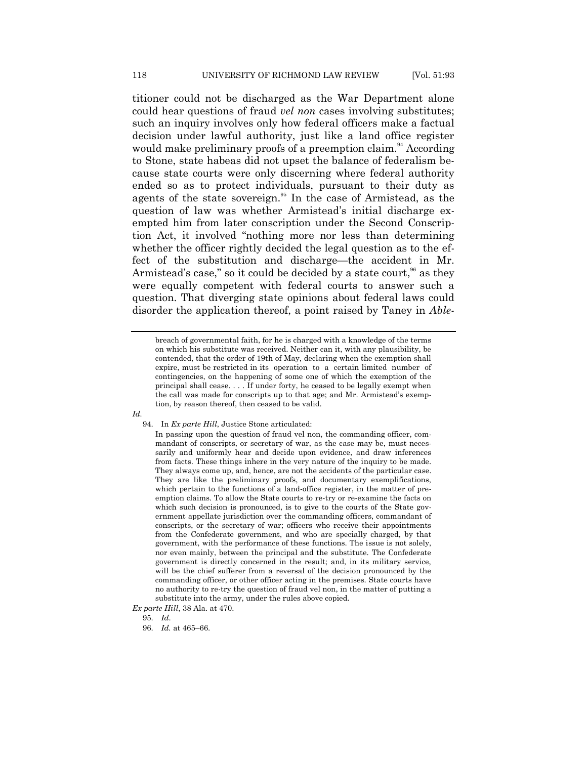titioner could not be discharged as the War Department alone could hear questions of fraud *vel non* cases involving substitutes; such an inquiry involves only how federal officers make a factual decision under lawful authority, just like a land office register would make preliminary proofs of a preemption claim.[94] According to Stone, state habeas did not upset the balance of federalism because state courts were only discerning where federal authority ended so as to protect individuals, pursuant to their duty as agents of the state sovereign.[95] In the case of Armistead, as the question of law was whether Armistead's initial discharge exempted him from later conscription under the Second Conscription Act, it involved "nothing more nor less than determining whether the officer rightly decided the legal question as to the effect of the substitution and discharge—the accident in Mr. Armistead's case," so it could be decided by a state court,[96] as they were equally competent with federal courts to answer such a question. That diverging state opinions about federal laws could disorder the application thereof, a point raised by Taney in *Able-*

---

breach of governmental faith, for he is charged with a knowledge of the terms on which his substitute was received. Neither can it, with any plausibility, be contended, that the order of 19th of May, declaring when the exemption shall expire, must be restricted in its operation to a certain limited number of contingencies, on the happening of some one of which the exemption of the principal shall cease. . . . If under forty, he ceased to be legally exempt when the call was made for conscripts up to that age; and Mr. Armistead's exemption, by reason thereof, then ceased to be valid.

*Id.*

94. In *Ex parte Hill*, Justice Stone articulated:

> In passing upon the question of fraud vel non, the commanding officer, commandant of conscripts, or secretary of war, as the case may be, must necessarily and uniformly hear and decide upon evidence, and draw inferences from facts. These things inhere in the very nature of the inquiry to be made. They always come up, and, hence, are not the accidents of the particular case. They are like the preliminary proofs, and documentary exemplifications, which pertain to the functions of a land-office register, in the matter of preemption claims. To allow the State courts to re-try or re-examine the facts on which such decision is pronounced, is to give to the courts of the State government appellate jurisdiction over the commanding officers, commandant of conscripts, or the secretary of war; officers who receive their appointments from the Confederate government, and who are specially charged, by that government, with the performance of these functions. The issue is not solely, nor even mainly, between the principal and the substitute. The Confederate government is directly concerned in the result; and, in its military service, will be the chief sufferer from a reversal of the decision pronounced by the commanding officer, or other officer acting in the premises. State courts have no authority to re-try the question of fraud vel non, in the matter of putting a substitute into the army, under the rules above copied.

*Ex parte Hill*, 38 Ala. at 470.

95. *Id*.

96. *Id.* at 465–66.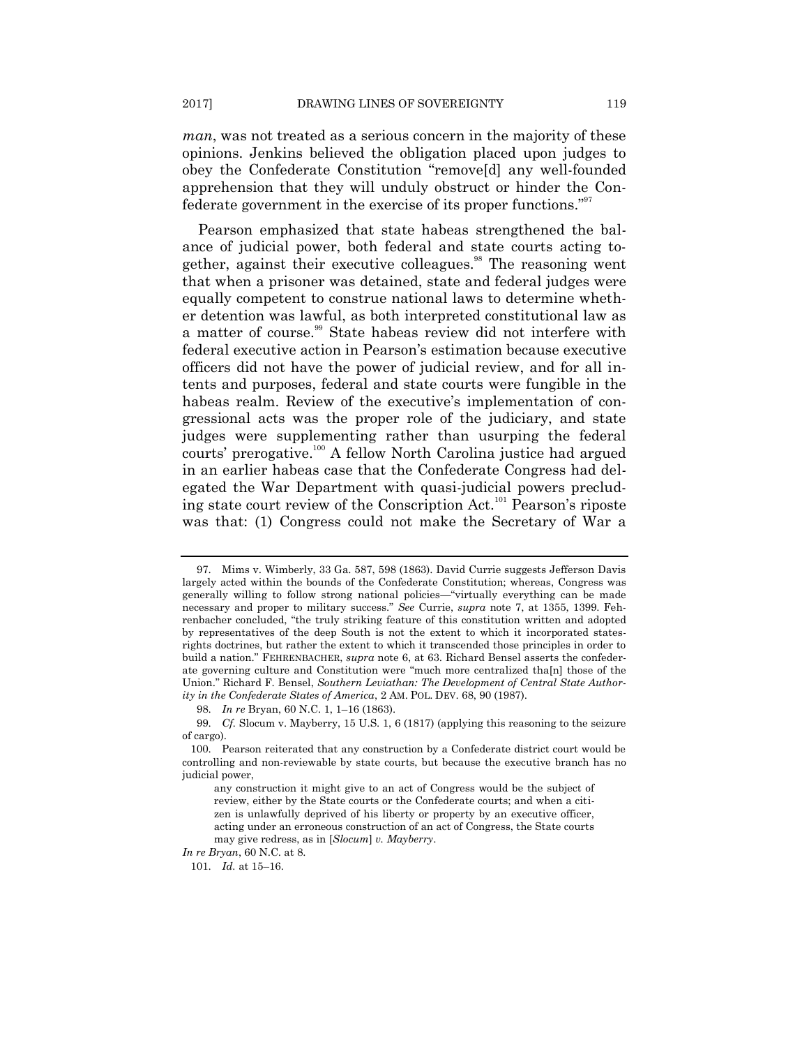*man*, was not treated as a serious concern in the majority of these opinions. Jenkins believed the obligation placed upon judges to obey the Confederate Constitution "remove[d] any well-founded apprehension that they will unduly obstruct or hinder the Confederate government in the exercise of its proper functions."[97]

Pearson emphasized that state habeas strengthened the balance of judicial power, both federal and state courts acting together, against their executive colleagues.[98] The reasoning went that when a prisoner was detained, state and federal judges were equally competent to construe national laws to determine whether detention was lawful, as both interpreted constitutional law as a matter of course.[99] State habeas review did not interfere with federal executive action in Pearson's estimation because executive officers did not have the power of judicial review, and for all intents and purposes, federal and state courts were fungible in the habeas realm. Review of the executive's implementation of congressional acts was the proper role of the judiciary, and state judges were supplementing rather than usurping the federal courts' prerogative.[100] A fellow North Carolina justice had argued in an earlier habeas case that the Confederate Congress had delegated the War Department with quasi-judicial powers precluding state court review of the Conscription Act.[101] Pearson's riposte was that: (1) Congress could not make the Secretary of War a

---

97. Mims v. Wimberly, 33 Ga. 587, 598 (1863). David Currie suggests Jefferson Davis largely acted within the bounds of the Confederate Constitution; whereas, Congress was generally willing to follow strong national policies—"virtually everything can be made necessary and proper to military success." *See* Currie, *supra* note 7, at 1355, 1399. Fehrenbacher concluded, "the truly striking feature of this constitution written and adopted by representatives of the deep South is not the extent to which it incorporated states-rights doctrines, but rather the extent to which it transcended those principles in order to build a nation." FEHRENBACHER, *supra* note 6, at 63. Richard Bensel asserts the confederate governing culture and Constitution were "much more centralized tha[n] those of the Union." Richard F. Bensel, *Southern Leviathan: The Development of Central State Authority in the Confederate States of America*, 2 AM. POL. DEV. 68, 90 (1987).

98. *In re* Bryan, 60 N.C. 1, 1–16 (1863).

99. *Cf.* Slocum v. Mayberry, 15 U.S. 1, 6 (1817) (applying this reasoning to the seizure of cargo).

100. Pearson reiterated that any construction by a Confederate district court would be controlling and non-reviewable by state courts, but because the executive branch has no judicial power,

> any construction it might give to an act of Congress would be the subject of review, either by the State courts or the Confederate courts; and when a citizen is unlawfully deprived of his liberty or property by an executive officer, acting under an erroneous construction of an act of Congress, the State courts may give redress, as in [*Slocum*] *v. Mayberry*.

*In re Bryan*, 60 N.C. at 8.

101. *Id.* at 15–16.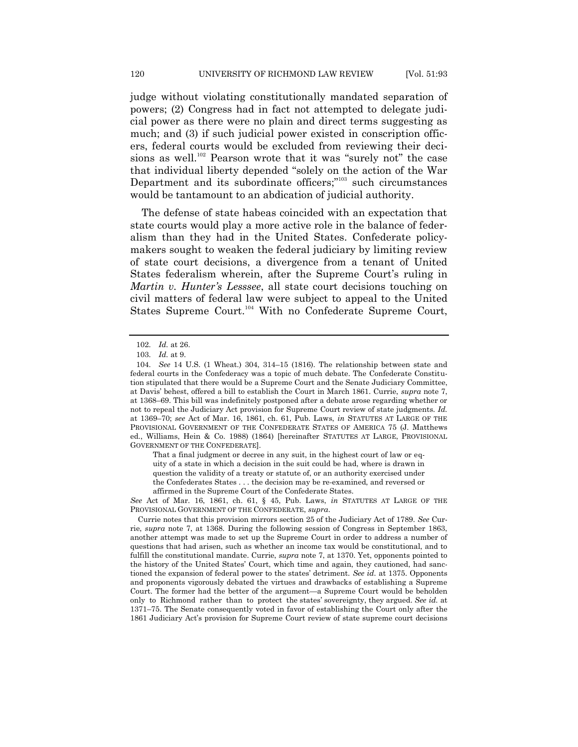judge without violating constitutionally mandated separation of powers; (2) Congress had in fact not attempted to delegate judicial power as there were no plain and direct terms suggesting as much; and (3) if such judicial power existed in conscription officers, federal courts would be excluded from reviewing their decisions as well.[102] Pearson wrote that it was "surely not" the case that individual liberty depended "solely on the action of the War Department and its subordinate officers;"[103] such circumstances would be tantamount to an abdication of judicial authority.

The defense of state habeas coincided with an expectation that state courts would play a more active role in the balance of federalism than they had in the United States. Confederate policymakers sought to weaken the federal judiciary by limiting review of state court decisions, a divergence from a tenant of United States federalism wherein, after the Supreme Court's ruling in *Martin v. Hunter's Lesssee*, all state court decisions touching on civil matters of federal law were subject to appeal to the United States Supreme Court.[104] With no Confederate Supreme Court,

---

102. *Id.* at 26.

103. *Id.* at 9.

104. *See* 14 U.S. (1 Wheat.) 304, 314–15 (1816). The relationship between state and federal courts in the Confederacy was a topic of much debate. The Confederate Constitution stipulated that there would be a Supreme Court and the Senate Judiciary Committee, at Davis' behest, offered a bill to establish the Court in March 1861. Currie, *supra* note 7, at 1368–69. This bill was indefinitely postponed after a debate arose regarding whether or not to repeal the Judiciary Act provision for Supreme Court review of state judgments. *Id.* at 1369–70; *see* Act of Mar. 16, 1861, ch. 61, Pub. Laws, *in* STATUTES AT LARGE OF THE PROVISIONAL GOVERNMENT OF THE CONFEDERATE STATES OF AMERICA 75 (J. Matthews ed., Williams, Hein & Co. 1988) (1864) [hereinafter STATUTES AT LARGE, PROVISIONAL GOVERNMENT OF THE CONFEDERATE].

> That a final judgment or decree in any suit, in the highest court of law or equity of a state in which a decision in the suit could be had, where is drawn in question the validity of a treaty or statute of, or an authority exercised under the Confederates States . . . the decision may be re-examined, and reversed or affirmed in the Supreme Court of the Confederate States.

*See* Act of Mar. 16, 1861, ch. 61, § 45, Pub. Laws, *in* STATUTES AT LARGE OF THE PROVISIONAL GOVERNMENT OF THE CONFEDERATE, *supra*.

Currie notes that this provision mirrors section 25 of the Judiciary Act of 1789. *See* Currie, *supra* note 7, at 1368. During the following session of Congress in September 1863, another attempt was made to set up the Supreme Court in order to address a number of questions that had arisen, such as whether an income tax would be constitutional, and to fulfill the constitutional mandate. Currie, *supra* note 7, at 1370. Yet, opponents pointed to the history of the United States' Court, which time and again, they cautioned, had sanctioned the expansion of federal power to the states' detriment. *See id.* at 1375. Opponents and proponents vigorously debated the virtues and drawbacks of establishing a Supreme Court. The former had the better of the argument—a Supreme Court would be beholden only to Richmond rather than to protect the states' sovereignty, they argued. *See id.* at 1371–75. The Senate consequently voted in favor of establishing the Court only after the 1861 Judiciary Act's provision for Supreme Court review of state supreme court decisions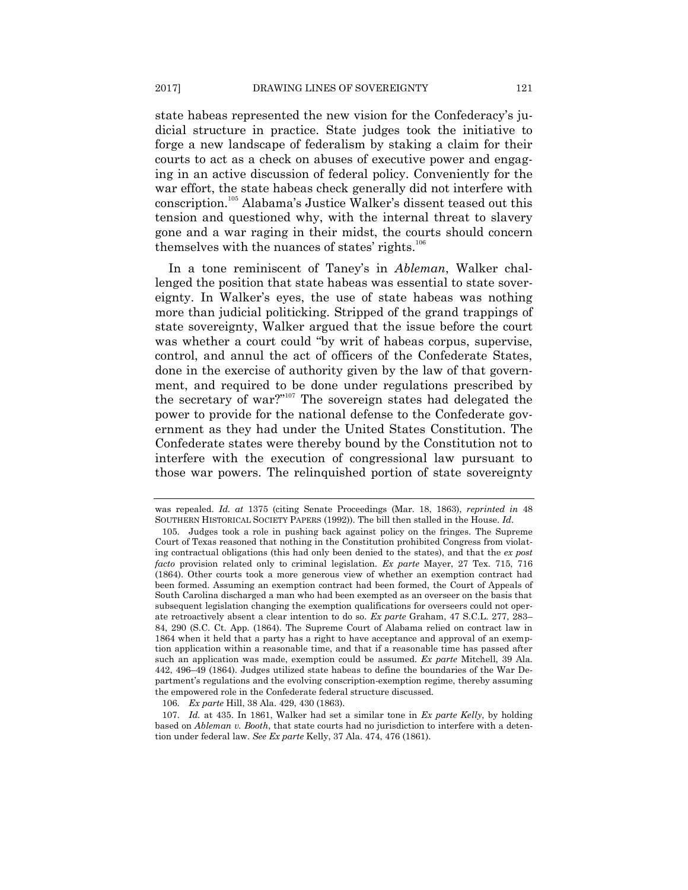state habeas represented the new vision for the Confederacy's judicial structure in practice. State judges took the initiative to forge a new landscape of federalism by staking a claim for their courts to act as a check on abuses of executive power and engaging in an active discussion of federal policy. Conveniently for the war effort, the state habeas check generally did not interfere with conscription.[105] Alabama's Justice Walker's dissent teased out this tension and questioned why, with the internal threat to slavery gone and a war raging in their midst, the courts should concern themselves with the nuances of states' rights.[106]

In a tone reminiscent of Taney's in *Ableman*, Walker challenged the position that state habeas was essential to state sovereignty. In Walker's eyes, the use of state habeas was nothing more than judicial politicking. Stripped of the grand trappings of state sovereignty, Walker argued that the issue before the court was whether a court could "by writ of habeas corpus, supervise, control, and annul the act of officers of the Confederate States, done in the exercise of authority given by the law of that government, and required to be done under regulations prescribed by the secretary of war?"[107] The sovereign states had delegated the power to provide for the national defense to the Confederate government as they had under the United States Constitution. The Confederate states were thereby bound by the Constitution not to interfere with the execution of congressional law pursuant to those war powers. The relinquished portion of state sovereignty

---

was repealed. *Id. at* 1375 (citing Senate Proceedings (Mar. 18, 1863), *reprinted in* 48 SOUTHERN HISTORICAL SOCIETY PAPERS (1992)). The bill then stalled in the House. *Id*.

105. Judges took a role in pushing back against policy on the fringes. The Supreme Court of Texas reasoned that nothing in the Constitution prohibited Congress from violating contractual obligations (this had only been denied to the states), and that the *ex post facto* provision related only to criminal legislation. *Ex parte* Mayer, 27 Tex. 715, 716 (1864). Other courts took a more generous view of whether an exemption contract had been formed. Assuming an exemption contract had been formed, the Court of Appeals of South Carolina discharged a man who had been exempted as an overseer on the basis that subsequent legislation changing the exemption qualifications for overseers could not operate retroactively absent a clear intention to do so. *Ex parte* Graham, 47 S.C.L. 277, 283–84, 290 (S.C. Ct. App. (1864). The Supreme Court of Alabama relied on contract law in 1864 when it held that a party has a right to have acceptance and approval of an exemption application within a reasonable time, and that if a reasonable time has passed after such an application was made, exemption could be assumed. *Ex parte* Mitchell, 39 Ala. 442, 496–49 (1864). Judges utilized state habeas to define the boundaries of the War Department's regulations and the evolving conscription-exemption regime, thereby assuming the empowered role in the Confederate federal structure discussed.

106. *Ex parte* Hill, 38 Ala. 429, 430 (1863).

107. *Id.* at 435. In 1861, Walker had set a similar tone in *Ex parte Kelly*, by holding based on *Ableman v. Booth*, that state courts had no jurisdiction to interfere with a detention under federal law. *See Ex parte* Kelly, 37 Ala. 474, 476 (1861).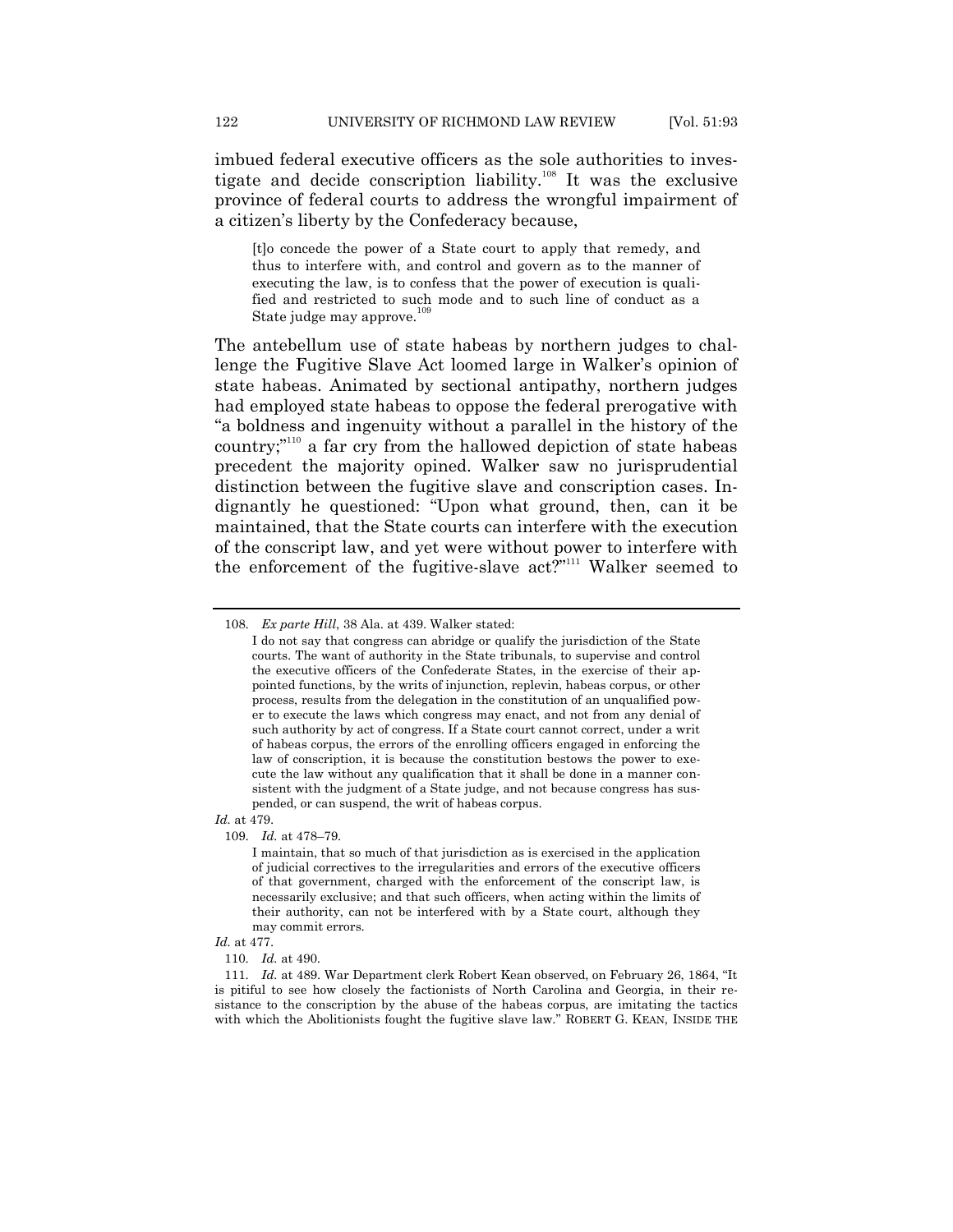imbued federal executive officers as the sole authorities to investigate and decide conscription liability.[108] It was the exclusive province of federal courts to address the wrongful impairment of a citizen's liberty by the Confederacy because,

> [t]o concede the power of a State court to apply that remedy, and thus to interfere with, and control and govern as to the manner of executing the law, is to confess that the power of execution is qualified and restricted to such mode and to such line of conduct as a State judge may approve.[109]

The antebellum use of state habeas by northern judges to challenge the Fugitive Slave Act loomed large in Walker's opinion of state habeas. Animated by sectional antipathy, northern judges had employed state habeas to oppose the federal prerogative with "a boldness and ingenuity without a parallel in the history of the country;"[110] a far cry from the hallowed depiction of state habeas precedent the majority opined. Walker saw no jurisprudential distinction between the fugitive slave and conscription cases. Indignantly he questioned: "Upon what ground, then, can it be maintained, that the State courts can interfere with the execution of the conscript law, and yet were without power to interfere with the enforcement of the fugitive-slave act?"[111] Walker seemed to

---

108. *Ex parte Hill*, 38 Ala. at 439. Walker stated:

> I do not say that congress can abridge or qualify the jurisdiction of the State courts. The want of authority in the State tribunals, to supervise and control the executive officers of the Confederate States, in the exercise of their appointed functions, by the writs of injunction, replevin, habeas corpus, or other process, results from the delegation in the constitution of an unqualified power to execute the laws which congress may enact, and not from any denial of such authority by act of congress. If a State court cannot correct, under a writ of habeas corpus, the errors of the enrolling officers engaged in enforcing the law of conscription, it is because the constitution bestows the power to execute the law without any qualification that it shall be done in a manner consistent with the judgment of a State judge, and not because congress has suspended, or can suspend, the writ of habeas corpus.

*Id.* at 479.

109. *Id.* at 478–79.

> I maintain, that so much of that jurisdiction as is exercised in the application of judicial correctives to the irregularities and errors of the executive officers of that government, charged with the enforcement of the conscript law, is necessarily exclusive; and that such officers, when acting within the limits of their authority, can not be interfered with by a State court, although they may commit errors.

*Id.* at 477.

110. *Id.* at 490.

111. *Id.* at 489. War Department clerk Robert Kean observed, on February 26, 1864, "It is pitiful to see how closely the factionists of North Carolina and Georgia, in their resistance to the conscription by the abuse of the habeas corpus, are imitating the tactics with which the Abolitionists fought the fugitive slave law." ROBERT G. KEAN, INSIDE THE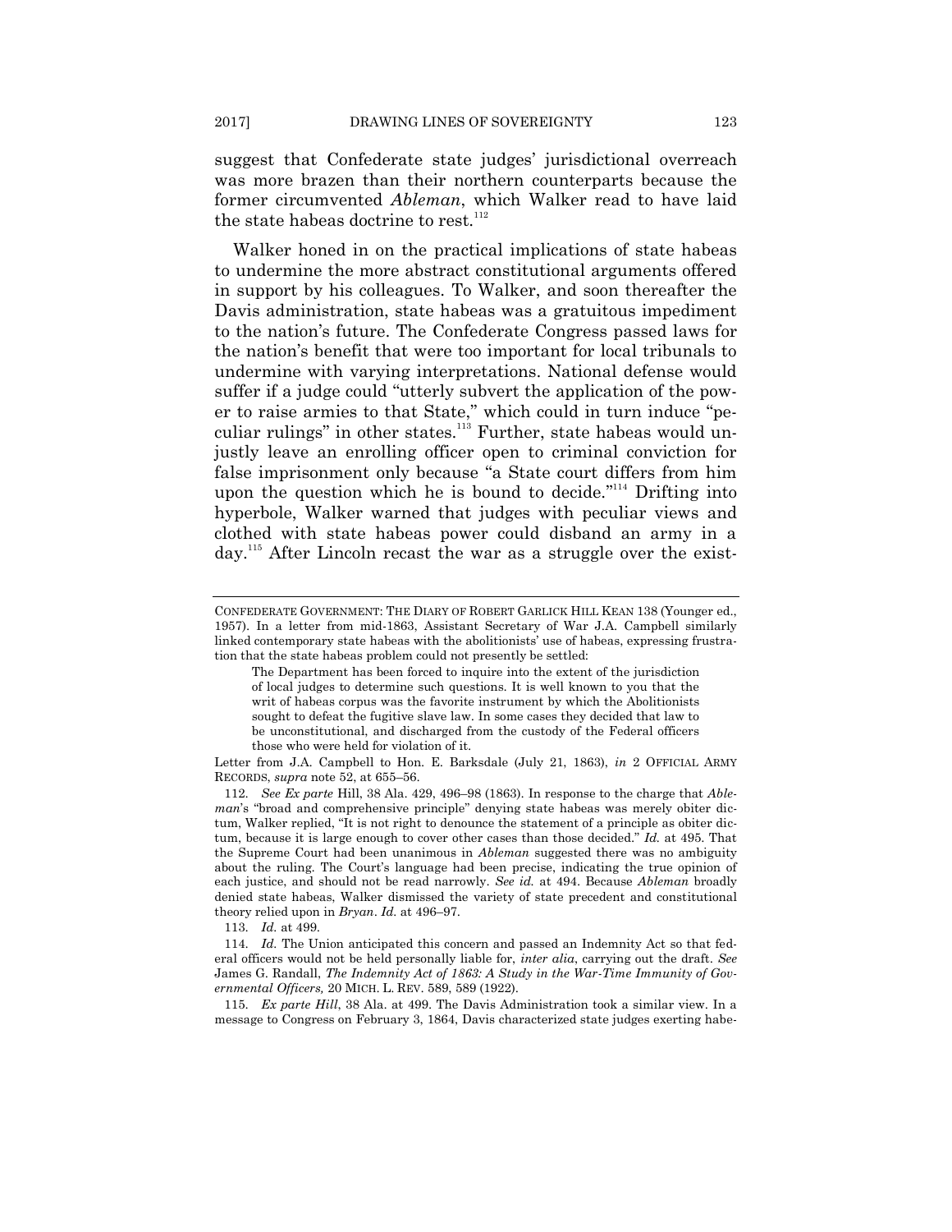suggest that Confederate state judges' jurisdictional overreach was more brazen than their northern counterparts because the former circumvented *Ableman*, which Walker read to have laid the state habeas doctrine to rest.[112]

Walker honed in on the practical implications of state habeas to undermine the more abstract constitutional arguments offered in support by his colleagues. To Walker, and soon thereafter the Davis administration, state habeas was a gratuitous impediment to the nation's future. The Confederate Congress passed laws for the nation's benefit that were too important for local tribunals to undermine with varying interpretations. National defense would suffer if a judge could "utterly subvert the application of the power to raise armies to that State," which could in turn induce "peculiar rulings" in other states.[113] Further, state habeas would unjustly leave an enrolling officer open to criminal conviction for false imprisonment only because "a State court differs from him upon the question which he is bound to decide."[114] Drifting into hyperbole, Walker warned that judges with peculiar views and clothed with state habeas power could disband an army in a day.[115] After Lincoln recast the war as a struggle over the exist-

---

CONFEDERATE GOVERNMENT: THE DIARY OF ROBERT GARLICK HILL KEAN 138 (Younger ed., 1957). In a letter from mid-1863, Assistant Secretary of War J.A. Campbell similarly linked contemporary state habeas with the abolitionists' use of habeas, expressing frustration that the state habeas problem could not presently be settled:

> The Department has been forced to inquire into the extent of the jurisdiction of local judges to determine such questions. It is well known to you that the writ of habeas corpus was the favorite instrument by which the Abolitionists sought to defeat the fugitive slave law. In some cases they decided that law to be unconstitutional, and discharged from the custody of the Federal officers those who were held for violation of it.

Letter from J.A. Campbell to Hon. E. Barksdale (July 21, 1863), *in* 2 OFFICIAL ARMY RECORDS, *supra* note 52, at 655–56.

112. *See Ex parte* Hill, 38 Ala. 429, 496–98 (1863). In response to the charge that *Ableman*'s "broad and comprehensive principle" denying state habeas was merely obiter dictum, Walker replied, "It is not right to denounce the statement of a principle as obiter dictum, because it is large enough to cover other cases than those decided." *Id.* at 495. That the Supreme Court had been unanimous in *Ableman* suggested there was no ambiguity about the ruling. The Court's language had been precise, indicating the true opinion of each justice, and should not be read narrowly. *See id.* at 494. Because *Ableman* broadly denied state habeas, Walker dismissed the variety of state precedent and constitutional theory relied upon in *Bryan*. *Id.* at 496–97.

113. *Id.* at 499.

114. *Id.* The Union anticipated this concern and passed an Indemnity Act so that federal officers would not be held personally liable for, *inter alia*, carrying out the draft. *See* James G. Randall, *The Indemnity Act of 1863: A Study in the War-Time Immunity of Governmental Officers,* 20 MICH. L. REV. 589, 589 (1922).

115. *Ex parte Hill*, 38 Ala. at 499. The Davis Administration took a similar view. In a message to Congress on February 3, 1864, Davis characterized state judges exerting habe-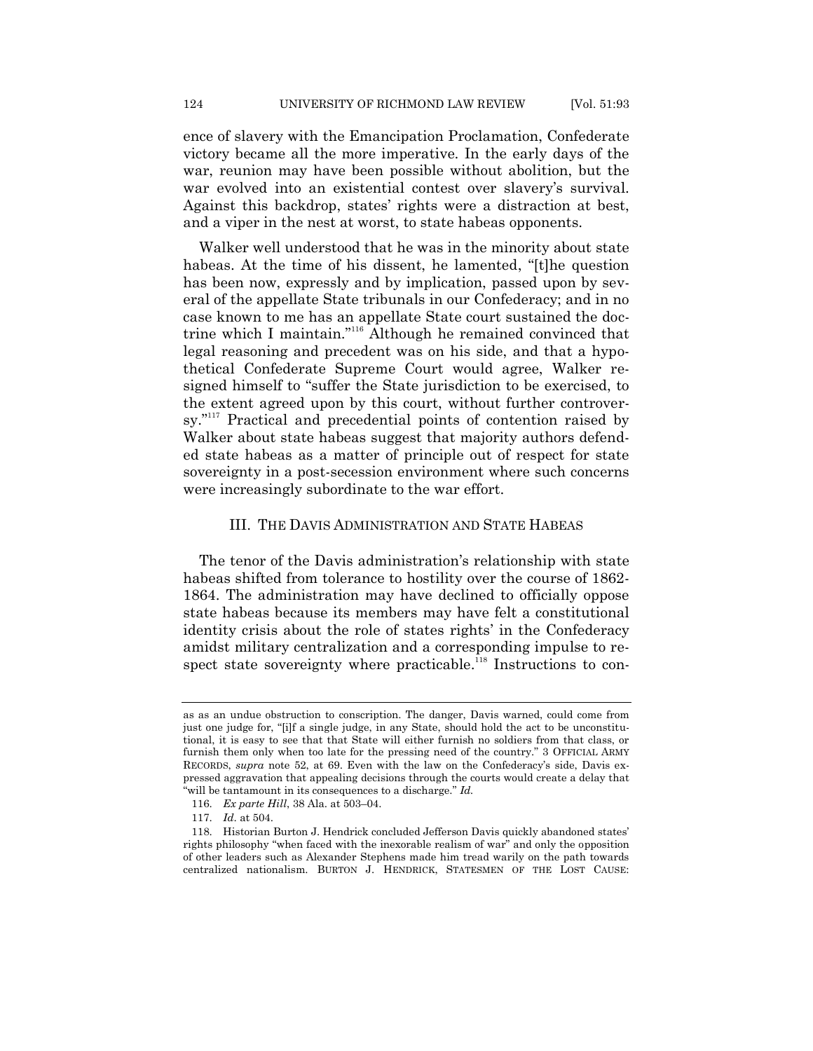ence of slavery with the Emancipation Proclamation, Confederate victory became all the more imperative. In the early days of the war, reunion may have been possible without abolition, but the war evolved into an existential contest over slavery's survival. Against this backdrop, states' rights were a distraction at best, and a viper in the nest at worst, to state habeas opponents.

Walker well understood that he was in the minority about state habeas. At the time of his dissent, he lamented, "[t]he question has been now, expressly and by implication, passed upon by several of the appellate State tribunals in our Confederacy; and in no case known to me has an appellate State court sustained the doctrine which I maintain."[116] Although he remained convinced that legal reasoning and precedent was on his side, and that a hypothetical Confederate Supreme Court would agree, Walker resigned himself to "suffer the State jurisdiction to be exercised, to the extent agreed upon by this court, without further controversy."[117] Practical and precedential points of contention raised by Walker about state habeas suggest that majority authors defended state habeas as a matter of principle out of respect for state sovereignty in a post-secession environment where such concerns were increasingly subordinate to the war effort.

## III. THE DAVIS ADMINISTRATION AND STATE HABEAS

The tenor of the Davis administration's relationship with state habeas shifted from tolerance to hostility over the course of 1862-1864. The administration may have declined to officially oppose state habeas because its members may have felt a constitutional identity crisis about the role of states rights' in the Confederacy amidst military centralization and a corresponding impulse to respect state sovereignty where practicable.[118] Instructions to con-

---

as as an undue obstruction to conscription. The danger, Davis warned, could come from just one judge for, "[i]f a single judge, in any State, should hold the act to be unconstitutional, it is easy to see that that State will either furnish no soldiers from that class, or furnish them only when too late for the pressing need of the country." 3 OFFICIAL ARMY RECORDS, *supra* note 52, at 69. Even with the law on the Confederacy's side, Davis expressed aggravation that appealing decisions through the courts would create a delay that "will be tantamount in its consequences to a discharge." *Id.*

116. *Ex parte Hill*, 38 Ala. at 503–04.

117. *Id*. at 504.

118. Historian Burton J. Hendrick concluded Jefferson Davis quickly abandoned states' rights philosophy "when faced with the inexorable realism of war" and only the opposition of other leaders such as Alexander Stephens made him tread warily on the path towards centralized nationalism. BURTON J. HENDRICK, STATESMEN OF THE LOST CAUSE: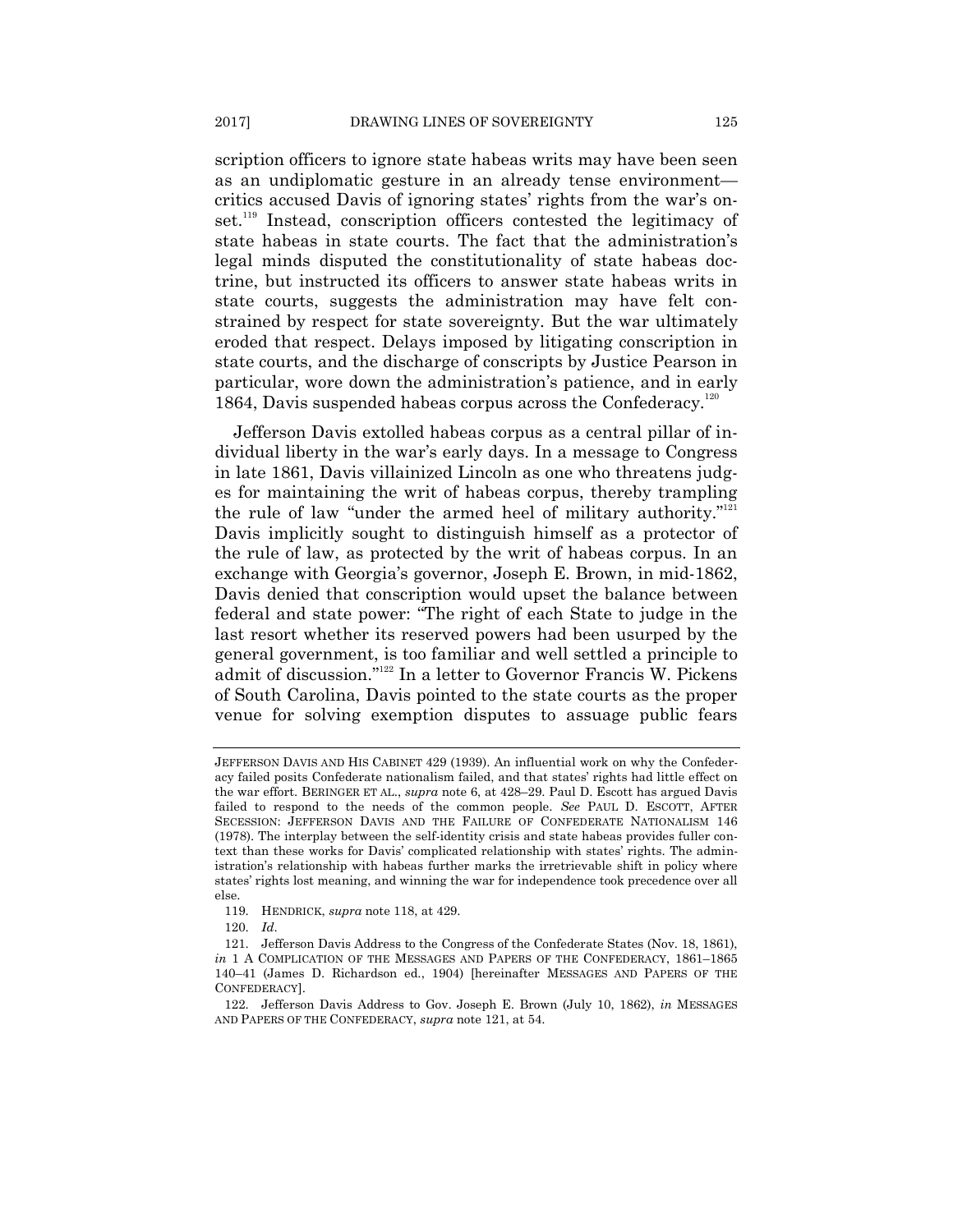scription officers to ignore state habeas writs may have been seen as an undiplomatic gesture in an already tense environment—critics accused Davis of ignoring states' rights from the war's onset.[119] Instead, conscription officers contested the legitimacy of state habeas in state courts. The fact that the administration's legal minds disputed the constitutionality of state habeas doctrine, but instructed its officers to answer state habeas writs in state courts, suggests the administration may have felt constrained by respect for state sovereignty. But the war ultimately eroded that respect. Delays imposed by litigating conscription in state courts, and the discharge of conscripts by Justice Pearson in particular, wore down the administration's patience, and in early 1864, Davis suspended habeas corpus across the Confederacy.[120]

Jefferson Davis extolled habeas corpus as a central pillar of individual liberty in the war's early days. In a message to Congress in late 1861, Davis villainized Lincoln as one who threatens judges for maintaining the writ of habeas corpus, thereby trampling the rule of law "under the armed heel of military authority."[121] Davis implicitly sought to distinguish himself as a protector of the rule of law, as protected by the writ of habeas corpus. In an exchange with Georgia's governor, Joseph E. Brown, in mid-1862, Davis denied that conscription would upset the balance between federal and state power: "The right of each State to judge in the last resort whether its reserved powers had been usurped by the general government, is too familiar and well settled a principle to admit of discussion."[122] In a letter to Governor Francis W. Pickens of South Carolina, Davis pointed to the state courts as the proper venue for solving exemption disputes to assuage public fears

---

JEFFERSON DAVIS AND HIS CABINET 429 (1939). An influential work on why the Confederacy failed posits Confederate nationalism failed, and that states' rights had little effect on the war effort. BERINGER ET AL., *supra* note 6, at 428–29. Paul D. Escott has argued Davis failed to respond to the needs of the common people. *See* PAUL D. ESCOTT, AFTER SECESSION: JEFFERSON DAVIS AND THE FAILURE OF CONFEDERATE NATIONALISM 146 (1978). The interplay between the self-identity crisis and state habeas provides fuller context than these works for Davis' complicated relationship with states' rights. The administration's relationship with habeas further marks the irretrievable shift in policy where states' rights lost meaning, and winning the war for independence took precedence over all else.

119. HENDRICK, *supra* note 118, at 429.

120. *Id*.

121. Jefferson Davis Address to the Congress of the Confederate States (Nov. 18, 1861), *in* 1 A COMPLICATION OF THE MESSAGES AND PAPERS OF THE CONFEDERACY, 1861–1865 140–41 (James D. Richardson ed., 1904) [hereinafter MESSAGES AND PAPERS OF THE CONFEDERACY].

122. Jefferson Davis Address to Gov. Joseph E. Brown (July 10, 1862), *in* MESSAGES AND PAPERS OF THE CONFEDERACY, *supra* note 121, at 54.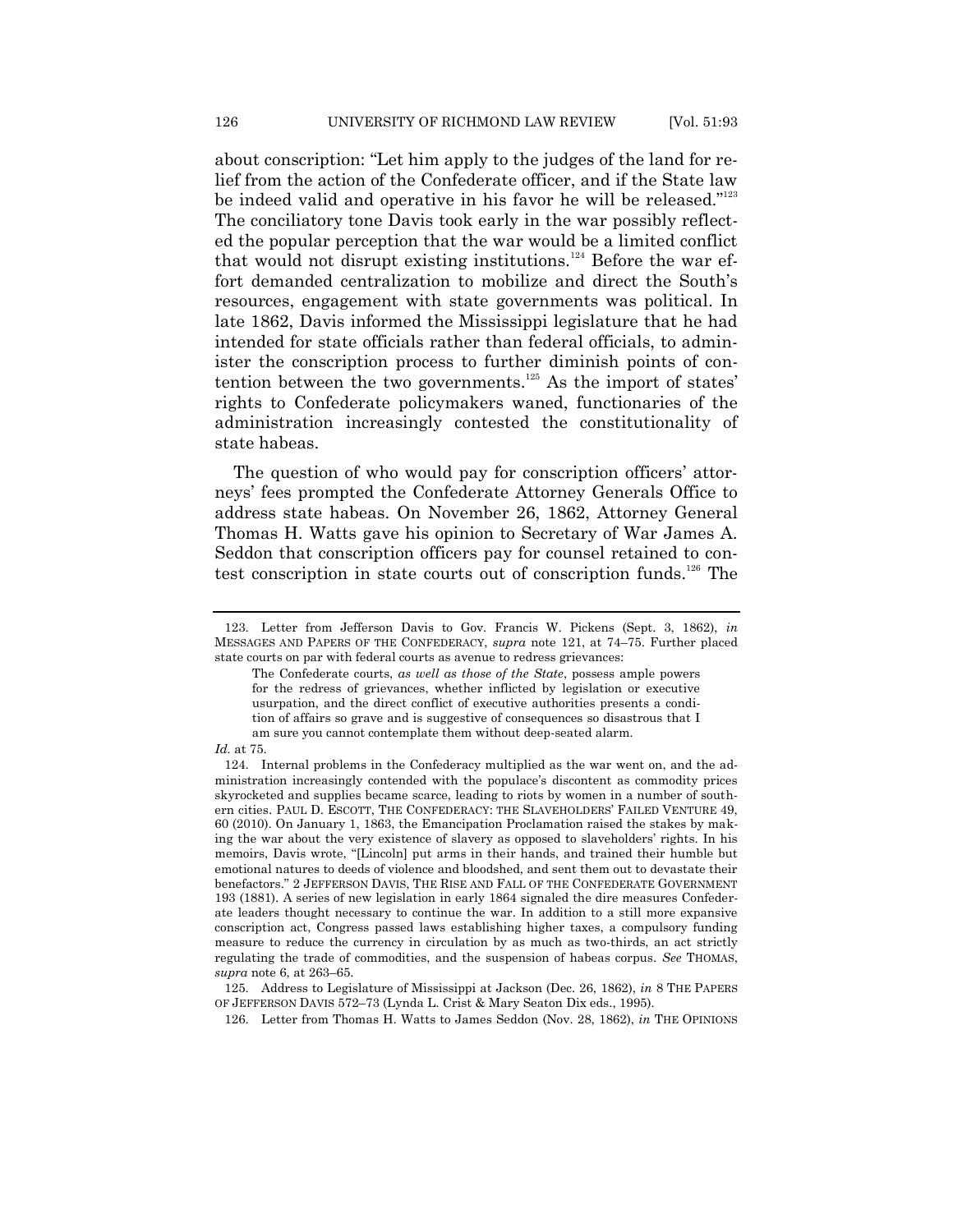about conscription: "Let him apply to the judges of the land for relief from the action of the Confederate officer, and if the State law be indeed valid and operative in his favor he will be released."[123] The conciliatory tone Davis took early in the war possibly reflected the popular perception that the war would be a limited conflict that would not disrupt existing institutions.[124] Before the war effort demanded centralization to mobilize and direct the South's resources, engagement with state governments was political. In late 1862, Davis informed the Mississippi legislature that he had intended for state officials rather than federal officials, to administer the conscription process to further diminish points of contention between the two governments.[125] As the import of states' rights to Confederate policymakers waned, functionaries of the administration increasingly contested the constitutionality of state habeas.

The question of who would pay for conscription officers' attorneys' fees prompted the Confederate Attorney Generals Office to address state habeas. On November 26, 1862, Attorney General Thomas H. Watts gave his opinion to Secretary of War James A. Seddon that conscription officers pay for counsel retained to contest conscription in state courts out of conscription funds.[126] The

---

123. Letter from Jefferson Davis to Gov. Francis W. Pickens (Sept. 3, 1862), *in* MESSAGES AND PAPERS OF THE CONFEDERACY, *supra* note 121, at 74–75. Further placed state courts on par with federal courts as avenue to redress grievances:

> The Confederate courts, *as well as those of the State*, possess ample powers for the redress of grievances, whether inflicted by legislation or executive usurpation, and the direct conflict of executive authorities presents a condition of affairs so grave and is suggestive of consequences so disastrous that I am sure you cannot contemplate them without deep-seated alarm.

*Id.* at 75.

124. Internal problems in the Confederacy multiplied as the war went on, and the administration increasingly contended with the populace's discontent as commodity prices skyrocketed and supplies became scarce, leading to riots by women in a number of southern cities. PAUL D. ESCOTT, THE CONFEDERACY: THE SLAVEHOLDERS' FAILED VENTURE 49, 60 (2010). On January 1, 1863, the Emancipation Proclamation raised the stakes by making the war about the very existence of slavery as opposed to slaveholders' rights. In his memoirs, Davis wrote, "[Lincoln] put arms in their hands, and trained their humble but emotional natures to deeds of violence and bloodshed, and sent them out to devastate their benefactors." 2 JEFFERSON DAVIS, THE RISE AND FALL OF THE CONFEDERATE GOVERNMENT 193 (1881). A series of new legislation in early 1864 signaled the dire measures Confederate leaders thought necessary to continue the war. In addition to a still more expansive conscription act, Congress passed laws establishing higher taxes, a compulsory funding measure to reduce the currency in circulation by as much as two-thirds, an act strictly regulating the trade of commodities, and the suspension of habeas corpus. *See* THOMAS, *supra* note 6, at 263–65.

125. Address to Legislature of Mississippi at Jackson (Dec. 26, 1862), *in* 8 THE PAPERS OF JEFFERSON DAVIS 572–73 (Lynda L. Crist & Mary Seaton Dix eds., 1995).

126. Letter from Thomas H. Watts to James Seddon (Nov. 28, 1862), *in* THE OPINIONS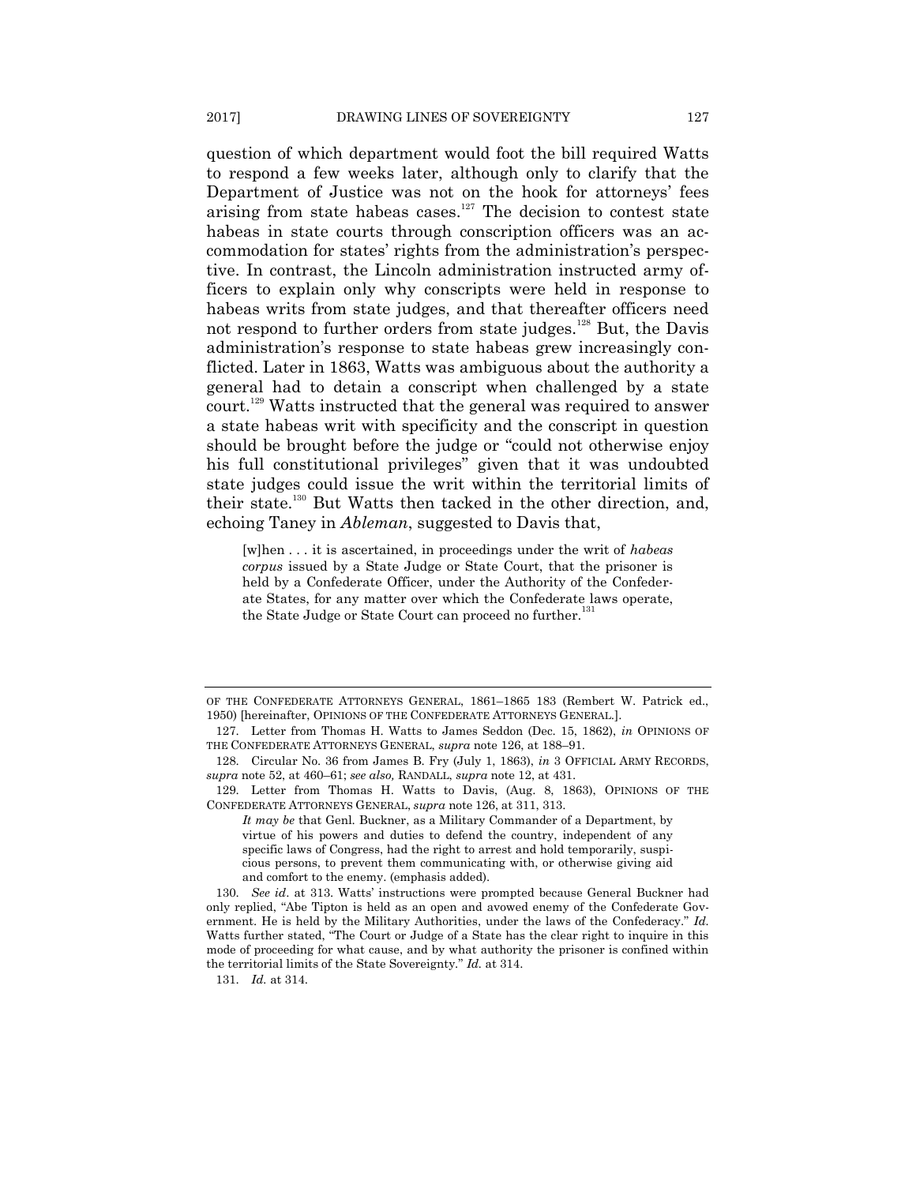question of which department would foot the bill required Watts to respond a few weeks later, although only to clarify that the Department of Justice was not on the hook for attorneys' fees arising from state habeas cases.[127] The decision to contest state habeas in state courts through conscription officers was an accommodation for states' rights from the administration's perspective. In contrast, the Lincoln administration instructed army officers to explain only why conscripts were held in response to habeas writs from state judges, and that thereafter officers need not respond to further orders from state judges.[128] But, the Davis administration's response to state habeas grew increasingly conflicted. Later in 1863, Watts was ambiguous about the authority a general had to detain a conscript when challenged by a state court.[129] Watts instructed that the general was required to answer a state habeas writ with specificity and the conscript in question should be brought before the judge or "could not otherwise enjoy his full constitutional privileges" given that it was undoubted state judges could issue the writ within the territorial limits of their state.[130] But Watts then tacked in the other direction, and, echoing Taney in *Ableman*, suggested to Davis that,

> [w]hen . . . it is ascertained, in proceedings under the writ of *habeas corpus* issued by a State Judge or State Court, that the prisoner is held by a Confederate Officer, under the Authority of the Confederate States, for any matter over which the Confederate laws operate, the State Judge or State Court can proceed no further.[131]

---

OF THE CONFEDERATE ATTORNEYS GENERAL, 1861–1865 183 (Rembert W. Patrick ed., 1950) [hereinafter, OPINIONS OF THE CONFEDERATE ATTORNEYS GENERAL.].

127. Letter from Thomas H. Watts to James Seddon (Dec. 15, 1862), *in* OPINIONS OF THE CONFEDERATE ATTORNEYS GENERAL, *supra* note 126, at 188–91.

128. Circular No. 36 from James B. Fry (July 1, 1863), *in* 3 OFFICIAL ARMY RECORDS, *supra* note 52, at 460–61; *see also,* RANDALL, *supra* note 12, at 431.

129. Letter from Thomas H. Watts to Davis, (Aug. 8, 1863), OPINIONS OF THE CONFEDERATE ATTORNEYS GENERAL, *supra* note 126, at 311, 313.

> *It may be* that Genl. Buckner, as a Military Commander of a Department, by virtue of his powers and duties to defend the country, independent of any specific laws of Congress, had the right to arrest and hold temporarily, suspicious persons, to prevent them communicating with, or otherwise giving aid and comfort to the enemy. (emphasis added).

130. *See id*. at 313. Watts' instructions were prompted because General Buckner had only replied, "Abe Tipton is held as an open and avowed enemy of the Confederate Government. He is held by the Military Authorities, under the laws of the Confederacy." *Id.* Watts further stated, "The Court or Judge of a State has the clear right to inquire in this mode of proceeding for what cause, and by what authority the prisoner is confined within the territorial limits of the State Sovereignty." *Id.* at 314.

131. *Id.* at 314.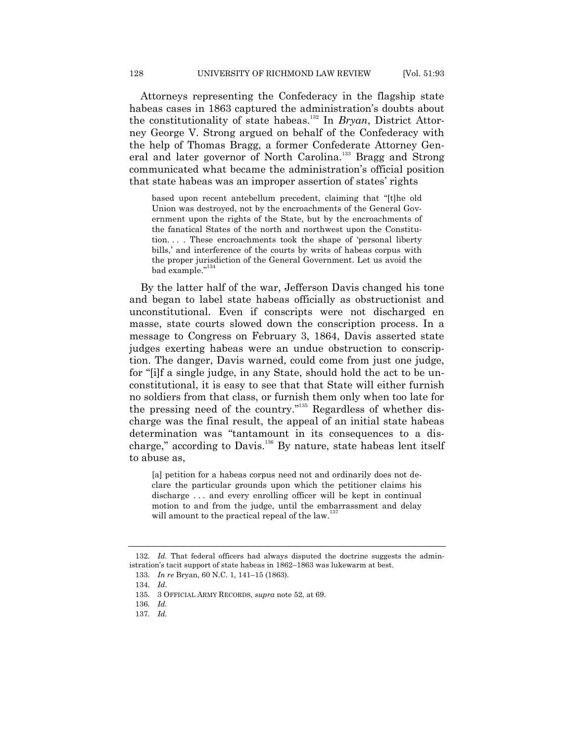Attorneys representing the Confederacy in the flagship state habeas cases in 1863 captured the administration's doubts about the constitutionality of state habeas.[132] In *Bryan*, District Attorney George V. Strong argued on behalf of the Confederacy with the help of Thomas Bragg, a former Confederate Attorney General and later governor of North Carolina.[133] Bragg and Strong communicated what became the administration's official position that state habeas was an improper assertion of states' rights

> based upon recent antebellum precedent, claiming that "[t]he old Union was destroyed, not by the encroachments of the General Government upon the rights of the State, but by the encroachments of the fanatical States of the north and northwest upon the Constitution. . . . These encroachments took the shape of 'personal liberty bills,' and interference of the courts by writs of habeas corpus with the proper jurisdiction of the General Government. Let us avoid the bad example."[134]

By the latter half of the war, Jefferson Davis changed his tone and began to label state habeas officially as obstructionist and unconstitutional. Even if conscripts were not discharged en masse, state courts slowed down the conscription process. In a message to Congress on February 3, 1864, Davis asserted state judges exerting habeas were an undue obstruction to conscription. The danger, Davis warned, could come from just one judge, for "[i]f a single judge, in any State, should hold the act to be unconstitutional, it is easy to see that that State will either furnish no soldiers from that class, or furnish them only when too late for the pressing need of the country."[135] Regardless of whether discharge was the final result, the appeal of an initial state habeas determination was "tantamount in its consequences to a discharge," according to Davis.[136] By nature, state habeas lent itself to abuse as,

> [a] petition for a habeas corpus need not and ordinarily does not declare the particular grounds upon which the petitioner claims his discharge . . . and every enrolling officer will be kept in continual motion to and from the judge, until the embarrassment and delay will amount to the practical repeal of the law.[137]

---

132. *Id.* That federal officers had always disputed the doctrine suggests the administration's tacit support of state habeas in 1862–1863 was lukewarm at best.

133. *In re* Bryan, 60 N.C. 1, 141–15 (1863).

134. *Id*.

135. 3 OFFICIAL ARMY RECORDS, *supra* note 52, at 69.

136. *Id.*

137. *Id.*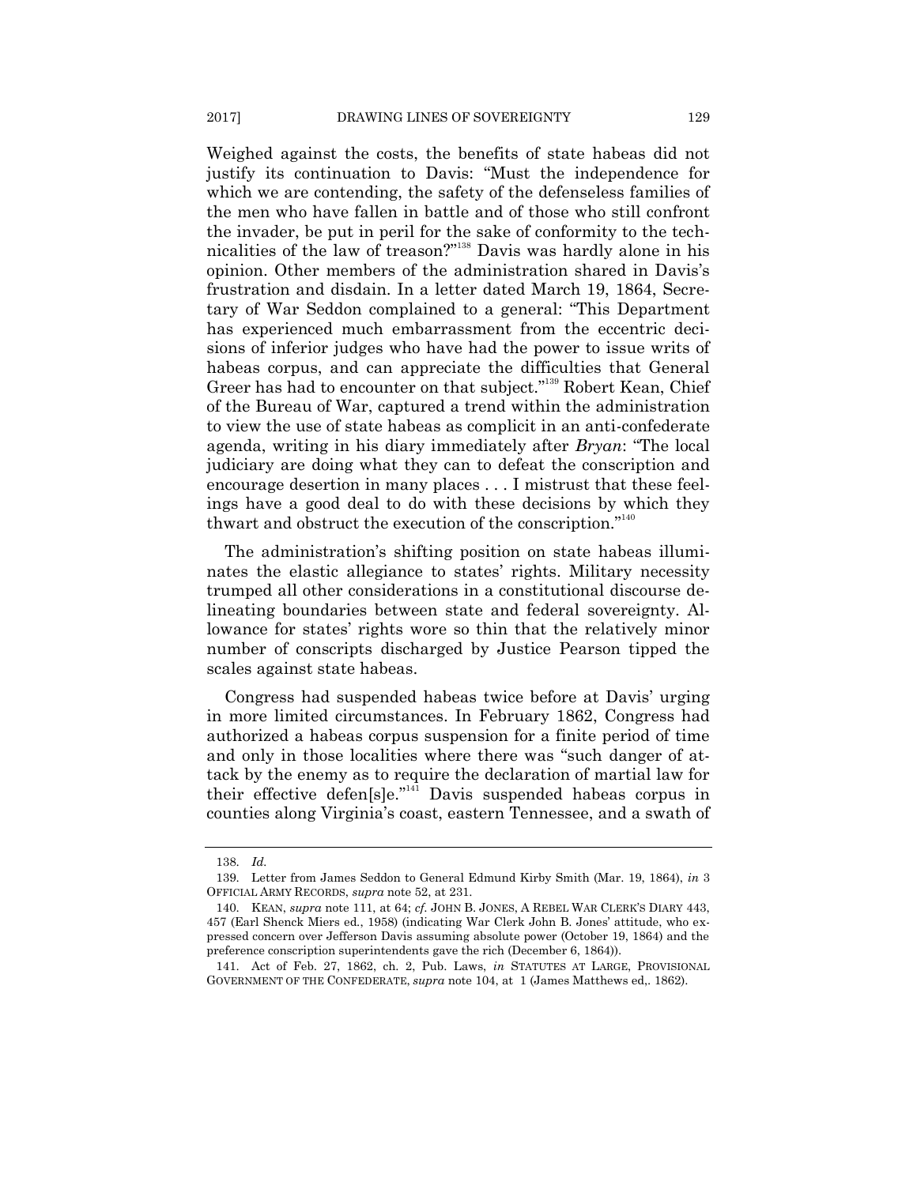Weighed against the costs, the benefits of state habeas did not justify its continuation to Davis: "Must the independence for which we are contending, the safety of the defenseless families of the men who have fallen in battle and of those who still confront the invader, be put in peril for the sake of conformity to the technicalities of the law of treason?"[138] Davis was hardly alone in his opinion. Other members of the administration shared in Davis's frustration and disdain. In a letter dated March 19, 1864, Secretary of War Seddon complained to a general: "This Department has experienced much embarrassment from the eccentric decisions of inferior judges who have had the power to issue writs of habeas corpus, and can appreciate the difficulties that General Greer has had to encounter on that subject."[139] Robert Kean, Chief of the Bureau of War, captured a trend within the administration to view the use of state habeas as complicit in an anti-confederate agenda, writing in his diary immediately after *Bryan*: "The local judiciary are doing what they can to defeat the conscription and encourage desertion in many places . . . I mistrust that these feelings have a good deal to do with these decisions by which they thwart and obstruct the execution of the conscription."[140]

The administration's shifting position on state habeas illuminates the elastic allegiance to states' rights. Military necessity trumped all other considerations in a constitutional discourse delineating boundaries between state and federal sovereignty. Allowance for states' rights wore so thin that the relatively minor number of conscripts discharged by Justice Pearson tipped the scales against state habeas.

Congress had suspended habeas twice before at Davis' urging in more limited circumstances. In February 1862, Congress had authorized a habeas corpus suspension for a finite period of time and only in those localities where there was "such danger of attack by the enemy as to require the declaration of martial law for their effective defen[s]e."[141] Davis suspended habeas corpus in counties along Virginia's coast, eastern Tennessee, and a swath of

---

138. *Id.*

139. Letter from James Seddon to General Edmund Kirby Smith (Mar. 19, 1864), *in* 3 OFFICIAL ARMY RECORDS, *supra* note 52, at 231.

140. KEAN, *supra* note 111, at 64; *cf.* JOHN B. JONES, A REBEL WAR CLERK'S DIARY 443, 457 (Earl Shenck Miers ed., 1958) (indicating War Clerk John B. Jones' attitude, who expressed concern over Jefferson Davis assuming absolute power (October 19, 1864) and the preference conscription superintendents gave the rich (December 6, 1864)).

141. Act of Feb. 27, 1862, ch. 2, Pub. Laws, *in* STATUTES AT LARGE, PROVISIONAL GOVERNMENT OF THE CONFEDERATE, *supra* note 104, at 1 (James Matthews ed,. 1862).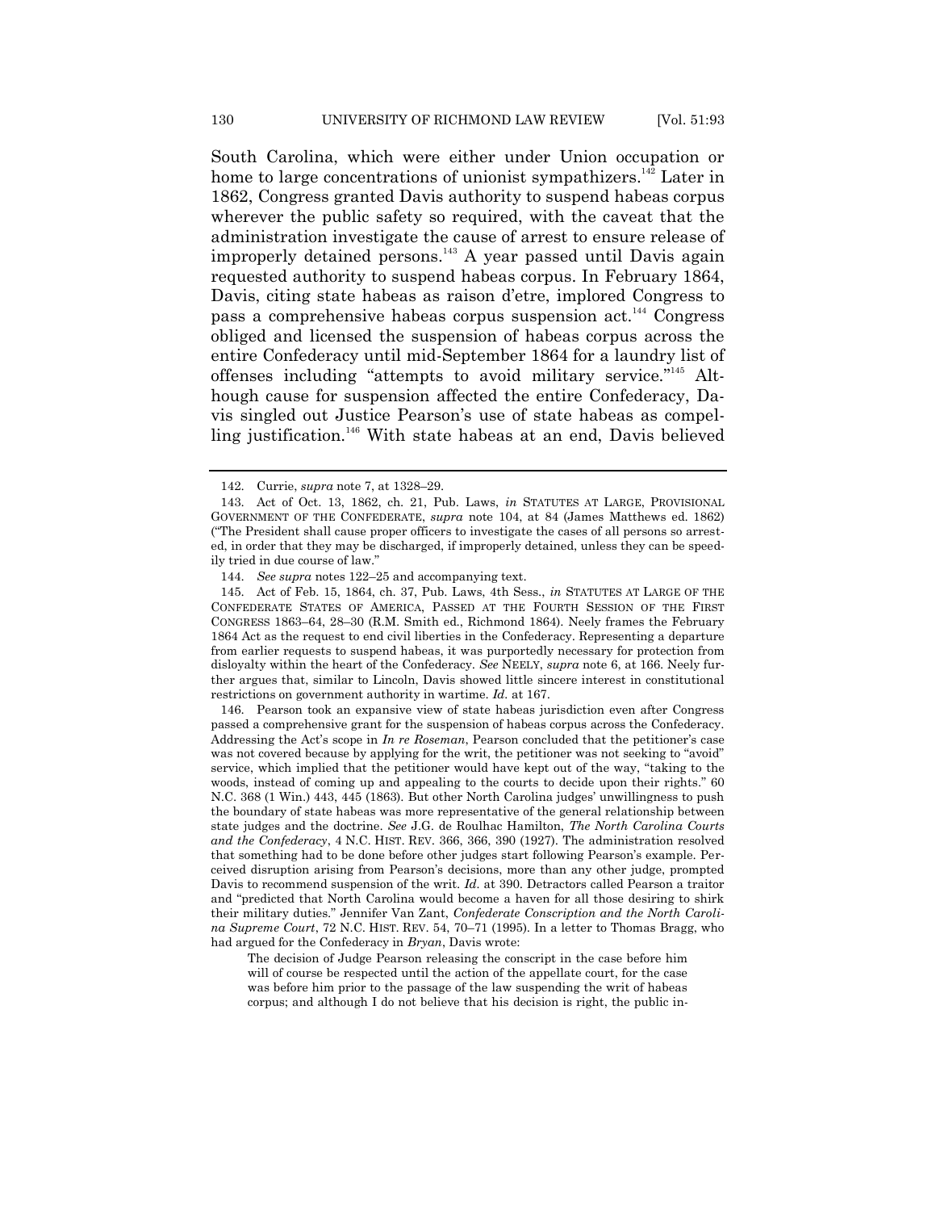South Carolina, which were either under Union occupation or home to large concentrations of unionist sympathizers.[142] Later in 1862, Congress granted Davis authority to suspend habeas corpus wherever the public safety so required, with the caveat that the administration investigate the cause of arrest to ensure release of improperly detained persons.[143] A year passed until Davis again requested authority to suspend habeas corpus. In February 1864, Davis, citing state habeas as raison d'etre, implored Congress to pass a comprehensive habeas corpus suspension act.[144] Congress obliged and licensed the suspension of habeas corpus across the entire Confederacy until mid-September 1864 for a laundry list of offenses including "attempts to avoid military service."[145] Although cause for suspension affected the entire Confederacy, Davis singled out Justice Pearson's use of state habeas as compelling justification.[146] With state habeas at an end, Davis believed

---

142. Currie, *supra* note 7, at 1328–29.

143. Act of Oct. 13, 1862, ch. 21, Pub. Laws, *in* STATUTES AT LARGE, PROVISIONAL GOVERNMENT OF THE CONFEDERATE, *supra* note 104, at 84 (James Matthews ed. 1862) ("The President shall cause proper officers to investigate the cases of all persons so arrested, in order that they may be discharged, if improperly detained, unless they can be speedily tried in due course of law."

144. *See supra* notes 122–25 and accompanying text.

145. Act of Feb. 15, 1864, ch. 37, Pub. Laws, 4th Sess., *in* STATUTES AT LARGE OF THE CONFEDERATE STATES OF AMERICA, PASSED AT THE FOURTH SESSION OF THE FIRST CONGRESS 1863–64, 28–30 (R.M. Smith ed., Richmond 1864). Neely frames the February 1864 Act as the request to end civil liberties in the Confederacy. Representing a departure from earlier requests to suspend habeas, it was purportedly necessary for protection from disloyalty within the heart of the Confederacy. *See* NEELY, *supra* note 6, at 166. Neely further argues that, similar to Lincoln, Davis showed little sincere interest in constitutional restrictions on government authority in wartime. *Id.* at 167.

146. Pearson took an expansive view of state habeas jurisdiction even after Congress passed a comprehensive grant for the suspension of habeas corpus across the Confederacy. Addressing the Act's scope in *In re Roseman*, Pearson concluded that the petitioner's case was not covered because by applying for the writ, the petitioner was not seeking to "avoid" service, which implied that the petitioner would have kept out of the way, "taking to the woods, instead of coming up and appealing to the courts to decide upon their rights." 60 N.C. 368 (1 Win.) 443, 445 (1863). But other North Carolina judges' unwillingness to push the boundary of state habeas was more representative of the general relationship between state judges and the doctrine. *See* J.G. de Roulhac Hamilton, *The North Carolina Courts and the Confederacy*, 4 N.C. HIST. REV. 366, 366, 390 (1927). The administration resolved that something had to be done before other judges start following Pearson's example. Perceived disruption arising from Pearson's decisions, more than any other judge, prompted Davis to recommend suspension of the writ. *Id.* at 390. Detractors called Pearson a traitor and "predicted that North Carolina would become a haven for all those desiring to shirk their military duties." Jennifer Van Zant, *Confederate Conscription and the North Carolina Supreme Court*, 72 N.C. HIST. REV. 54, 70–71 (1995). In a letter to Thomas Bragg, who had argued for the Confederacy in *Bryan*, Davis wrote:

> The decision of Judge Pearson releasing the conscript in the case before him will of course be respected until the action of the appellate court, for the case was before him prior to the passage of the law suspending the writ of habeas corpus; and although I do not believe that his decision is right, the public in-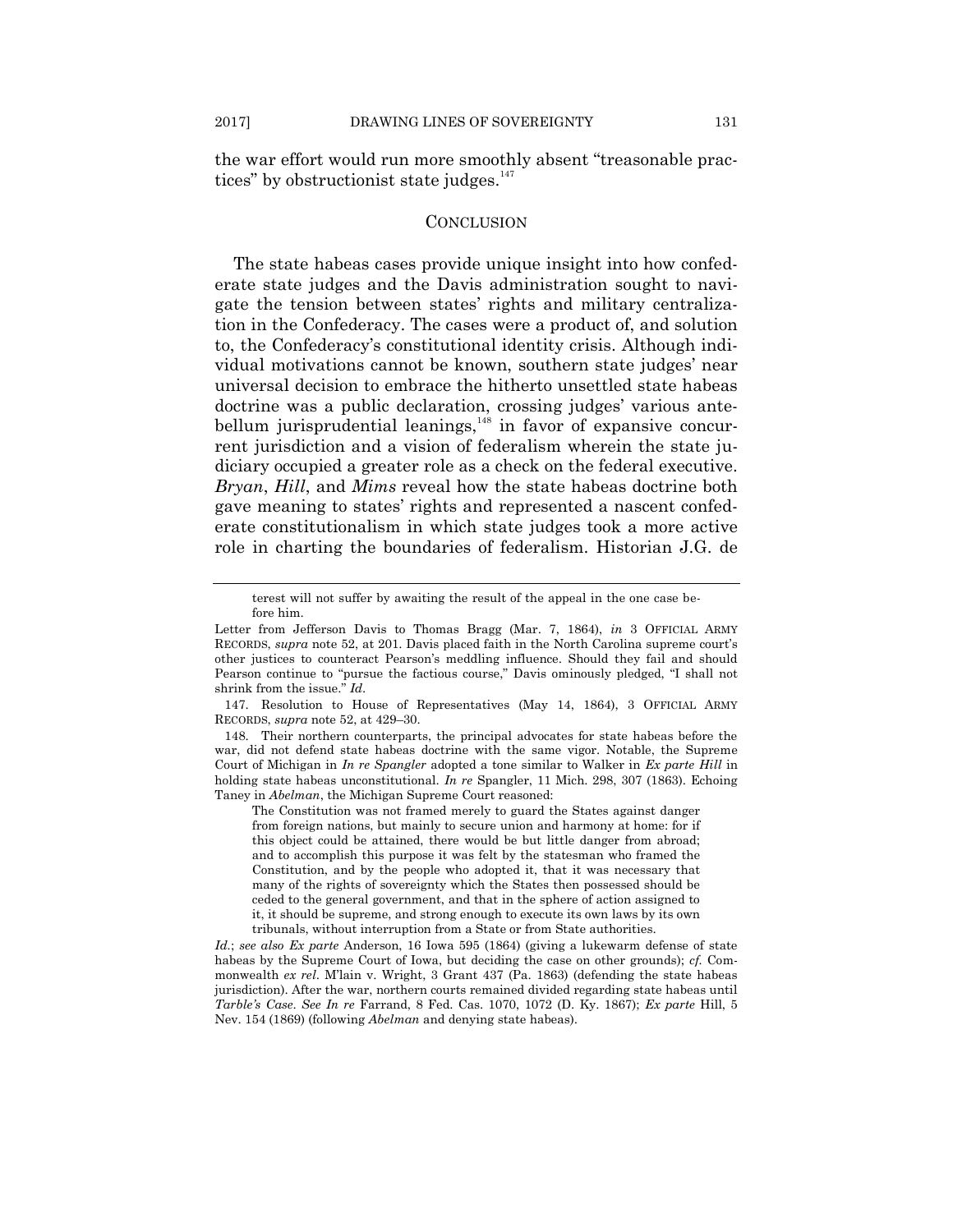the war effort would run more smoothly absent "treasonable practices" by obstructionist state judges.[147]

## CONCLUSION

The state habeas cases provide unique insight into how confederate state judges and the Davis administration sought to navigate the tension between states' rights and military centralization in the Confederacy. The cases were a product of, and solution to, the Confederacy's constitutional identity crisis. Although individual motivations cannot be known, southern state judges' near universal decision to embrace the hitherto unsettled state habeas doctrine was a public declaration, crossing judges' various antebellum jurisprudential leanings,[148] in favor of expansive concurrent jurisdiction and a vision of federalism wherein the state judiciary occupied a greater role as a check on the federal executive. *Bryan*, *Hill*, and *Mims* reveal how the state habeas doctrine both gave meaning to states' rights and represented a nascent confederate constitutionalism in which state judges took a more active role in charting the boundaries of federalism. Historian J.G. de

---

> terest will not suffer by awaiting the result of the appeal in the one case before him.

Letter from Jefferson Davis to Thomas Bragg (Mar. 7, 1864), *in* 3 OFFICIAL ARMY RECORDS, *supra* note 52, at 201. Davis placed faith in the North Carolina supreme court's other justices to counteract Pearson's meddling influence. Should they fail and should Pearson continue to "pursue the factious course," Davis ominously pledged, "I shall not shrink from the issue." *Id.*

147. Resolution to House of Representatives (May 14, 1864), 3 OFFICIAL ARMY RECORDS, *supra* note 52, at 429–30.

148. Their northern counterparts, the principal advocates for state habeas before the war, did not defend state habeas doctrine with the same vigor. Notable, the Supreme Court of Michigan in *In re Spangler* adopted a tone similar to Walker in *Ex parte Hill* in holding state habeas unconstitutional. *In re* Spangler, 11 Mich. 298, 307 (1863). Echoing Taney in *Abelman*, the Michigan Supreme Court reasoned:

> The Constitution was not framed merely to guard the States against danger from foreign nations, but mainly to secure union and harmony at home: for if this object could be attained, there would be but little danger from abroad; and to accomplish this purpose it was felt by the statesman who framed the Constitution, and by the people who adopted it, that it was necessary that many of the rights of sovereignty which the States then possessed should be ceded to the general government, and that in the sphere of action assigned to it, it should be supreme, and strong enough to execute its own laws by its own tribunals, without interruption from a State or from State authorities.

*Id.*; *see also Ex parte* Anderson, 16 Iowa 595 (1864) (giving a lukewarm defense of state habeas by the Supreme Court of Iowa, but deciding the case on other grounds); *cf.* Commonwealth *ex rel.* M'lain v. Wright, 3 Grant 437 (Pa. 1863) (defending the state habeas jurisdiction). After the war, northern courts remained divided regarding state habeas until *Tarble's Case*. *See In re* Farrand, 8 Fed. Cas. 1070, 1072 (D. Ky. 1867); *Ex parte* Hill, 5 Nev. 154 (1869) (following *Abelman* and denying state habeas).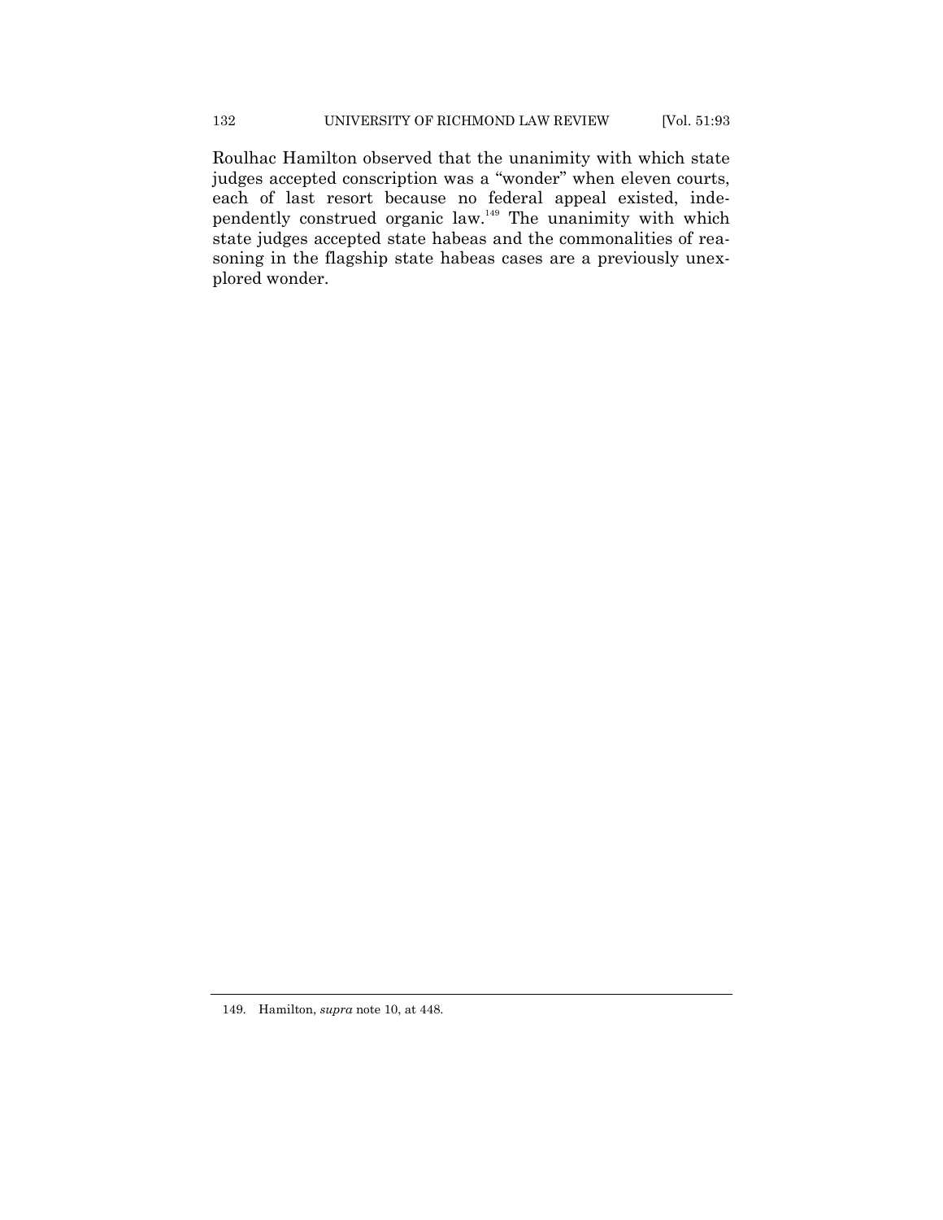Roulhac Hamilton observed that the unanimity with which state judges accepted conscription was a "wonder" when eleven courts, each of last resort because no federal appeal existed, independently construed organic law.[149] The unanimity with which state judges accepted state habeas and the commonalities of reasoning in the flagship state habeas cases are a previously unexplored wonder.

---

149. Hamilton, *supra* note 10, at 448.